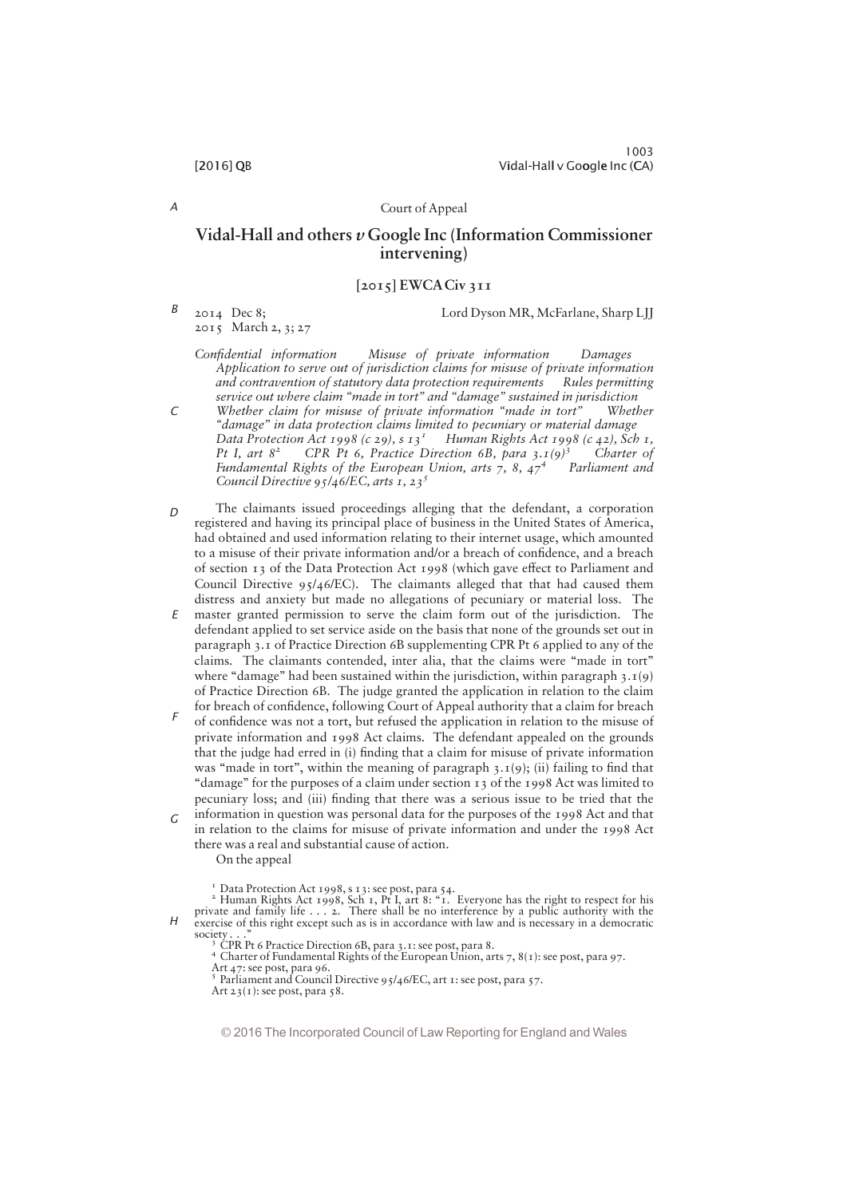Court of Appeal

# Vidal-Hall and others *v* Google Inc (Information Commissioner intervening)

## [2015] EWCA Civ 311

2014 Dec 8;
2015 March 2, 3; 27

Lord Dyson MR, McFarlane, Sharp LJJ

*Confidential information — Misuse of private information — Damages — Application to serve out of jurisdiction claims for misuse of private information and contravention of statutory data protection requirements — Rules permitting service out where claim "made in tort" and "damage" sustained in jurisdiction — Whether claim for misuse of private information "made in tort" — Whether "damage" in data protection claims limited to pecuniary or material damage — Data Protection Act 1998 (c 29), s 13[1] — Human Rights Act 1998 (c 42), Sch 1, Pt I, art 8[2] — CPR Pt 6, Practice Direction 6B, para 3.1(9)[3] — Charter of Fundamental Rights of the European Union, arts 7, 8, 47[4] — Parliament and Council Directive 95/46/EC, arts 1, 23[5]*

The claimants issued proceedings alleging that the defendant, a corporation registered and having its principal place of business in the United States of America, had obtained and used information relating to their internet usage, which amounted to a misuse of their private information and/or a breach of confidence, and a breach of section 13 of the Data Protection Act 1998 (which gave effect to Parliament and Council Directive 95/46/EC). The claimants alleged that that had caused them distress and anxiety but made no allegations of pecuniary or material loss. The master granted permission to serve the claim form out of the jurisdiction. The defendant applied to set service aside on the basis that none of the grounds set out in paragraph 3.1 of Practice Direction 6B supplementing CPR Pt 6 applied to any of the claims. The claimants contended, inter alia, that the claims were "made in tort" where "damage" had been sustained within the jurisdiction, within paragraph 3.1(9) of Practice Direction 6B. The judge granted the application in relation to the claim for breach of confidence, following Court of Appeal authority that a claim for breach of confidence was not a tort, but refused the application in relation to the misuse of private information and 1998 Act claims. The defendant appealed on the grounds that the judge had erred in (i) finding that a claim for misuse of private information was "made in tort", within the meaning of paragraph 3.1(9); (ii) failing to find that "damage" for the purposes of a claim under section 13 of the 1998 Act was limited to pecuniary loss; and (iii) finding that there was a serious issue to be tried that the information in question was personal data for the purposes of the 1998 Act and that in relation to the claims for misuse of private information and under the 1998 Act there was a real and substantial cause of action.

On the appeal

[1] Data Protection Act 1998, s 13: see post, para 54.

[2] Human Rights Act 1998, Sch 1, Pt I, art 8: "1. Everyone has the right to respect for his private and family life . . . 2. There shall be no interference by a public authority with the exercise of this right except such as is in accordance with law and is necessary in a democratic society . . ."

[3] CPR Pt 6 Practice Direction 6B, para 3.1: see post, para 8.

[4] Charter of Fundamental Rights of the European Union, arts 7, 8(1): see post, para 97.
Art 47: see post, para 96.

[5] Parliament and Council Directive 95/46/EC, art 1: see post, para 57.
Art 23(1): see post, para 58.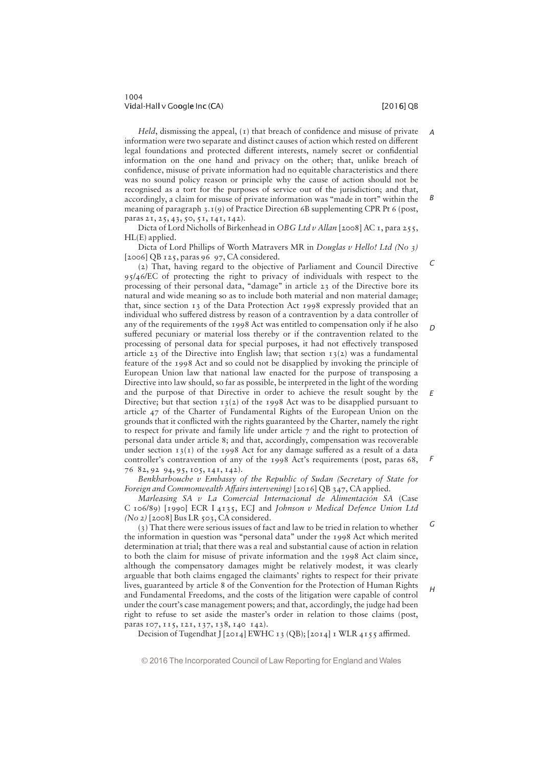*Held*, dismissing the appeal, (1) that breach of confidence and misuse of private information were two separate and distinct causes of action which rested on different legal foundations and protected different interests, namely secret or confidential information on the one hand and privacy on the other; that, unlike breach of confidence, misuse of private information had no equitable characteristics and there was no sound policy reason or principle why the cause of action should not be recognised as a tort for the purposes of service out of the jurisdiction; and that, accordingly, a claim for misuse of private information was "made in tort" within the meaning of paragraph 3.1(9) of Practice Direction 6B supplementing CPR Pt 6 (post, paras 21, 25, 43, 50, 51, 141, 142).

Dicta of Lord Nicholls of Birkenhead in *OBG Ltd v Allan* [2008] AC 1, para 255, HL(E) applied.

Dicta of Lord Phillips of Worth Matravers MR in *Douglas v Hello! Ltd (No 3)* [2006] QB 125, paras 96 97, CA considered.

(2) That, having regard to the objective of Parliament and Council Directive 95/46/EC of protecting the right to privacy of individuals with respect to the processing of their personal data, "damage" in article 23 of the Directive bore its natural and wide meaning so as to include both material and non material damage; that, since section 13 of the Data Protection Act 1998 expressly provided that an individual who suffered distress by reason of a contravention by a data controller of any of the requirements of the 1998 Act was entitled to compensation only if he also suffered pecuniary or material loss thereby or if the contravention related to the processing of personal data for special purposes, it had not effectively transposed article 23 of the Directive into English law; that section 13(2) was a fundamental feature of the 1998 Act and so could not be disapplied by invoking the principle of European Union law that national law enacted for the purpose of transposing a Directive into law should, so far as possible, be interpreted in the light of the wording and the purpose of that Directive in order to achieve the result sought by the Directive; but that section 13(2) of the 1998 Act was to be disapplied pursuant to article 47 of the Charter of Fundamental Rights of the European Union on the grounds that it conflicted with the rights guaranteed by the Charter, namely the right to respect for private and family life under article 7 and the right to protection of personal data under article 8; and that, accordingly, compensation was recoverable under section 13(1) of the 1998 Act for any damage suffered as a result of a data controller's contravention of any of the 1998 Act's requirements (post, paras 68, 76 82, 92 94, 95, 105, 141, 142).

*Benkharbouche v Embassy of the Republic of Sudan (Secretary of State for Foreign and Commonwealth Affairs intervening)* [2016] QB 347, CA applied.

*Marleasing SA v La Comercial Internacional de Alimentación SA* (Case C 106/89) [1990] ECR I 4135, ECJ and *Johnson v Medical Defence Union Ltd (No 2)* [2008] Bus LR 503, CA considered.

(3) That there were serious issues of fact and law to be tried in relation to whether the information in question was "personal data" under the 1998 Act which merited determination at trial; that there was a real and substantial cause of action in relation to both the claim for misuse of private information and the 1998 Act claim since, although the compensatory damages might be relatively modest, it was clearly arguable that both claims engaged the claimants' rights to respect for their private lives, guaranteed by article 8 of the Convention for the Protection of Human Rights and Fundamental Freedoms, and the costs of the litigation were capable of control under the court's case management powers; and that, accordingly, the judge had been right to refuse to set aside the master's order in relation to those claims (post, paras 107, 115, 121, 137, 138, 140 142).

Decision of Tugendhat J [2014] EWHC 13 (QB); [2014] 1 WLR 4155 affirmed.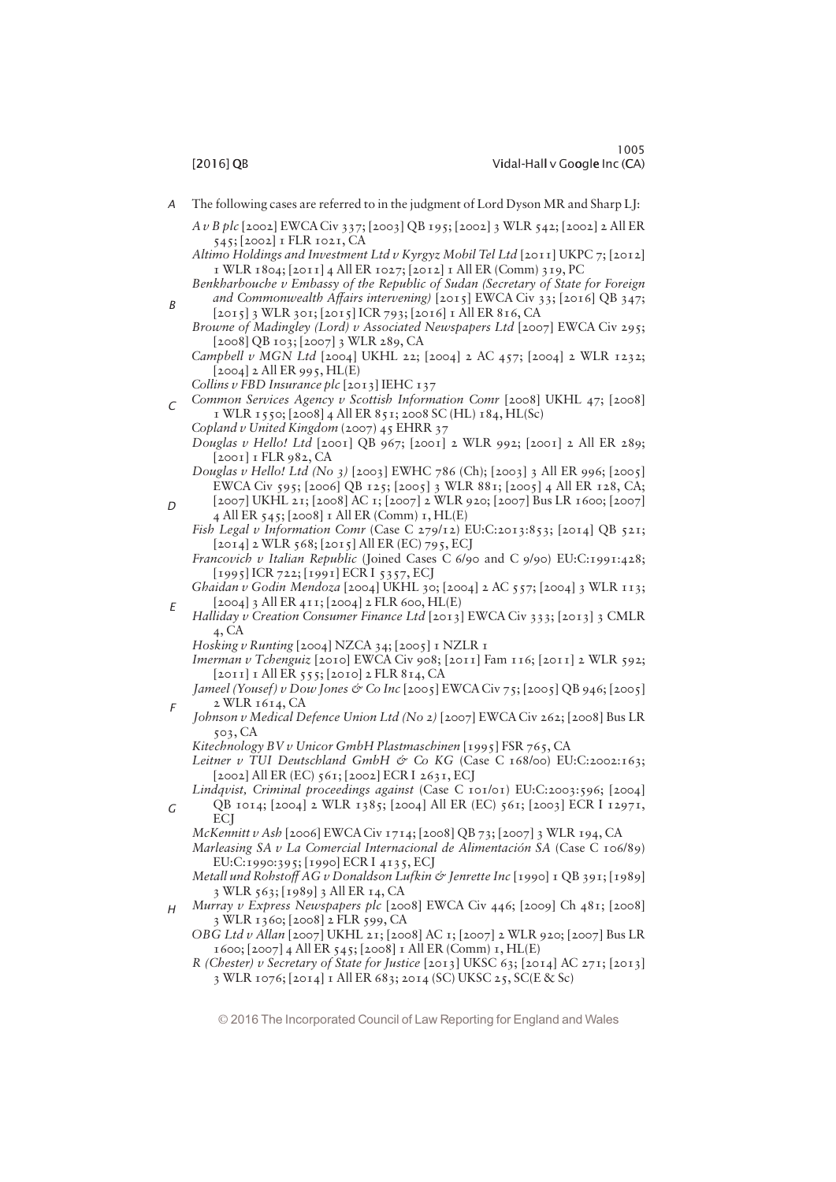The following cases are referred to in the judgment of Lord Dyson MR and Sharp LJ:

*A v B plc* [2002] EWCA Civ 337; [2003] QB 195; [2002] 3 WLR 542; [2002] 2 All ER 545; [2002] 1 FLR 1021, CA

*Altimo Holdings and Investment Ltd v Kyrgyz Mobil Tel Ltd* [2011] UKPC 7; [2012] 1 WLR 1804; [2011] 4 All ER 1027; [2012] 1 All ER (Comm) 319, PC

*Benkharbouche v Embassy of the Republic of Sudan (Secretary of State for Foreign and Commonwealth Affairs intervening)* [2015] EWCA Civ 33; [2016] QB 347; [2015] 3 WLR 301; [2015] ICR 793; [2016] 1 All ER 816, CA

*Browne of Madingley (Lord) v Associated Newspapers Ltd* [2007] EWCA Civ 295; [2008] QB 103; [2007] 3 WLR 289, CA

*Campbell v MGN Ltd* [2004] UKHL 22; [2004] 2 AC 457; [2004] 2 WLR 1232; [2004] 2 All ER 995, HL(E)

*Collins v FBD Insurance plc* [2013] IEHC 137

*Common Services Agency v Scottish Information Comr* [2008] UKHL 47; [2008] 1 WLR 1550; [2008] 4 All ER 851; 2008 SC (HL) 184, HL(Sc)

*Copland v United Kingdom* (2007) 45 EHRR 37

*Douglas v Hello! Ltd* [2001] QB 967; [2001] 2 WLR 992; [2001] 2 All ER 289; [2001] 1 FLR 982, CA

*Douglas v Hello! Ltd (No 3)* [2003] EWHC 786 (Ch); [2003] 3 All ER 996; [2005] EWCA Civ 595; [2006] QB 125; [2005] 3 WLR 881; [2005] 4 All ER 128, CA; [2007] UKHL 21; [2008] AC 1; [2007] 2 WLR 920; [2007] Bus LR 1600; [2007] 4 All ER 545; [2008] 1 All ER (Comm) 1, HL(E)

*Fish Legal v Information Comr* (Case C 279/12) EU:C:2013:853; [2014] QB 521; [2014] 2 WLR 568; [2015] All ER (EC) 795, ECJ

*Francovich v Italian Republic* (Joined Cases C 6/90 and C 9/90) EU:C:1991:428; [1995] ICR 722; [1991] ECR I 5357, ECJ

*Ghaidan v Godin Mendoza* [2004] UKHL 30; [2004] 2 AC 557; [2004] 3 WLR 113; [2004] 3 All ER 411; [2004] 2 FLR 600, HL(E)

*Halliday v Creation Consumer Finance Ltd* [2013] EWCA Civ 333; [2013] 3 CMLR 4, CA

*Hosking v Runting* [2004] NZCA 34; [2005] 1 NZLR 1

*Imerman v Tchenguiz* [2010] EWCA Civ 908; [2011] Fam 116; [2011] 2 WLR 592; [2011] 1 All ER 555; [2010] 2 FLR 814, CA

*Jameel (Yousef) v Dow Jones & Co Inc* [2005] EWCA Civ 75; [2005] QB 946; [2005] 2 WLR 1614, CA

*Johnson v Medical Defence Union Ltd (No 2)* [2007] EWCA Civ 262; [2008] Bus LR 503, CA

*Kitechnology BV v Unicor GmbH Plastmaschinen* [1995] FSR 765, CA

*Leitner v TUI Deutschland GmbH & Co KG* (Case C 168/00) EU:C:2002:163; [2002] All ER (EC) 561; [2002] ECR I 2631, ECJ

*Lindqvist, Criminal proceedings against* (Case C 101/01) EU:C:2003:596; [2004] QB 1014; [2004] 2 WLR 1385; [2004] All ER (EC) 561; [2003] ECR I 12971, ECJ

*McKennitt v Ash* [2006] EWCA Civ 1714; [2008] QB 73; [2007] 3 WLR 194, CA

*Marleasing SA v La Comercial Internacional de Alimentación SA* (Case C 106/89) EU:C:1990:395; [1990] ECR I 4135, ECJ

*Metall und Rohstoff AG v Donaldson Lufkin & Jenrette Inc* [1990] 1 QB 391; [1989] 3 WLR 563; [1989] 3 All ER 14, CA

*Murray v Express Newspapers plc* [2008] EWCA Civ 446; [2009] Ch 481; [2008] 3 WLR 1360; [2008] 2 FLR 599, CA

*OBG Ltd v Allan* [2007] UKHL 21; [2008] AC 1; [2007] 2 WLR 920; [2007] Bus LR 1600; [2007] 4 All ER 545; [2008] 1 All ER (Comm) 1, HL(E)

*R (Chester) v Secretary of State for Justice* [2013] UKSC 63; [2014] AC 271; [2013] 3 WLR 1076; [2014] 1 All ER 683; 2014 (SC) UKSC 25, SC(E & Sc)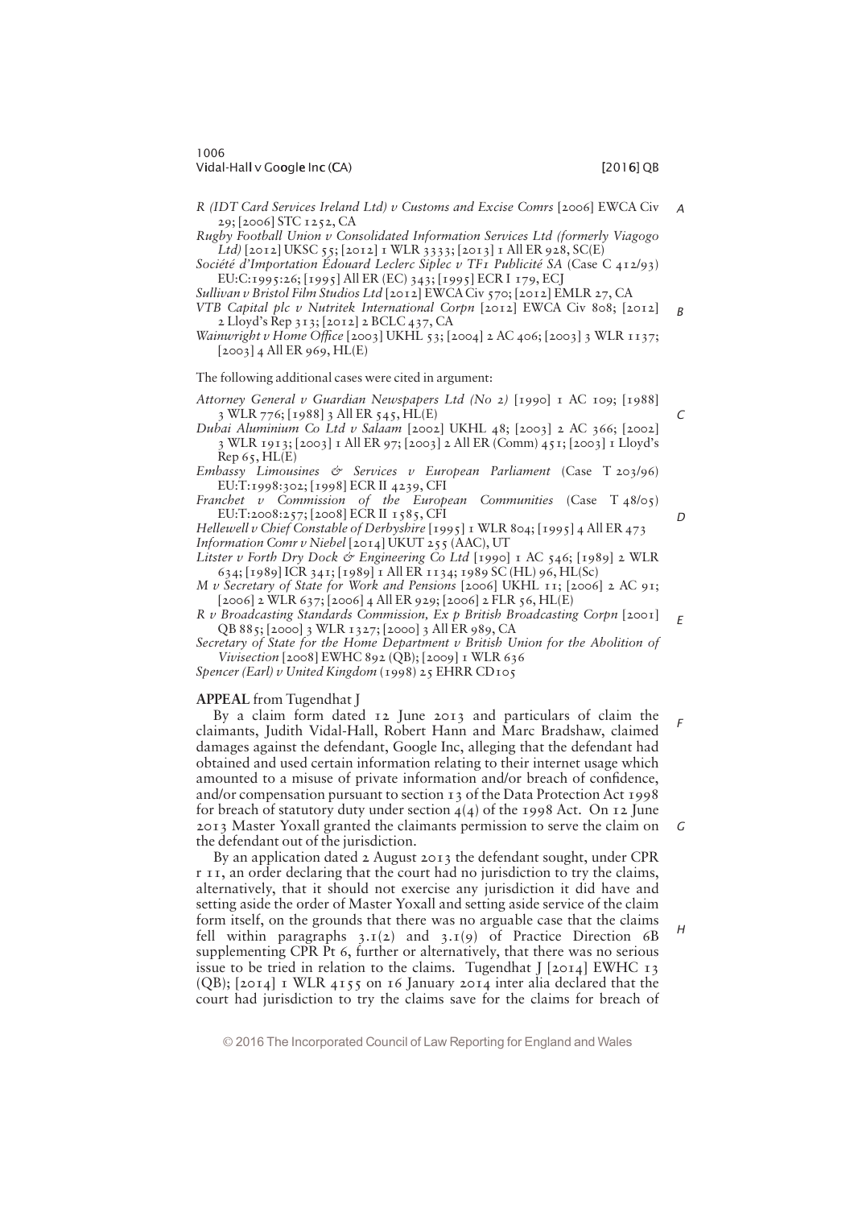*R (IDT Card Services Ireland Ltd) v Customs and Excise Comrs* [2006] EWCA Civ 29; [2006] STC 1252, CA

*Rugby Football Union v Consolidated Information Services Ltd (formerly Viagogo Ltd)* [2012] UKSC 55; [2012] 1 WLR 3333; [2013] 1 All ER 928, SC(E)

*Société d'Importation Édouard Leclerc Siplec v TF1 Publicité SA* (Case C 412/93) EU:C:1995:26; [1995] All ER (EC) 343; [1995] ECR I 179, ECJ

*Sullivan v Bristol Film Studios Ltd* [2012] EWCA Civ 570; [2012] EMLR 27, CA

*VTB Capital plc v Nutritek International Corpn* [2012] EWCA Civ 808; [2012] 2 Lloyd's Rep 313; [2012] 2 BCLC 437, CA

*Wainwright v Home Office* [2003] UKHL 53; [2004] 2 AC 406; [2003] 3 WLR 1137; [2003] 4 All ER 969, HL(E)

The following additional cases were cited in argument:

*Attorney General v Guardian Newspapers Ltd (No 2)* [1990] 1 AC 109; [1988] 3 WLR 776; [1988] 3 All ER 545, HL(E)

*Dubai Aluminium Co Ltd v Salaam* [2002] UKHL 48; [2003] 2 AC 366; [2002] 3 WLR 1913; [2003] 1 All ER 97; [2003] 2 All ER (Comm) 451; [2003] 1 Lloyd's Rep 65, HL(E)

*Embassy Limousines & Services v European Parliament* (Case T 203/96) EU:T:1998:302; [1998] ECR II 4239, CFI

*Franchet v Commission of the European Communities* (Case T 48/05) EU:T:2008:257; [2008] ECR II 1585, CFI

*Hellewell v Chief Constable of Derbyshire* [1995] 1 WLR 804; [1995] 4 All ER 473

*Information Comr v Niebel* [2014] UKUT 255 (AAC), UT

*Litster v Forth Dry Dock & Engineering Co Ltd* [1990] 1 AC 546; [1989] 2 WLR 634; [1989] ICR 341; [1989] 1 All ER 1134; 1989 SC (HL) 96, HL(Sc)

*M v Secretary of State for Work and Pensions* [2006] UKHL 11; [2006] 2 AC 91; [2006] 2 WLR 637; [2006] 4 All ER 929; [2006] 2 FLR 56, HL(E)

*R v Broadcasting Standards Commission, Ex p British Broadcasting Corpn* [2001] QB 885; [2000] 3 WLR 1327; [2000] 3 All ER 989, CA

*Secretary of State for the Home Department v British Union for the Abolition of Vivisection* [2008] EWHC 892 (QB); [2009] 1 WLR 636

*Spencer (Earl) v United Kingdom* (1998) 25 EHRR CD105

**APPEAL** from Tugendhat J

By a claim form dated 12 June 2013 and particulars of claim the claimants, Judith Vidal-Hall, Robert Hann and Marc Bradshaw, claimed damages against the defendant, Google Inc, alleging that the defendant had obtained and used certain information relating to their internet usage which amounted to a misuse of private information and/or breach of confidence, and/or compensation pursuant to section 13 of the Data Protection Act 1998 for breach of statutory duty under section 4(4) of the 1998 Act. On 12 June 2013 Master Yoxall granted the claimants permission to serve the claim on the defendant out of the jurisdiction.

By an application dated 2 August 2013 the defendant sought, under CPR r 11, an order declaring that the court had no jurisdiction to try the claims, alternatively, that it should not exercise any jurisdiction it did have and setting aside the order of Master Yoxall and setting aside service of the claim form itself, on the grounds that there was no arguable case that the claims fell within paragraphs 3.1(2) and 3.1(9) of Practice Direction 6B supplementing CPR Pt 6, further or alternatively, that there was no serious issue to be tried in relation to the claims. Tugendhat J [2014] EWHC 13 (QB); [2014] 1 WLR 4155 on 16 January 2014 inter alia declared that the court had jurisdiction to try the claims save for the claims for breach of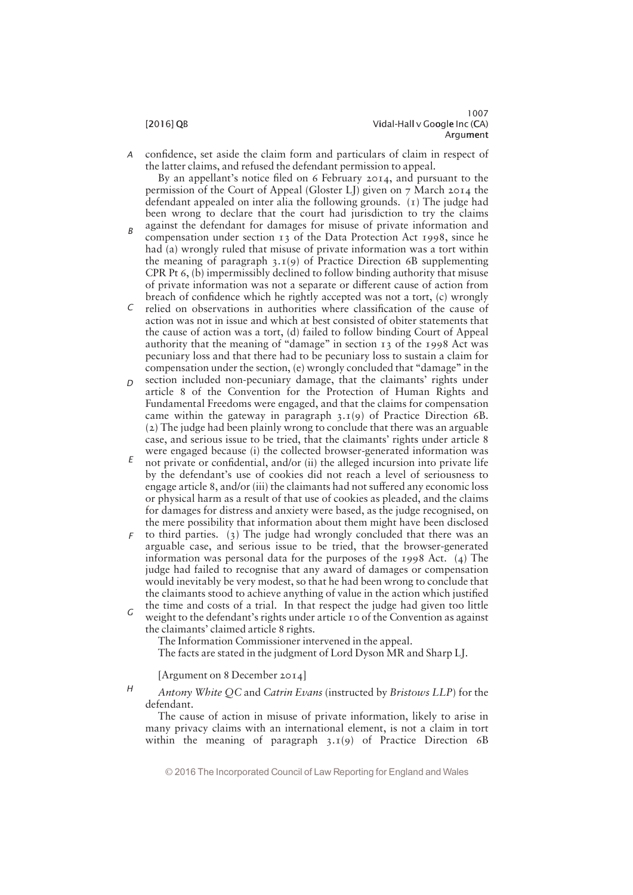confidence, set aside the claim form and particulars of claim in respect of the latter claims, and refused the defendant permission to appeal.

By an appellant's notice filed on 6 February 2014, and pursuant to the permission of the Court of Appeal (Gloster LJ) given on 7 March 2014 the defendant appealed on inter alia the following grounds. (1) The judge had been wrong to declare that the court had jurisdiction to try the claims against the defendant for damages for misuse of private information and compensation under section 13 of the Data Protection Act 1998, since he had (a) wrongly ruled that misuse of private information was a tort within the meaning of paragraph 3.1(9) of Practice Direction 6B supplementing CPR Pt 6, (b) impermissibly declined to follow binding authority that misuse of private information was not a separate or different cause of action from breach of confidence which he rightly accepted was not a tort, (c) wrongly relied on observations in authorities where classification of the cause of action was not in issue and which at best consisted of obiter statements that the cause of action was a tort, (d) failed to follow binding Court of Appeal authority that the meaning of "damage" in section 13 of the 1998 Act was pecuniary loss and that there had to be pecuniary loss to sustain a claim for compensation under the section, (e) wrongly concluded that "damage" in the section included non-pecuniary damage, that the claimants' rights under article 8 of the Convention for the Protection of Human Rights and Fundamental Freedoms were engaged, and that the claims for compensation came within the gateway in paragraph 3.1(9) of Practice Direction 6B. (2) The judge had been plainly wrong to conclude that there was an arguable case, and serious issue to be tried, that the claimants' rights under article 8 were engaged because (i) the collected browser-generated information was not private or confidential, and/or (ii) the alleged incursion into private life by the defendant's use of cookies did not reach a level of seriousness to engage article 8, and/or (iii) the claimants had not suffered any economic loss or physical harm as a result of that use of cookies as pleaded, and the claims for damages for distress and anxiety were based, as the judge recognised, on the mere possibility that information about them might have been disclosed to third parties. (3) The judge had wrongly concluded that there was an arguable case, and serious issue to be tried, that the browser-generated information was personal data for the purposes of the 1998 Act. (4) The judge had failed to recognise that any award of damages or compensation would inevitably be very modest, so that he had been wrong to conclude that the claimants stood to achieve anything of value in the action which justified the time and costs of a trial. In that respect the judge had given too little weight to the defendant's rights under article 10 of the Convention as against the claimants' claimed article 8 rights.

The Information Commissioner intervened in the appeal.

The facts are stated in the judgment of Lord Dyson MR and Sharp LJ.

[Argument on 8 December 2014]

*Antony White QC* and *Catrin Evans* (instructed by *Bristows LLP*) for the defendant.

The cause of action in misuse of private information, likely to arise in many privacy claims with an international element, is not a claim in tort within the meaning of paragraph 3.1(9) of Practice Direction 6B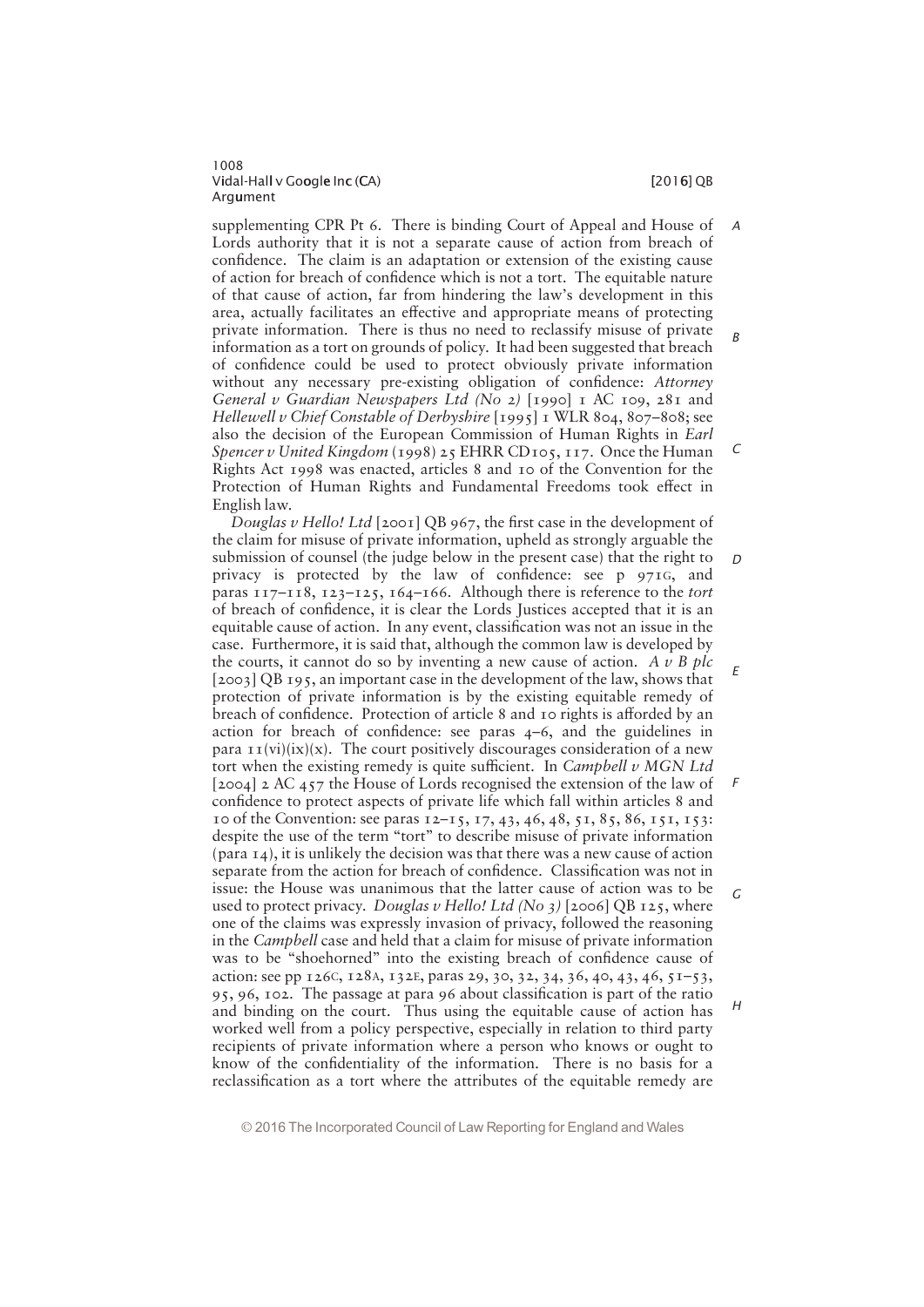supplementing CPR Pt 6. There is binding Court of Appeal and House of Lords authority that it is not a separate cause of action from breach of confidence. The claim is an adaptation or extension of the existing cause of action for breach of confidence which is not a tort. The equitable nature of that cause of action, far from hindering the law's development in this area, actually facilitates an effective and appropriate means of protecting private information. There is thus no need to reclassify misuse of private information as a tort on grounds of policy. It had been suggested that breach of confidence could be used to protect obviously private information without any necessary pre-existing obligation of confidence: *Attorney General v Guardian Newspapers Ltd (No 2)* [1990] 1 AC 109, 281 and *Hellewell v Chief Constable of Derbyshire* [1995] 1 WLR 804, 807–808; see also the decision of the European Commission of Human Rights in *Earl Spencer v United Kingdom* (1998) 25 EHRR CD105, 117. Once the Human Rights Act 1998 was enacted, articles 8 and 10 of the Convention for the Protection of Human Rights and Fundamental Freedoms took effect in English law.

*Douglas v Hello! Ltd* [2001] QB 967, the first case in the development of the claim for misuse of private information, upheld as strongly arguable the submission of counsel (the judge below in the present case) that the right to privacy is protected by the law of confidence: see p 971G, and paras 117–118, 123–125, 164–166. Although there is reference to the *tort* of breach of confidence, it is clear the Lords Justices accepted that it is an equitable cause of action. In any event, classification was not an issue in the case. Furthermore, it is said that, although the common law is developed by the courts, it cannot do so by inventing a new cause of action. *A v B plc* [2003] QB 195, an important case in the development of the law, shows that protection of private information is by the existing equitable remedy of breach of confidence. Protection of article 8 and 10 rights is afforded by an action for breach of confidence: see paras 4–6, and the guidelines in para 11(vi)(ix)(x). The court positively discourages consideration of a new tort when the existing remedy is quite sufficient. In *Campbell v MGN Ltd* [2004] 2 AC 457 the House of Lords recognised the extension of the law of confidence to protect aspects of private life which fall within articles 8 and 10 of the Convention: see paras 12–15, 17, 43, 46, 48, 51, 85, 86, 151, 153: despite the use of the term "tort" to describe misuse of private information (para 14), it is unlikely the decision was that there was a new cause of action separate from the action for breach of confidence. Classification was not in issue: the House was unanimous that the latter cause of action was to be used to protect privacy. *Douglas v Hello! Ltd (No 3)* [2006] QB 125, where one of the claims was expressly invasion of privacy, followed the reasoning in the *Campbell* case and held that a claim for misuse of private information was to be "shoehorned" into the existing breach of confidence cause of action: see pp 126C, 128A, 132E, paras 29, 30, 32, 34, 36, 40, 43, 46, 51–53, 95, 96, 102. The passage at para 96 about classification is part of the ratio and binding on the court. Thus using the equitable cause of action has worked well from a policy perspective, especially in relation to third party recipients of private information where a person who knows or ought to know of the confidentiality of the information. There is no basis for a reclassification as a tort where the attributes of the equitable remedy are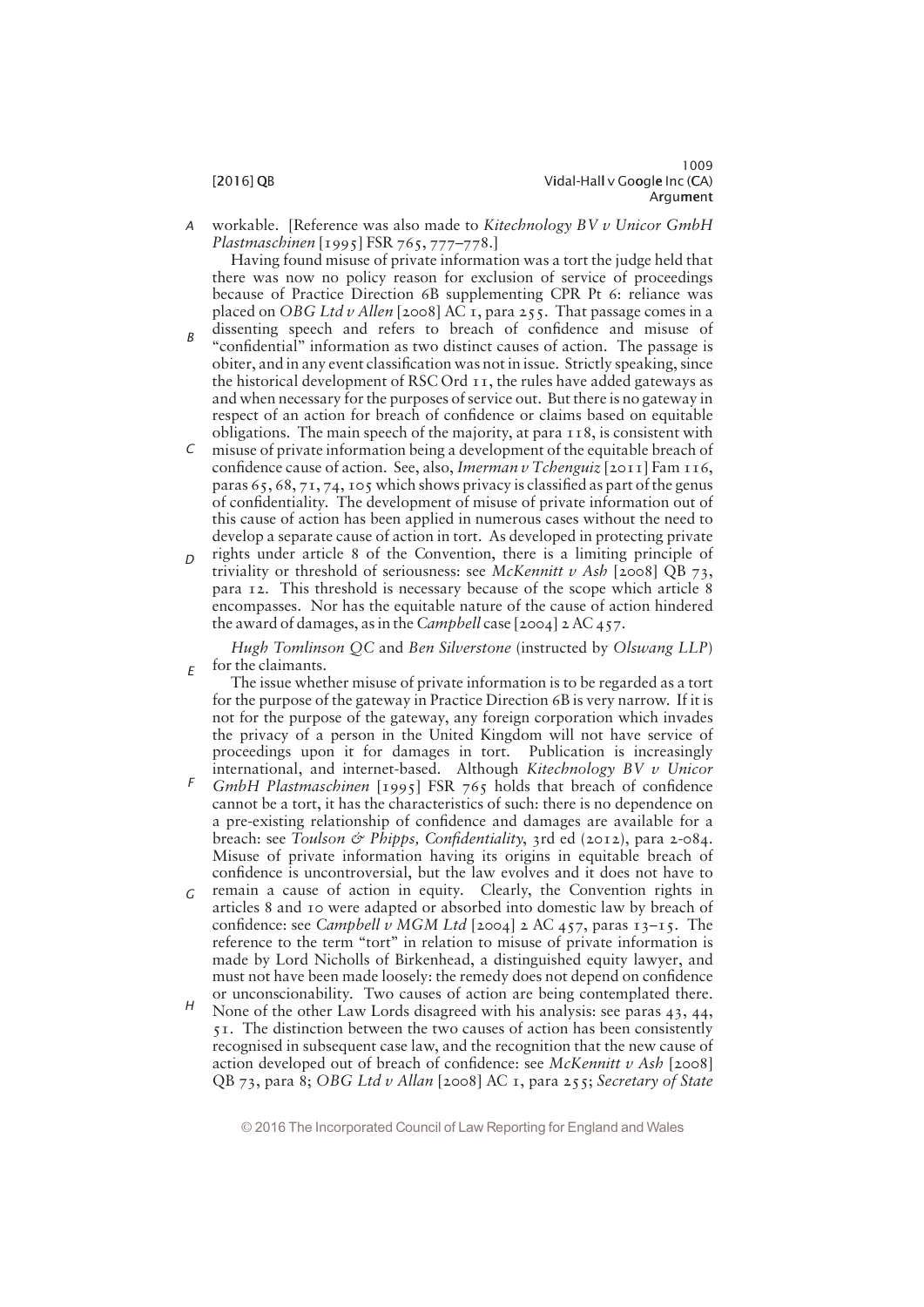workable. [Reference was also made to *Kitechnology BV v Unicor GmbH Plastmaschinen* [1995] FSR 765, 777–778.]

Having found misuse of private information was a tort the judge held that there was now no policy reason for exclusion of service of proceedings because of Practice Direction 6B supplementing CPR Pt 6: reliance was placed on *OBG Ltd v Allen* [2008] AC 1, para 255. That passage comes in a dissenting speech and refers to breach of confidence and misuse of "confidential" information as two distinct causes of action. The passage is obiter, and in any event classification was not in issue. Strictly speaking, since the historical development of RSC Ord 11, the rules have added gateways as and when necessary for the purposes of service out. But there is no gateway in respect of an action for breach of confidence or claims based on equitable obligations. The main speech of the majority, at para 118, is consistent with misuse of private information being a development of the equitable breach of confidence cause of action. See, also, *Imerman v Tchenguiz* [2011] Fam 116, paras 65, 68, 71, 74, 105 which shows privacy is classified as part of the genus of confidentiality. The development of misuse of private information out of this cause of action has been applied in numerous cases without the need to develop a separate cause of action in tort. As developed in protecting private rights under article 8 of the Convention, there is a limiting principle of triviality or threshold of seriousness: see *McKennitt v Ash* [2008] QB 73, para 12. This threshold is necessary because of the scope which article 8 encompasses. Nor has the equitable nature of the cause of action hindered the award of damages, as in the *Campbell* case [2004] 2 AC 457.

*Hugh Tomlinson QC* and *Ben Silverstone* (instructed by *Olswang LLP*) for the claimants.

The issue whether misuse of private information is to be regarded as a tort for the purpose of the gateway in Practice Direction 6B is very narrow. If it is not for the purpose of the gateway, any foreign corporation which invades the privacy of a person in the United Kingdom will not have service of proceedings upon it for damages in tort. Publication is increasingly international, and internet-based. Although *Kitechnology BV v Unicor GmbH Plastmaschinen* [1995] FSR 765 holds that breach of confidence cannot be a tort, it has the characteristics of such: there is no dependence on a pre-existing relationship of confidence and damages are available for a breach: see *Toulson & Phipps, Confidentiality*, 3rd ed (2012), para 2-084. Misuse of private information having its origins in equitable breach of confidence is uncontroversial, but the law evolves and it does not have to remain a cause of action in equity. Clearly, the Convention rights in articles 8 and 10 were adapted or absorbed into domestic law by breach of confidence: see *Campbell v MGM Ltd* [2004] 2 AC 457, paras 13–15. The reference to the term "tort" in relation to misuse of private information is made by Lord Nicholls of Birkenhead, a distinguished equity lawyer, and must not have been made loosely: the remedy does not depend on confidence or unconscionability. Two causes of action are being contemplated there. None of the other Law Lords disagreed with his analysis: see paras 43, 44, 51. The distinction between the two causes of action has been consistently recognised in subsequent case law, and the recognition that the new cause of action developed out of breach of confidence: see *McKennitt v Ash* [2008] QB 73, para 8; *OBG Ltd v Allan* [2008] AC 1, para 255; *Secretary of State*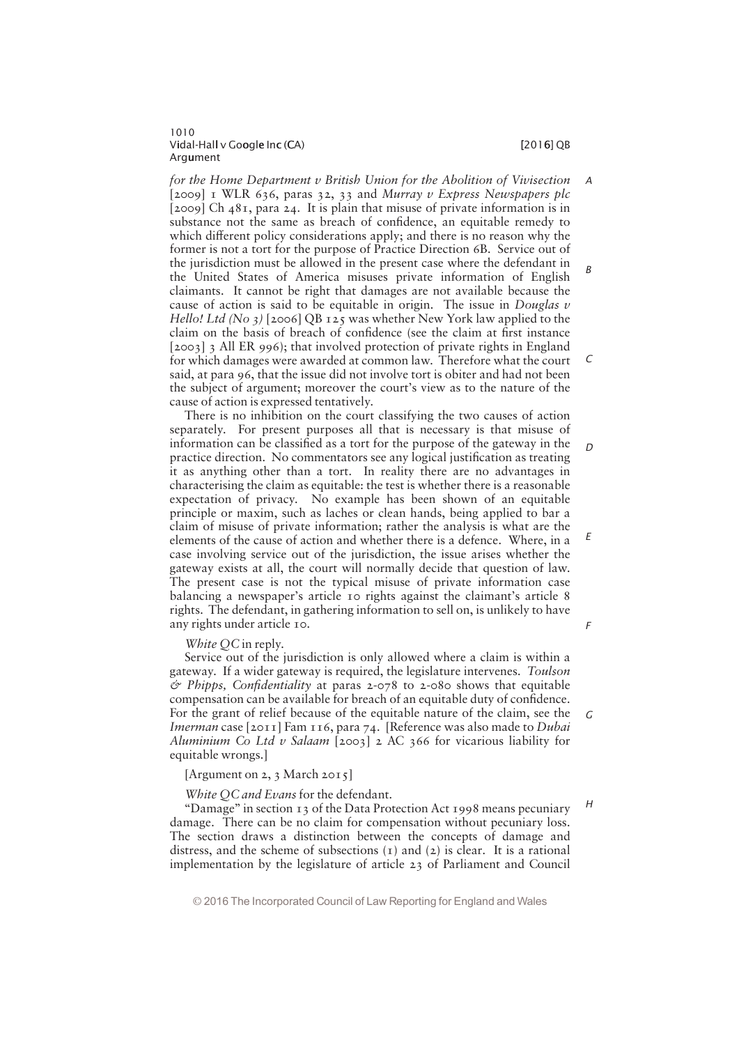*for the Home Department v British Union for the Abolition of Vivisection* [2009] 1 WLR 636, paras 32, 33 and *Murray v Express Newspapers plc* [2009] Ch 481, para 24. It is plain that misuse of private information is in substance not the same as breach of confidence, an equitable remedy to which different policy considerations apply; and there is no reason why the former is not a tort for the purpose of Practice Direction 6B. Service out of the jurisdiction must be allowed in the present case where the defendant in the United States of America misuses private information of English claimants. It cannot be right that damages are not available because the cause of action is said to be equitable in origin. The issue in *Douglas v Hello! Ltd (No 3)* [2006] QB 125 was whether New York law applied to the claim on the basis of breach of confidence (see the claim at first instance [2003] 3 All ER 996); that involved protection of private rights in England for which damages were awarded at common law. Therefore what the court said, at para 96, that the issue did not involve tort is obiter and had not been the subject of argument; moreover the court's view as to the nature of the cause of action is expressed tentatively.

There is no inhibition on the court classifying the two causes of action separately. For present purposes all that is necessary is that misuse of information can be classified as a tort for the purpose of the gateway in the practice direction. No commentators see any logical justification as treating it as anything other than a tort. In reality there are no advantages in characterising the claim as equitable: the test is whether there is a reasonable expectation of privacy. No example has been shown of an equitable principle or maxim, such as laches or clean hands, being applied to bar a claim of misuse of private information; rather the analysis is what are the elements of the cause of action and whether there is a defence. Where, in a case involving service out of the jurisdiction, the issue arises whether the gateway exists at all, the court will normally decide that question of law. The present case is not the typical misuse of private information case balancing a newspaper's article 10 rights against the claimant's article 8 rights. The defendant, in gathering information to sell on, is unlikely to have any rights under article 10.

*White QC* in reply.

Service out of the jurisdiction is only allowed where a claim is within a gateway. If a wider gateway is required, the legislature intervenes. *Toulson & Phipps, Confidentiality* at paras 2-078 to 2-080 shows that equitable compensation can be available for breach of an equitable duty of confidence. For the grant of relief because of the equitable nature of the claim, see the *Imerman* case [2011] Fam 116, para 74. [Reference was also made to *Dubai Aluminium Co Ltd v Salaam* [2003] 2 AC 366 for vicarious liability for equitable wrongs.]

[Argument on 2, 3 March 2015]

*White QC and Evans* for the defendant.

"Damage" in section 13 of the Data Protection Act 1998 means pecuniary damage. There can be no claim for compensation without pecuniary loss. The section draws a distinction between the concepts of damage and distress, and the scheme of subsections (1) and (2) is clear. It is a rational implementation by the legislature of article 23 of Parliament and Council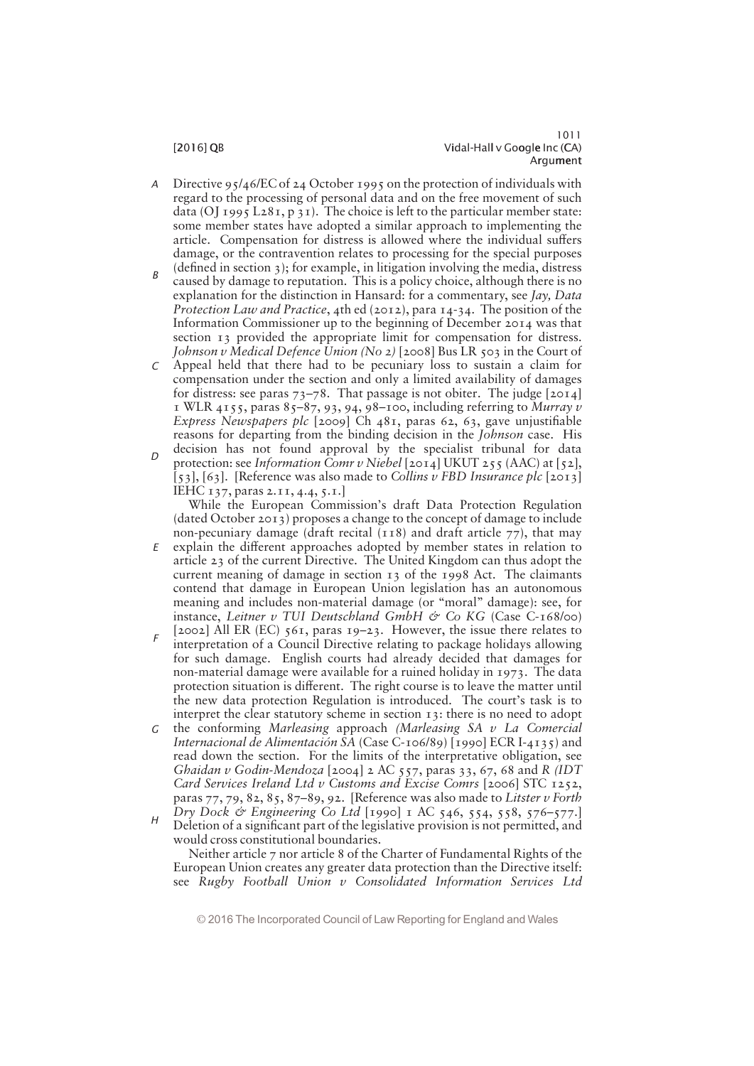Directive 95/46/EC of 24 October 1995 on the protection of individuals with regard to the processing of personal data and on the free movement of such data (OJ 1995 L281, p 31). The choice is left to the particular member state: some member states have adopted a similar approach to implementing the article. Compensation for distress is allowed where the individual suffers damage, or the contravention relates to processing for the special purposes (defined in section 3); for example, in litigation involving the media, distress caused by damage to reputation. This is a policy choice, although there is no explanation for the distinction in Hansard: for a commentary, see *Jay, Data Protection Law and Practice*, 4th ed (2012), para 14-34. The position of the Information Commissioner up to the beginning of December 2014 was that section 13 provided the appropriate limit for compensation for distress. *Johnson v Medical Defence Union (No 2)* [2008] Bus LR 503 in the Court of Appeal held that there had to be pecuniary loss to sustain a claim for compensation under the section and only a limited availability of damages for distress: see paras 73–78. That passage is not obiter. The judge [2014] 1 WLR 4155, paras 85–87, 93, 94, 98–100, including referring to *Murray v Express Newspapers plc* [2009] Ch 481, paras 62, 63, gave unjustifiable reasons for departing from the binding decision in the *Johnson* case. His decision has not found approval by the specialist tribunal for data protection: see *Information Comr v Niebel* [2014] UKUT 255 (AAC) at [52], [53], [63]. [Reference was also made to *Collins v FBD Insurance plc* [2013] IEHC 137, paras 2.11, 4.4, 5.1.]

While the European Commission's draft Data Protection Regulation (dated October 2013) proposes a change to the concept of damage to include non-pecuniary damage (draft recital (118) and draft article 77), that may explain the different approaches adopted by member states in relation to article 23 of the current Directive. The United Kingdom can thus adopt the current meaning of damage in section 13 of the 1998 Act. The claimants contend that damage in European Union legislation has an autonomous meaning and includes non-material damage (or "moral" damage): see, for instance, *Leitner v TUI Deutschland GmbH & Co KG* (Case C-168/00) [2002] All ER (EC) 561, paras 19–23. However, the issue there relates to interpretation of a Council Directive relating to package holidays allowing for such damage. English courts had already decided that damages for non-material damage were available for a ruined holiday in 1973. The data protection situation is different. The right course is to leave the matter until the new data protection Regulation is introduced. The court's task is to interpret the clear statutory scheme in section 13: there is no need to adopt the conforming *Marleasing* approach *(Marleasing SA v La Comercial Internacional de Alimentación SA* (Case C-106/89) [1990] ECR I-4135) and read down the section. For the limits of the interpretative obligation, see *Ghaidan v Godin-Mendoza* [2004] 2 AC 557, paras 33, 67, 68 and *R (IDT Card Services Ireland Ltd v Customs and Excise Comrs* [2006] STC 1252, paras 77, 79, 82, 85, 87–89, 92. [Reference was also made to *Litster v Forth Dry Dock & Engineering Co Ltd* [1990] 1 AC 546, 554, 558, 576–577.] Deletion of a significant part of the legislative provision is not permitted, and would cross constitutional boundaries.

Neither article 7 nor article 8 of the Charter of Fundamental Rights of the European Union creates any greater data protection than the Directive itself: see *Rugby Football Union v Consolidated Information Services Ltd*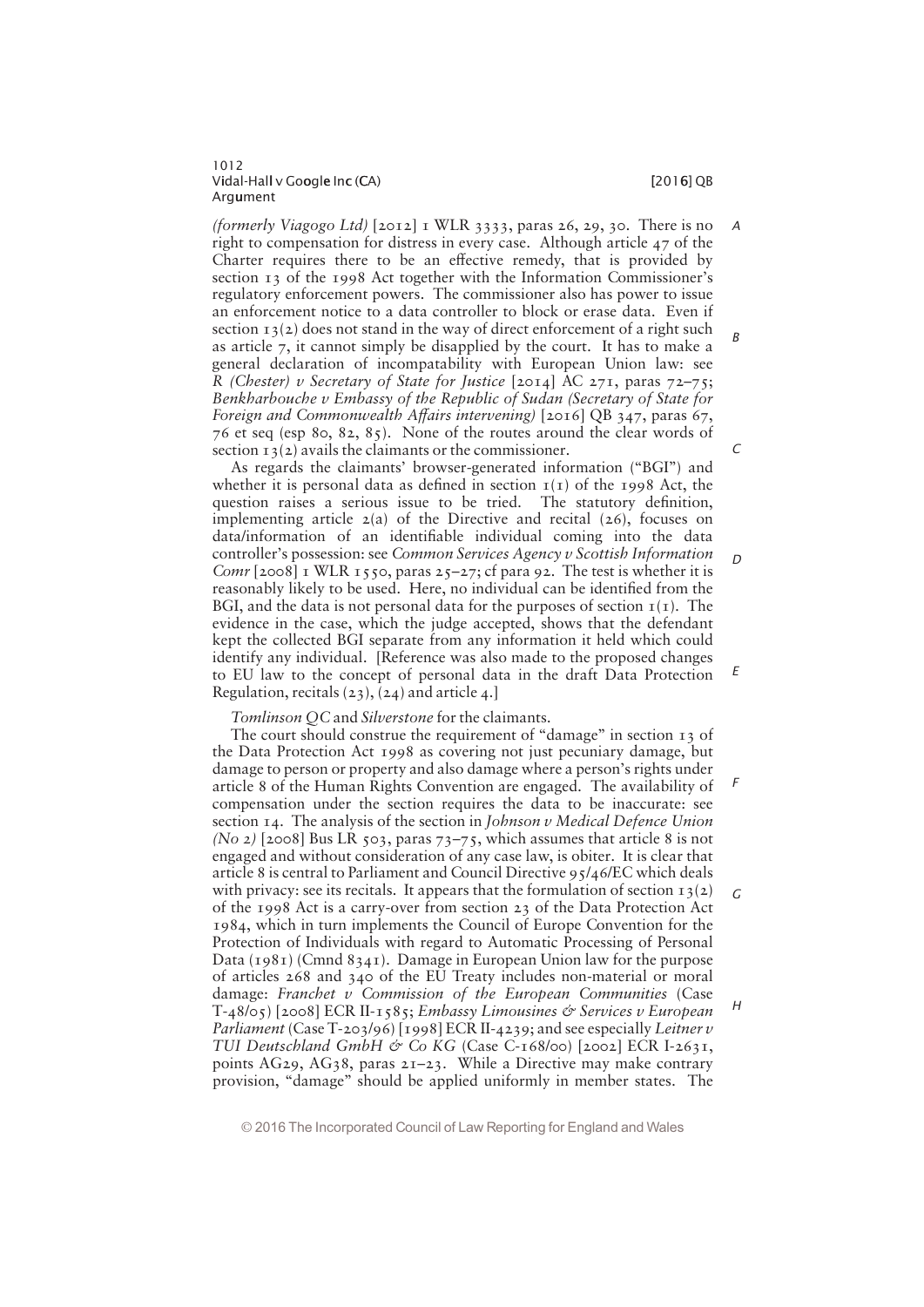*(formerly Viagogo Ltd)* [2012] 1 WLR 3333, paras 26, 29, 30. There is no right to compensation for distress in every case. Although article 47 of the Charter requires there to be an effective remedy, that is provided by section 13 of the 1998 Act together with the Information Commissioner's regulatory enforcement powers. The commissioner also has power to issue an enforcement notice to a data controller to block or erase data. Even if section 13(2) does not stand in the way of direct enforcement of a right such as article 7, it cannot simply be disapplied by the court. It has to make a general declaration of incompatability with European Union law: see *R (Chester) v Secretary of State for Justice* [2014] AC 271, paras 72–75; *Benkharbouche v Embassy of the Republic of Sudan (Secretary of State for Foreign and Commonwealth Affairs intervening)* [2016] QB 347, paras 67, 76 et seq (esp 80, 82, 85). None of the routes around the clear words of section 13(2) avails the claimants or the commissioner.

As regards the claimants' browser-generated information ("BGI") and whether it is personal data as defined in section 1(1) of the 1998 Act, the question raises a serious issue to be tried. The statutory definition, implementing article 2(a) of the Directive and recital (26), focuses on data/information of an identifiable individual coming into the data controller's possession: see *Common Services Agency v Scottish Information Comr* [2008] 1 WLR 1550, paras 25–27; cf para 92. The test is whether it is reasonably likely to be used. Here, no individual can be identified from the BGI, and the data is not personal data for the purposes of section 1(1). The evidence in the case, which the judge accepted, shows that the defendant kept the collected BGI separate from any information it held which could identify any individual. [Reference was also made to the proposed changes to EU law to the concept of personal data in the draft Data Protection Regulation, recitals (23), (24) and article 4.]

*Tomlinson QC* and *Silverstone* for the claimants.

The court should construe the requirement of "damage" in section 13 of the Data Protection Act 1998 as covering not just pecuniary damage, but damage to person or property and also damage where a person's rights under article 8 of the Human Rights Convention are engaged. The availability of compensation under the section requires the data to be inaccurate: see section 14. The analysis of the section in *Johnson v Medical Defence Union (No 2)* [2008] Bus LR 503, paras 73–75, which assumes that article 8 is not engaged and without consideration of any case law, is obiter. It is clear that article 8 is central to Parliament and Council Directive 95/46/EC which deals with privacy: see its recitals. It appears that the formulation of section 13(2) of the 1998 Act is a carry-over from section 23 of the Data Protection Act 1984, which in turn implements the Council of Europe Convention for the Protection of Individuals with regard to Automatic Processing of Personal Data (1981) (Cmnd 8341). Damage in European Union law for the purpose of articles 268 and 340 of the EU Treaty includes non-material or moral damage: *Franchet v Commission of the European Communities* (Case T-48/05) [2008] ECR II-1585; *Embassy Limousines & Services v European Parliament* (Case T-203/96) [1998] ECR II-4239; and see especially *Leitner v TUI Deutschland GmbH & Co KG* (Case C-168/00) [2002] ECR I-2631, points AG29, AG38, paras 21–23. While a Directive may make contrary provision, "damage" should be applied uniformly in member states. The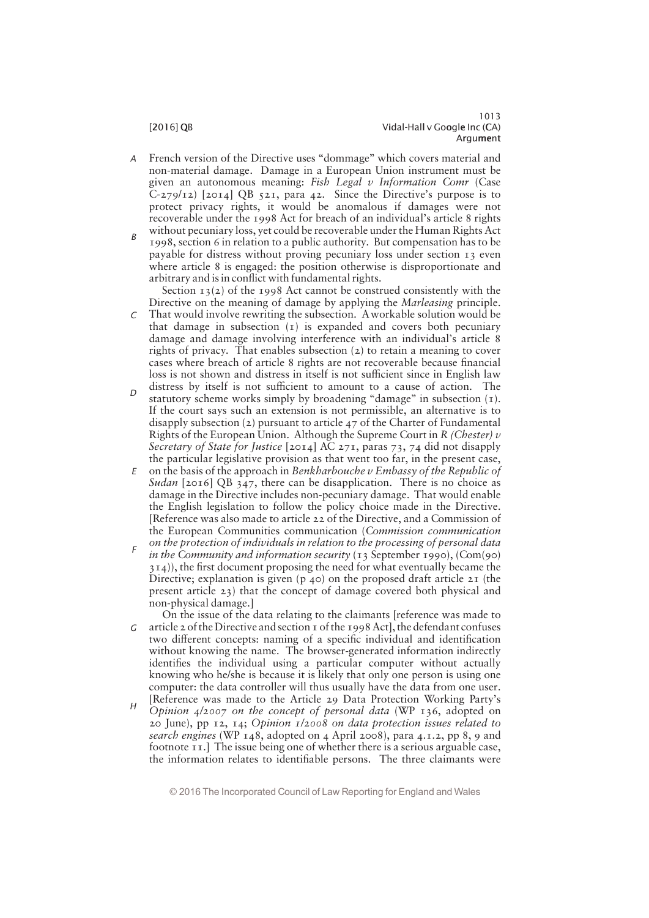French version of the Directive uses "dommage" which covers material and non-material damage. Damage in a European Union instrument must be given an autonomous meaning: *Fish Legal v Information Comr* (Case C-279/12) [2014] QB 521, para 42. Since the Directive's purpose is to protect privacy rights, it would be anomalous if damages were not recoverable under the 1998 Act for breach of an individual's article 8 rights without pecuniary loss, yet could be recoverable under the Human Rights Act 1998, section 6 in relation to a public authority. But compensation has to be payable for distress without proving pecuniary loss under section 13 even where article 8 is engaged: the position otherwise is disproportionate and arbitrary and is in conflict with fundamental rights.

Section 13(2) of the 1998 Act cannot be construed consistently with the Directive on the meaning of damage by applying the *Marleasing* principle. That would involve rewriting the subsection. A workable solution would be that damage in subsection (1) is expanded and covers both pecuniary damage and damage involving interference with an individual's article 8 rights of privacy. That enables subsection (2) to retain a meaning to cover cases where breach of article 8 rights are not recoverable because financial loss is not shown and distress in itself is not sufficient since in English law distress by itself is not sufficient to amount to a cause of action. The statutory scheme works simply by broadening "damage" in subsection (1). If the court says such an extension is not permissible, an alternative is to disapply subsection (2) pursuant to article 47 of the Charter of Fundamental Rights of the European Union. Although the Supreme Court in *R (Chester) v Secretary of State for Justice* [2014] AC 271, paras 73, 74 did not disapply the particular legislative provision as that went too far, in the present case, on the basis of the approach in *Benkharbouche v Embassy of the Republic of Sudan* [2016] QB 347, there can be disapplication. There is no choice as damage in the Directive includes non-pecuniary damage. That would enable the English legislation to follow the policy choice made in the Directive. [Reference was also made to article 22 of the Directive, and a Commission of the European Communities communication (*Commission communication on the protection of individuals in relation to the processing of personal data in the Community and information security* (13 September 1990), (Com(90) 314)), the first document proposing the need for what eventually became the Directive; explanation is given (p 40) on the proposed draft article 21 (the present article 23) that the concept of damage covered both physical and non-physical damage.]

On the issue of the data relating to the claimants [reference was made to article 2 of the Directive and section 1 of the 1998 Act], the defendant confuses two different concepts: naming of a specific individual and identification without knowing the name. The browser-generated information indirectly identifies the individual using a particular computer without actually knowing who he/she is because it is likely that only one person is using one computer: the data controller will thus usually have the data from one user. [Reference was made to the Article 29 Data Protection Working Party's *Opinion 4/2007 on the concept of personal data* (WP 136, adopted on 20 June), pp 12, 14; *Opinion 1/2008 on data protection issues related to search engines* (WP 148, adopted on 4 April 2008), para 4.1.2, pp 8, 9 and footnote 11.] The issue being one of whether there is a serious arguable case, the information relates to identifiable persons. The three claimants were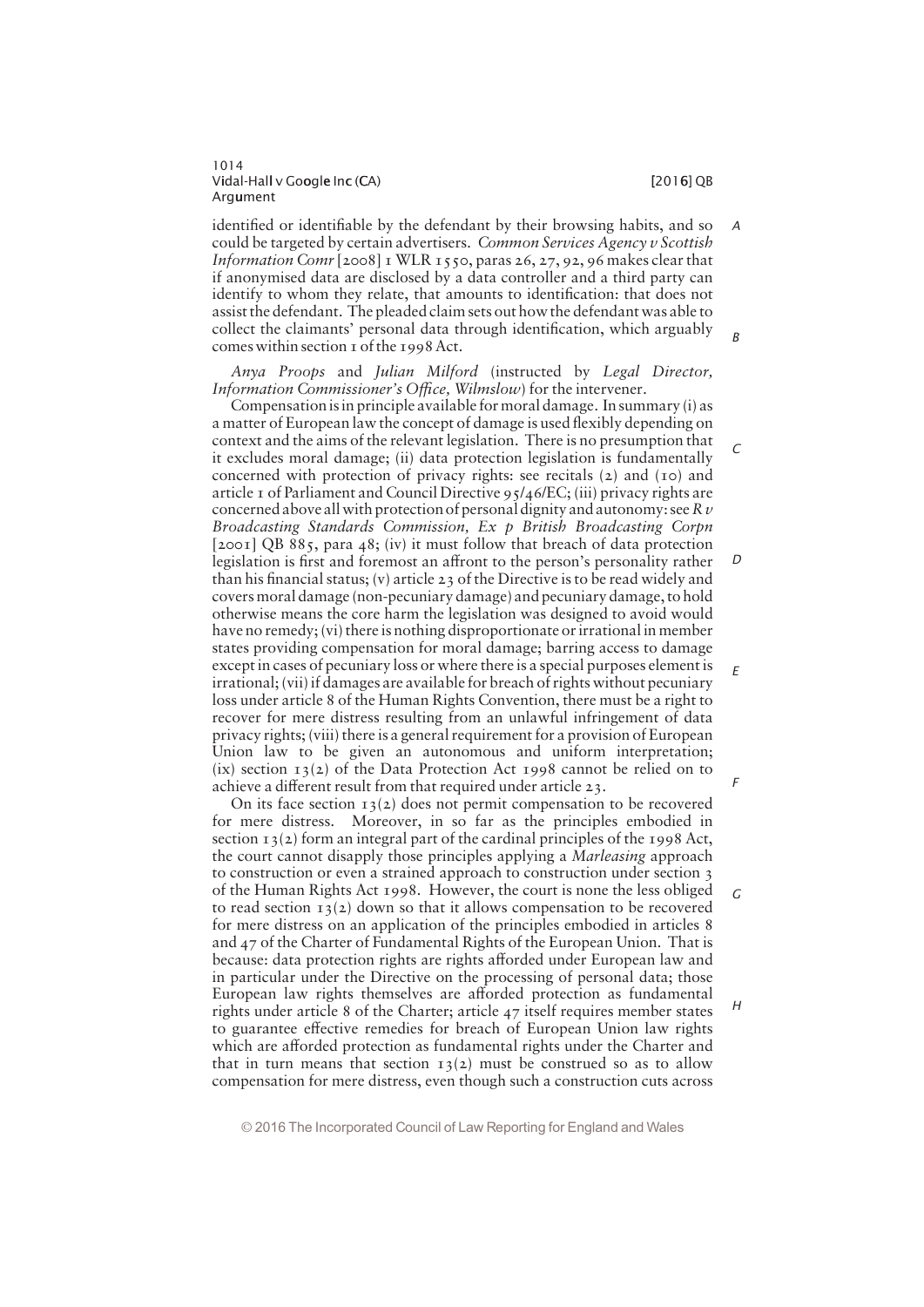identified or identifiable by the defendant by their browsing habits, and so could be targeted by certain advertisers. *Common Services Agency v Scottish Information Comr* [2008] 1 WLR 1550, paras 26, 27, 92, 96 makes clear that if anonymised data are disclosed by a data controller and a third party can identify to whom they relate, that amounts to identification: that does not assist the defendant. The pleaded claim sets out how the defendant was able to collect the claimants' personal data through identification, which arguably comes within section 1 of the 1998 Act.

*Anya Proops* and *Julian Milford* (instructed by *Legal Director, Information Commissioner's Office, Wilmslow*) for the intervener.

Compensation is in principle available for moral damage. In summary (i) as a matter of European law the concept of damage is used flexibly depending on context and the aims of the relevant legislation. There is no presumption that it excludes moral damage; (ii) data protection legislation is fundamentally concerned with protection of privacy rights: see recitals (2) and (10) and article 1 of Parliament and Council Directive 95/46/EC; (iii) privacy rights are concerned above all with protection of personal dignity and autonomy: see *R v Broadcasting Standards Commission, Ex p British Broadcasting Corpn* [2001] QB 885, para 48; (iv) it must follow that breach of data protection legislation is first and foremost an affront to the person's personality rather than his financial status; (v) article 23 of the Directive is to be read widely and covers moral damage (non-pecuniary damage) and pecuniary damage, to hold otherwise means the core harm the legislation was designed to avoid would have no remedy; (vi) there is nothing disproportionate or irrational in member states providing compensation for moral damage; barring access to damage except in cases of pecuniary loss or where there is a special purposes element is irrational; (vii) if damages are available for breach of rights without pecuniary loss under article 8 of the Human Rights Convention, there must be a right to recover for mere distress resulting from an unlawful infringement of data privacy rights; (viii) there is a general requirement for a provision of European Union law to be given an autonomous and uniform interpretation; (ix) section 13(2) of the Data Protection Act 1998 cannot be relied on to achieve a different result from that required under article 23.

On its face section 13(2) does not permit compensation to be recovered for mere distress. Moreover, in so far as the principles embodied in section 13(2) form an integral part of the cardinal principles of the 1998 Act, the court cannot disapply those principles applying a *Marleasing* approach to construction or even a strained approach to construction under section 3 of the Human Rights Act 1998. However, the court is none the less obliged to read section 13(2) down so that it allows compensation to be recovered for mere distress on an application of the principles embodied in articles 8 and 47 of the Charter of Fundamental Rights of the European Union. That is because: data protection rights are rights afforded under European law and in particular under the Directive on the processing of personal data; those European law rights themselves are afforded protection as fundamental rights under article 8 of the Charter; article 47 itself requires member states to guarantee effective remedies for breach of European Union law rights which are afforded protection as fundamental rights under the Charter and that in turn means that section 13(2) must be construed so as to allow compensation for mere distress, even though such a construction cuts across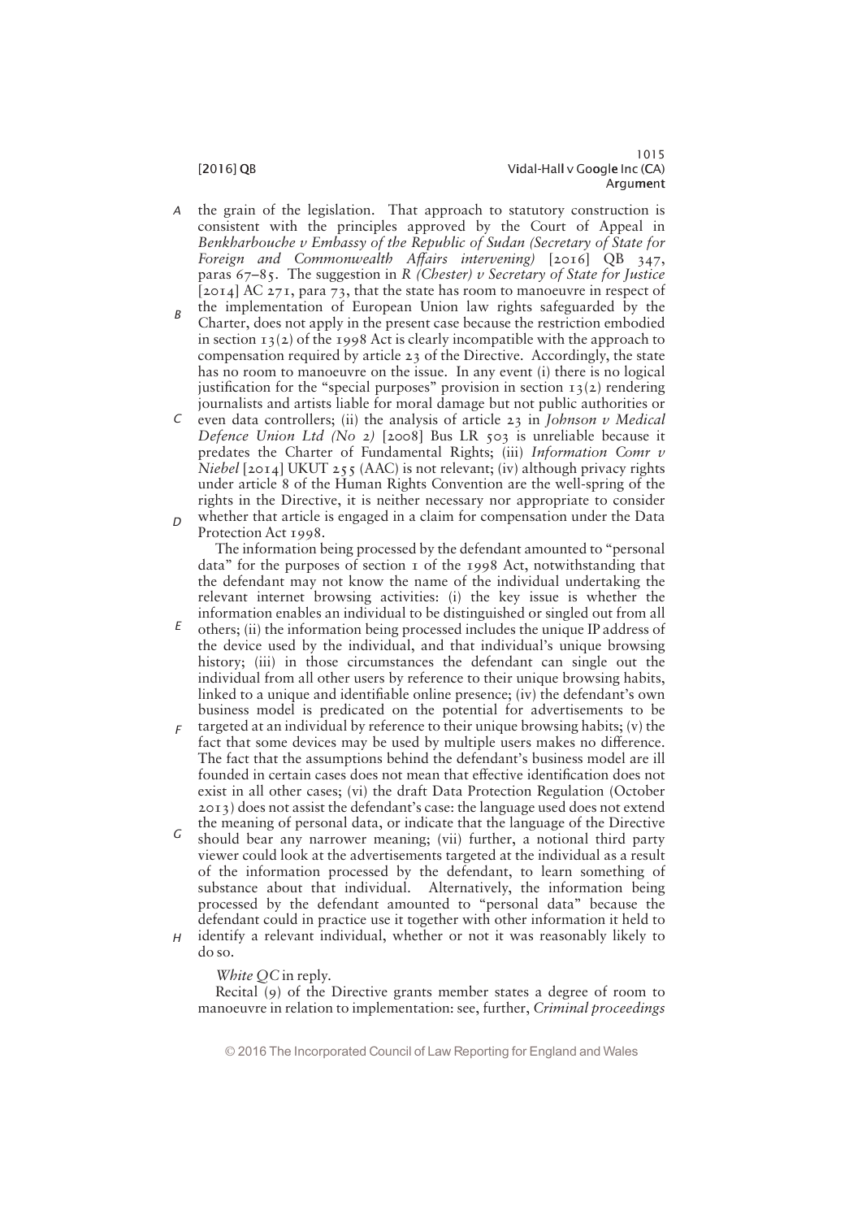the grain of the legislation. That approach to statutory construction is consistent with the principles approved by the Court of Appeal in *Benkharbouche v Embassy of the Republic of Sudan (Secretary of State for Foreign and Commonwealth Affairs intervening)* [2016] QB 347, paras 67–85. The suggestion in *R (Chester) v Secretary of State for Justice* [2014] AC 271, para 73, that the state has room to manoeuvre in respect of the implementation of European Union law rights safeguarded by the Charter, does not apply in the present case because the restriction embodied in section 13(2) of the 1998 Act is clearly incompatible with the approach to compensation required by article 23 of the Directive. Accordingly, the state has no room to manoeuvre on the issue. In any event (i) there is no logical justification for the "special purposes" provision in section 13(2) rendering journalists and artists liable for moral damage but not public authorities or even data controllers; (ii) the analysis of article 23 in *Johnson v Medical Defence Union Ltd (No 2)* [2008] Bus LR 503 is unreliable because it predates the Charter of Fundamental Rights; (iii) *Information Comr v Niebel* [2014] UKUT 255 (AAC) is not relevant; (iv) although privacy rights under article 8 of the Human Rights Convention are the well-spring of the rights in the Directive, it is neither necessary nor appropriate to consider whether that article is engaged in a claim for compensation under the Data Protection Act 1998.

The information being processed by the defendant amounted to "personal data" for the purposes of section 1 of the 1998 Act, notwithstanding that the defendant may not know the name of the individual undertaking the relevant internet browsing activities: (i) the key issue is whether the information enables an individual to be distinguished or singled out from all others; (ii) the information being processed includes the unique IP address of the device used by the individual, and that individual's unique browsing history; (iii) in those circumstances the defendant can single out the individual from all other users by reference to their unique browsing habits, linked to a unique and identifiable online presence; (iv) the defendant's own business model is predicated on the potential for advertisements to be targeted at an individual by reference to their unique browsing habits; (v) the fact that some devices may be used by multiple users makes no difference. The fact that the assumptions behind the defendant's business model are ill founded in certain cases does not mean that effective identification does not exist in all other cases; (vi) the draft Data Protection Regulation (October 2013) does not assist the defendant's case: the language used does not extend the meaning of personal data, or indicate that the language of the Directive should bear any narrower meaning; (vii) further, a notional third party viewer could look at the advertisements targeted at the individual as a result of the information processed by the defendant, to learn something of substance about that individual. Alternatively, the information being processed by the defendant amounted to "personal data" because the defendant could in practice use it together with other information it held to identify a relevant individual, whether or not it was reasonably likely to do so.

*White QC* in reply.

Recital (9) of the Directive grants member states a degree of room to manoeuvre in relation to implementation: see, further, *Criminal proceedings*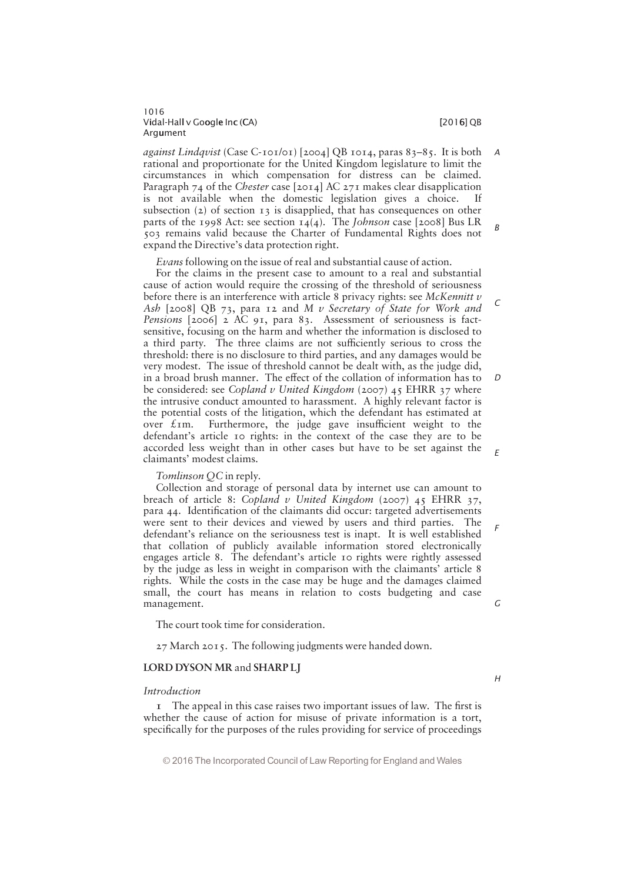*against Lindqvist* (Case C-101/01) [2004] QB 1014, paras 83–85. It is both rational and proportionate for the United Kingdom legislature to limit the circumstances in which compensation for distress can be claimed. Paragraph 74 of the *Chester* case [2014] AC 271 makes clear disapplication is not available when the domestic legislation gives a choice. If subsection (2) of section 13 is disapplied, that has consequences on other parts of the 1998 Act: see section 14(4). The *Johnson* case [2008] Bus LR 503 remains valid because the Charter of Fundamental Rights does not expand the Directive's data protection right.

*Evans* following on the issue of real and substantial cause of action.

For the claims in the present case to amount to a real and substantial cause of action would require the crossing of the threshold of seriousness before there is an interference with article 8 privacy rights: see *McKennitt v Ash* [2008] QB 73, para 12 and *M v Secretary of State for Work and Pensions* [2006] 2 AC 91, para 83. Assessment of seriousness is fact-sensitive, focusing on the harm and whether the information is disclosed to a third party. The three claims are not sufficiently serious to cross the threshold: there is no disclosure to third parties, and any damages would be very modest. The issue of threshold cannot be dealt with, as the judge did, in a broad brush manner. The effect of the collation of information has to be considered: see *Copland v United Kingdom* (2007) 45 EHRR 37 where the intrusive conduct amounted to harassment. A highly relevant factor is the potential costs of the litigation, which the defendant has estimated at over £1m. Furthermore, the judge gave insufficient weight to the defendant's article 10 rights: in the context of the case they are to be accorded less weight than in other cases but have to be set against the claimants' modest claims.

*Tomlinson QC* in reply.

Collection and storage of personal data by internet use can amount to breach of article 8: *Copland v United Kingdom* (2007) 45 EHRR 37, para 44. Identification of the claimants did occur: targeted advertisements were sent to their devices and viewed by users and third parties. The defendant's reliance on the seriousness test is inapt. It is well established that collation of publicly available information stored electronically engages article 8. The defendant's article 10 rights were rightly assessed by the judge as less in weight in comparison with the claimants' article 8 rights. While the costs in the case may be huge and the damages claimed small, the court has means in relation to costs budgeting and case management.

The court took time for consideration.

27 March 2015. The following judgments were handed down.

**LORD DYSON MR** and **SHARP LJ**

*Introduction*

1 The appeal in this case raises two important issues of law. The first is whether the cause of action for misuse of private information is a tort, specifically for the purposes of the rules providing for service of proceedings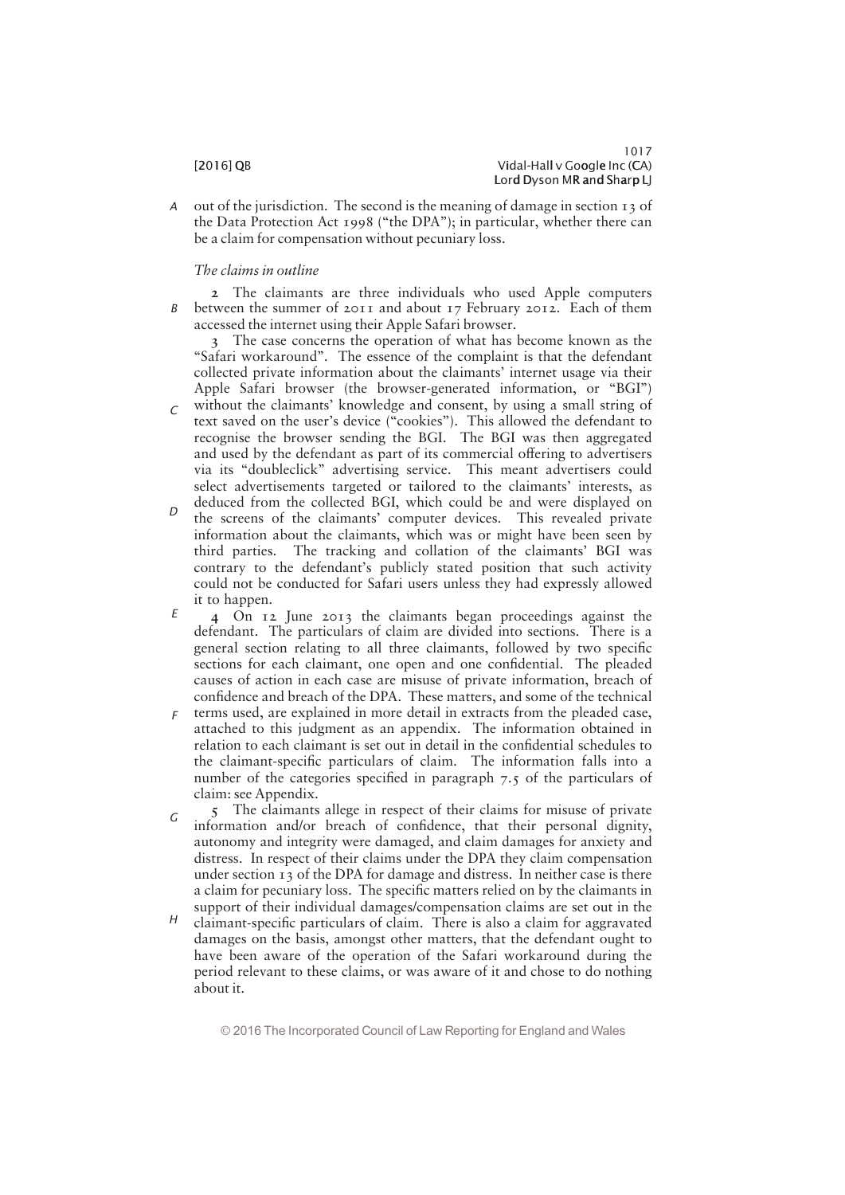out of the jurisdiction. The second is the meaning of damage in section 13 of the Data Protection Act 1998 ("the DPA"); in particular, whether there can be a claim for compensation without pecuniary loss.

*The claims in outline*

**2** The claimants are three individuals who used Apple computers between the summer of 2011 and about 17 February 2012. Each of them accessed the internet using their Apple Safari browser.

**3** The case concerns the operation of what has become known as the "Safari workaround". The essence of the complaint is that the defendant collected private information about the claimants' internet usage via their Apple Safari browser (the browser-generated information, or "BGI") without the claimants' knowledge and consent, by using a small string of text saved on the user's device ("cookies"). This allowed the defendant to recognise the browser sending the BGI. The BGI was then aggregated and used by the defendant as part of its commercial offering to advertisers via its "doubleclick" advertising service. This meant advertisers could select advertisements targeted or tailored to the claimants' interests, as deduced from the collected BGI, which could be and were displayed on the screens of the claimants' computer devices. This revealed private information about the claimants, which was or might have been seen by third parties. The tracking and collation of the claimants' BGI was contrary to the defendant's publicly stated position that such activity could not be conducted for Safari users unless they had expressly allowed it to happen.

**4** On 12 June 2013 the claimants began proceedings against the defendant. The particulars of claim are divided into sections. There is a general section relating to all three claimants, followed by two specific sections for each claimant, one open and one confidential. The pleaded causes of action in each case are misuse of private information, breach of confidence and breach of the DPA. These matters, and some of the technical terms used, are explained in more detail in extracts from the pleaded case, attached to this judgment as an appendix. The information obtained in relation to each claimant is set out in detail in the confidential schedules to the claimant-specific particulars of claim. The information falls into a number of the categories specified in paragraph 7.5 of the particulars of claim: see Appendix.

**5** The claimants allege in respect of their claims for misuse of private information and/or breach of confidence, that their personal dignity, autonomy and integrity were damaged, and claim damages for anxiety and distress. In respect of their claims under the DPA they claim compensation under section 13 of the DPA for damage and distress. In neither case is there a claim for pecuniary loss. The specific matters relied on by the claimants in support of their individual damages/compensation claims are set out in the claimant-specific particulars of claim. There is also a claim for aggravated damages on the basis, amongst other matters, that the defendant ought to have been aware of the operation of the Safari workaround during the period relevant to these claims, or was aware of it and chose to do nothing about it.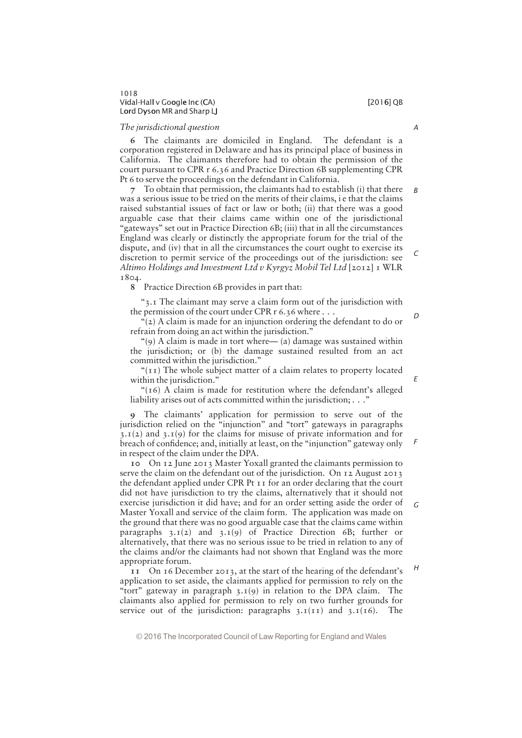*The jurisdictional question*

**6** The claimants are domiciled in England. The defendant is a corporation registered in Delaware and has its principal place of business in California. The claimants therefore had to obtain the permission of the court pursuant to CPR r 6.36 and Practice Direction 6B supplementing CPR Pt 6 to serve the proceedings on the defendant in California.

**7** To obtain that permission, the claimants had to establish (i) that there was a serious issue to be tried on the merits of their claims, i e that the claims raised substantial issues of fact or law or both; (ii) that there was a good arguable case that their claims came within one of the jurisdictional "gateways" set out in Practice Direction 6B; (iii) that in all the circumstances England was clearly or distinctly the appropriate forum for the trial of the dispute, and (iv) that in all the circumstances the court ought to exercise its discretion to permit service of the proceedings out of the jurisdiction: see *Altimo Holdings and Investment Ltd v Kyrgyz Mobil Tel Ltd* [2012] 1 WLR 1804.

**8** Practice Direction 6B provides in part that:

> "3.1 The claimant may serve a claim form out of the jurisdiction with the permission of the court under CPR r 6.36 where . . .
>
> "(2) A claim is made for an injunction ordering the defendant to do or refrain from doing an act within the jurisdiction."
>
> "(9) A claim is made in tort where— (a) damage was sustained within the jurisdiction; or (b) the damage sustained resulted from an act committed within the jurisdiction."
>
> "(11) The whole subject matter of a claim relates to property located within the jurisdiction."
>
> "(16) A claim is made for restitution where the defendant's alleged liability arises out of acts committed within the jurisdiction; . . ."

**9** The claimants' application for permission to serve out of the jurisdiction relied on the "injunction" and "tort" gateways in paragraphs 3.1(2) and 3.1(9) for the claims for misuse of private information and for breach of confidence; and, initially at least, on the "injunction" gateway only in respect of the claim under the DPA.

**10** On 12 June 2013 Master Yoxall granted the claimants permission to serve the claim on the defendant out of the jurisdiction. On 12 August 2013 the defendant applied under CPR Pt 11 for an order declaring that the court did not have jurisdiction to try the claims, alternatively that it should not exercise jurisdiction it did have; and for an order setting aside the order of Master Yoxall and service of the claim form. The application was made on the ground that there was no good arguable case that the claims came within paragraphs 3.1(2) and 3.1(9) of Practice Direction 6B; further or alternatively, that there was no serious issue to be tried in relation to any of the claims and/or the claimants had not shown that England was the more appropriate forum.

**11** On 16 December 2013, at the start of the hearing of the defendant's application to set aside, the claimants applied for permission to rely on the "tort" gateway in paragraph 3.1(9) in relation to the DPA claim. The claimants also applied for permission to rely on two further grounds for service out of the jurisdiction: paragraphs 3.1(11) and 3.1(16). The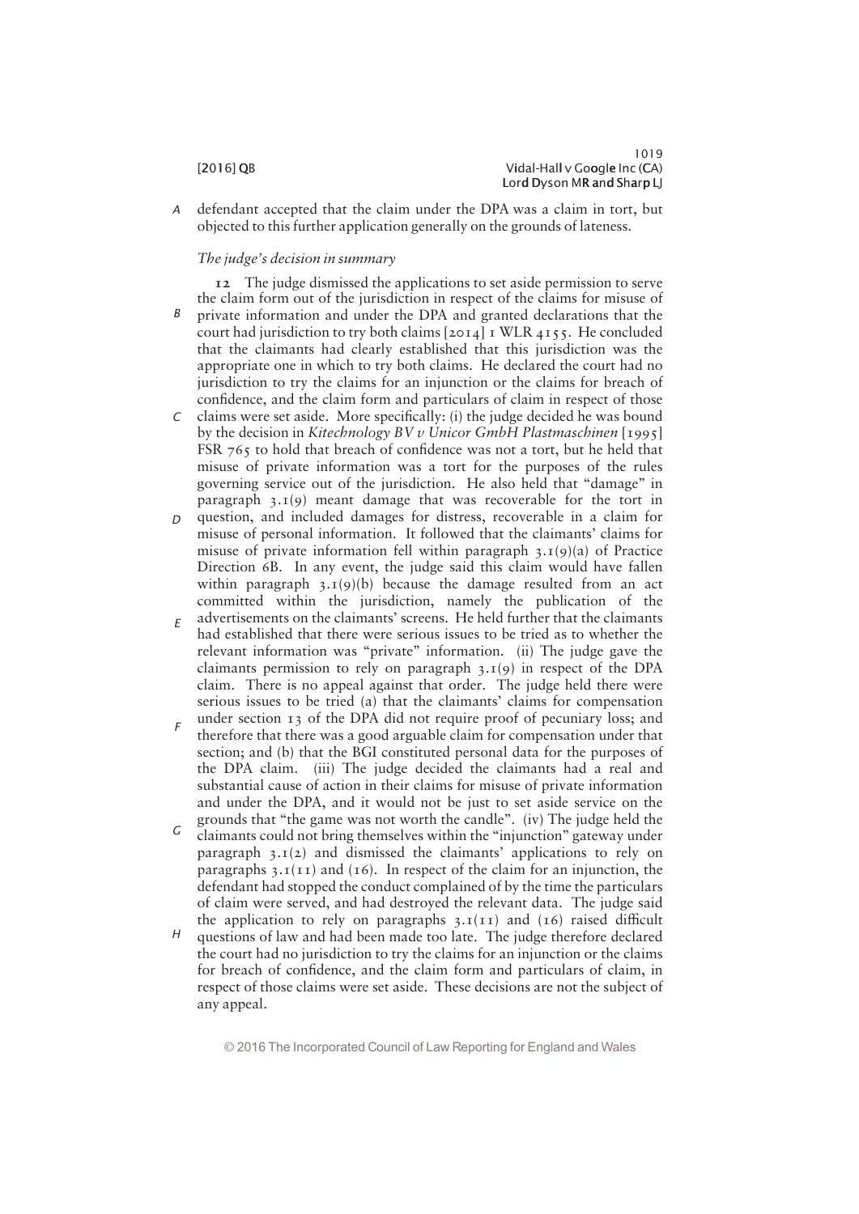defendant accepted that the claim under the DPA was a claim in tort, but objected to this further application generally on the grounds of lateness.

*The judge's decision in summary*

**12** The judge dismissed the applications to set aside permission to serve the claim form out of the jurisdiction in respect of the claims for misuse of private information and under the DPA and granted declarations that the court had jurisdiction to try both claims [2014] 1 WLR 4155. He concluded that the claimants had clearly established that this jurisdiction was the appropriate one in which to try both claims. He declared the court had no jurisdiction to try the claims for an injunction or the claims for breach of confidence, and the claim form and particulars of claim in respect of those claims were set aside. More specifically: (i) the judge decided he was bound by the decision in *Kitechnology BV v Unicor GmbH Plastmaschinen* [1995] FSR 765 to hold that breach of confidence was not a tort, but he held that misuse of private information was a tort for the purposes of the rules governing service out of the jurisdiction. He also held that "damage" in paragraph 3.1(9) meant damage that was recoverable for the tort in question, and included damages for distress, recoverable in a claim for misuse of personal information. It followed that the claimants' claims for misuse of private information fell within paragraph 3.1(9)(a) of Practice Direction 6B. In any event, the judge said this claim would have fallen within paragraph 3.1(9)(b) because the damage resulted from an act committed within the jurisdiction, namely the publication of the advertisements on the claimants' screens. He held further that the claimants had established that there were serious issues to be tried as to whether the relevant information was "private" information. (ii) The judge gave the claimants permission to rely on paragraph 3.1(9) in respect of the DPA claim. There is no appeal against that order. The judge held there were serious issues to be tried (a) that the claimants' claims for compensation under section 13 of the DPA did not require proof of pecuniary loss; and therefore that there was a good arguable claim for compensation under that section; and (b) that the BGI constituted personal data for the purposes of the DPA claim. (iii) The judge decided the claimants had a real and substantial cause of action in their claims for misuse of private information and under the DPA, and it would not be just to set aside service on the grounds that "the game was not worth the candle". (iv) The judge held the claimants could not bring themselves within the "injunction" gateway under paragraph 3.1(2) and dismissed the claimants' applications to rely on paragraphs 3.1(11) and (16). In respect of the claim for an injunction, the defendant had stopped the conduct complained of by the time the particulars of claim were served, and had destroyed the relevant data. The judge said the application to rely on paragraphs 3.1(11) and (16) raised difficult questions of law and had been made too late. The judge therefore declared the court had no jurisdiction to try the claims for an injunction or the claims for breach of confidence, and the claim form and particulars of claim, in respect of those claims were set aside. These decisions are not the subject of any appeal.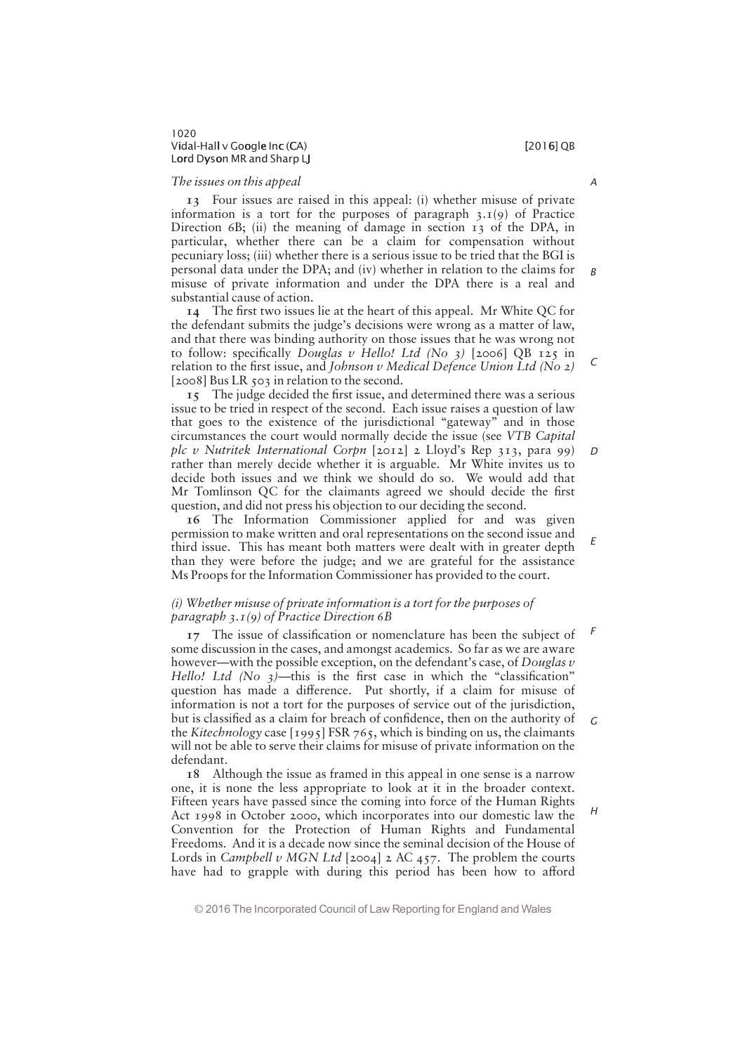*The issues on this appeal*

**13** Four issues are raised in this appeal: (i) whether misuse of private information is a tort for the purposes of paragraph 3.1(9) of Practice Direction 6B; (ii) the meaning of damage in section 13 of the DPA, in particular, whether there can be a claim for compensation without pecuniary loss; (iii) whether there is a serious issue to be tried that the BGI is personal data under the DPA; and (iv) whether in relation to the claims for misuse of private information and under the DPA there is a real and substantial cause of action.

**14** The first two issues lie at the heart of this appeal. Mr White QC for the defendant submits the judge's decisions were wrong as a matter of law, and that there was binding authority on those issues that he was wrong not to follow: specifically *Douglas v Hello! Ltd (No 3)* [2006] QB 125 in relation to the first issue, and *Johnson v Medical Defence Union Ltd (No 2)* [2008] Bus LR 503 in relation to the second.

**15** The judge decided the first issue, and determined there was a serious issue to be tried in respect of the second. Each issue raises a question of law that goes to the existence of the jurisdictional "gateway" and in those circumstances the court would normally decide the issue (see *VTB Capital plc v Nutritek International Corpn* [2012] 2 Lloyd's Rep 313, para 99) rather than merely decide whether it is arguable. Mr White invites us to decide both issues and we think we should do so. We would add that Mr Tomlinson QC for the claimants agreed we should decide the first question, and did not press his objection to our deciding the second.

**16** The Information Commissioner applied for and was given permission to make written and oral representations on the second issue and third issue. This has meant both matters were dealt with in greater depth than they were before the judge; and we are grateful for the assistance Ms Proops for the Information Commissioner has provided to the court.

*(i) Whether misuse of private information is a tort for the purposes of paragraph 3.1(9) of Practice Direction 6B*

**17** The issue of classification or nomenclature has been the subject of some discussion in the cases, and amongst academics. So far as we are aware however—with the possible exception, on the defendant's case, of *Douglas v Hello! Ltd (No 3)*—this is the first case in which the "classification" question has made a difference. Put shortly, if a claim for misuse of information is not a tort for the purposes of service out of the jurisdiction, but is classified as a claim for breach of confidence, then on the authority of the *Kitechnology* case [1995] FSR 765, which is binding on us, the claimants will not be able to serve their claims for misuse of private information on the defendant.

**18** Although the issue as framed in this appeal in one sense is a narrow one, it is none the less appropriate to look at it in the broader context. Fifteen years have passed since the coming into force of the Human Rights Act 1998 in October 2000, which incorporates into our domestic law the Convention for the Protection of Human Rights and Fundamental Freedoms. And it is a decade now since the seminal decision of the House of Lords in *Campbell v MGN Ltd* [2004] 2 AC 457. The problem the courts have had to grapple with during this period has been how to afford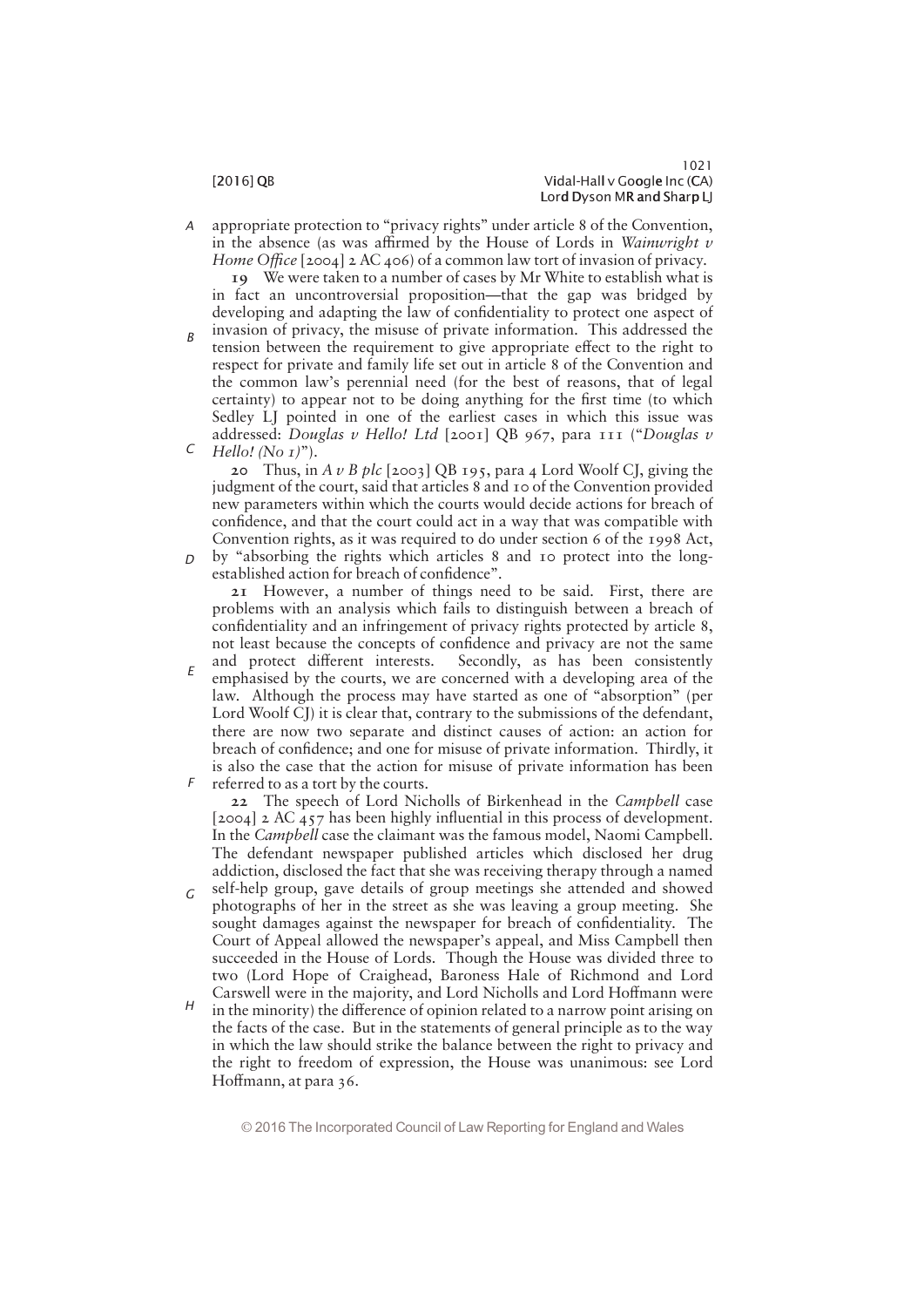appropriate protection to "privacy rights" under article 8 of the Convention, in the absence (as was affirmed by the House of Lords in *Wainwright v Home Office* [2004] 2 AC 406) of a common law tort of invasion of privacy.

**19** We were taken to a number of cases by Mr White to establish what is in fact an uncontroversial proposition—that the gap was bridged by developing and adapting the law of confidentiality to protect one aspect of invasion of privacy, the misuse of private information. This addressed the tension between the requirement to give appropriate effect to the right to respect for private and family life set out in article 8 of the Convention and the common law's perennial need (for the best of reasons, that of legal certainty) to appear not to be doing anything for the first time (to which Sedley LJ pointed in one of the earliest cases in which this issue was addressed: *Douglas v Hello! Ltd* [2001] QB 967, para 111 ("*Douglas v Hello! (No 1)*").

**20** Thus, in *A v B plc* [2003] QB 195, para 4 Lord Woolf CJ, giving the judgment of the court, said that articles 8 and 10 of the Convention provided new parameters within which the courts would decide actions for breach of confidence, and that the court could act in a way that was compatible with Convention rights, as it was required to do under section 6 of the 1998 Act, by "absorbing the rights which articles 8 and 10 protect into the long-established action for breach of confidence".

**21** However, a number of things need to be said. First, there are problems with an analysis which fails to distinguish between a breach of confidentiality and an infringement of privacy rights protected by article 8, not least because the concepts of confidence and privacy are not the same and protect different interests. Secondly, as has been consistently emphasised by the courts, we are concerned with a developing area of the law. Although the process may have started as one of "absorption" (per Lord Woolf CJ) it is clear that, contrary to the submissions of the defendant, there are now two separate and distinct causes of action: an action for breach of confidence; and one for misuse of private information. Thirdly, it is also the case that the action for misuse of private information has been referred to as a tort by the courts.

**22** The speech of Lord Nicholls of Birkenhead in the *Campbell* case [2004] 2 AC 457 has been highly influential in this process of development. In the *Campbell* case the claimant was the famous model, Naomi Campbell. The defendant newspaper published articles which disclosed her drug addiction, disclosed the fact that she was receiving therapy through a named self-help group, gave details of group meetings she attended and showed photographs of her in the street as she was leaving a group meeting. She sought damages against the newspaper for breach of confidentiality. The Court of Appeal allowed the newspaper's appeal, and Miss Campbell then succeeded in the House of Lords. Though the House was divided three to two (Lord Hope of Craighead, Baroness Hale of Richmond and Lord Carswell were in the majority, and Lord Nicholls and Lord Hoffmann were in the minority) the difference of opinion related to a narrow point arising on the facts of the case. But in the statements of general principle as to the way in which the law should strike the balance between the right to privacy and the right to freedom of expression, the House was unanimous: see Lord Hoffmann, at para 36.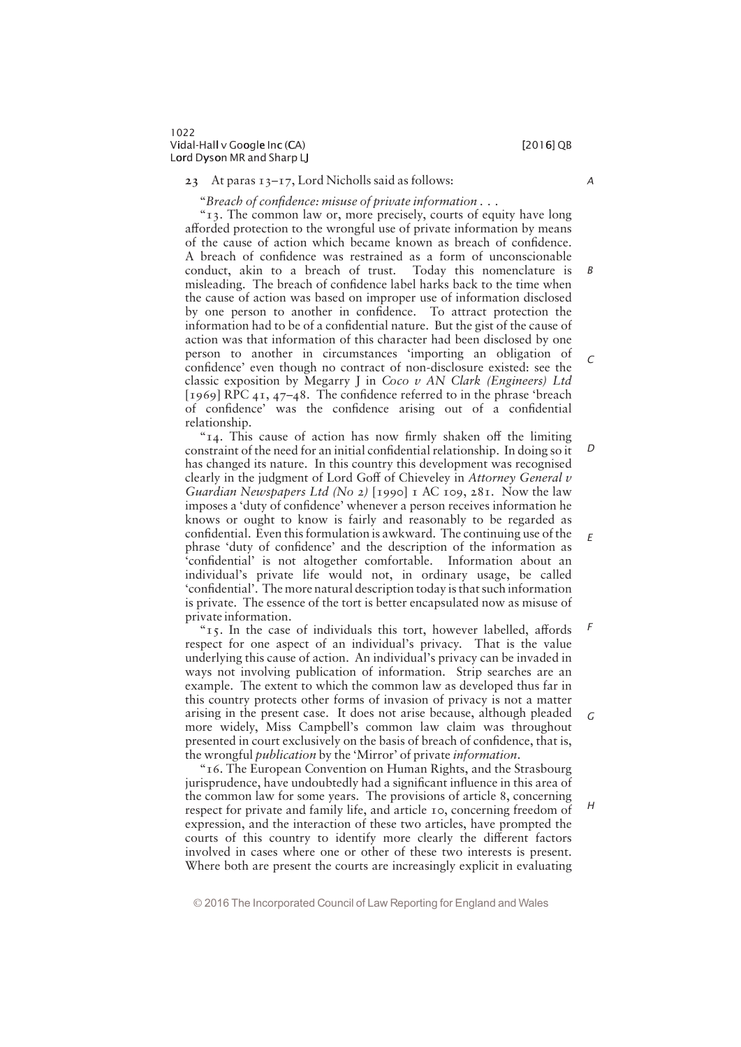**23** At paras 13–17, Lord Nicholls said as follows:

"*Breach of confidence: misuse of private information . . .*

"13. The common law or, more precisely, courts of equity have long afforded protection to the wrongful use of private information by means of the cause of action which became known as breach of confidence. A breach of confidence was restrained as a form of unconscionable conduct, akin to a breach of trust. Today this nomenclature is misleading. The breach of confidence label harks back to the time when the cause of action was based on improper use of information disclosed by one person to another in confidence. To attract protection the information had to be of a confidential nature. But the gist of the cause of action was that information of this character had been disclosed by one person to another in circumstances 'importing an obligation of confidence' even though no contract of non-disclosure existed: see the classic exposition by Megarry J in *Coco v AN Clark (Engineers) Ltd* [1969] RPC 41, 47–48. The confidence referred to in the phrase 'breach of confidence' was the confidence arising out of a confidential relationship.

"14. This cause of action has now firmly shaken off the limiting constraint of the need for an initial confidential relationship. In doing so it has changed its nature. In this country this development was recognised clearly in the judgment of Lord Goff of Chieveley in *Attorney General v Guardian Newspapers Ltd (No 2)* [1990] 1 AC 109, 281. Now the law imposes a 'duty of confidence' whenever a person receives information he knows or ought to know is fairly and reasonably to be regarded as confidential. Even this formulation is awkward. The continuing use of the phrase 'duty of confidence' and the description of the information as 'confidential' is not altogether comfortable. Information about an individual's private life would not, in ordinary usage, be called 'confidential'. The more natural description today is that such information is private. The essence of the tort is better encapsulated now as misuse of private information.

"15. In the case of individuals this tort, however labelled, affords respect for one aspect of an individual's privacy. That is the value underlying this cause of action. An individual's privacy can be invaded in ways not involving publication of information. Strip searches are an example. The extent to which the common law as developed thus far in this country protects other forms of invasion of privacy is not a matter arising in the present case. It does not arise because, although pleaded more widely, Miss Campbell's common law claim was throughout presented in court exclusively on the basis of breach of confidence, that is, the wrongful *publication* by the 'Mirror' of private *information*.

"16. The European Convention on Human Rights, and the Strasbourg jurisprudence, have undoubtedly had a significant influence in this area of the common law for some years. The provisions of article 8, concerning respect for private and family life, and article 10, concerning freedom of expression, and the interaction of these two articles, have prompted the courts of this country to identify more clearly the different factors involved in cases where one or other of these two interests is present. Where both are present the courts are increasingly explicit in evaluating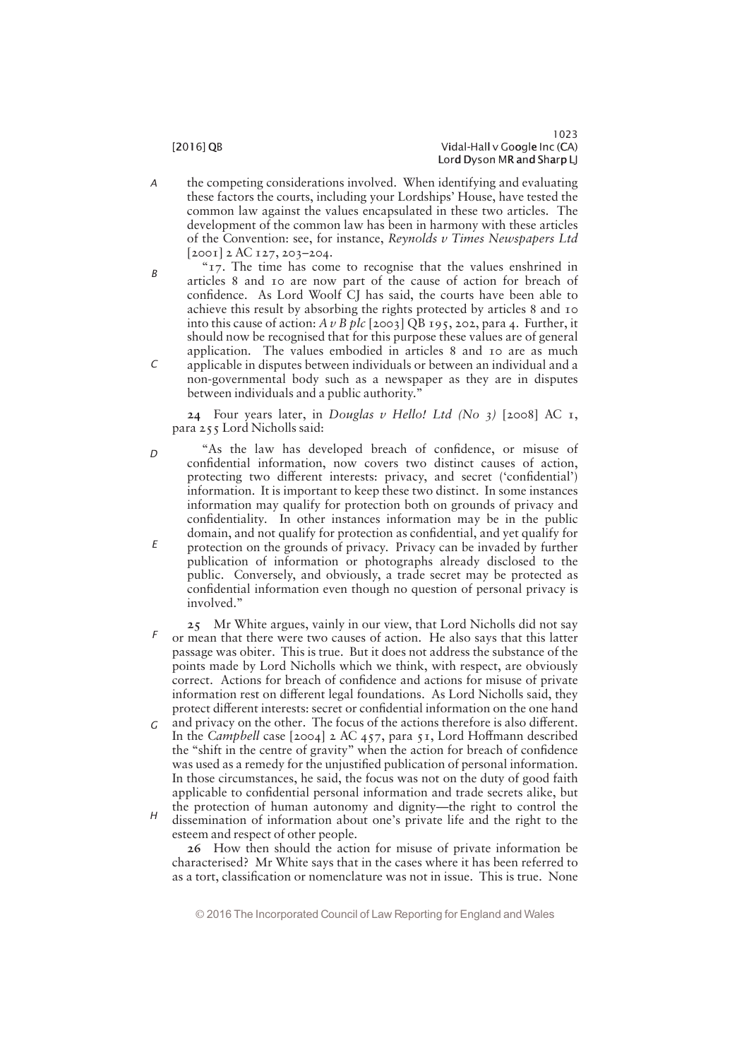the competing considerations involved. When identifying and evaluating these factors the courts, including your Lordships' House, have tested the common law against the values encapsulated in these two articles. The development of the common law has been in harmony with these articles of the Convention: see, for instance, *Reynolds v Times Newspapers Ltd* [2001] 2 AC 127, 203–204.

"17. The time has come to recognise that the values enshrined in articles 8 and 10 are now part of the cause of action for breach of confidence. As Lord Woolf CJ has said, the courts have been able to achieve this result by absorbing the rights protected by articles 8 and 10 into this cause of action: *A v B plc* [2003] QB 195, 202, para 4. Further, it should now be recognised that for this purpose these values are of general application. The values embodied in articles 8 and 10 are as much applicable in disputes between individuals or between an individual and a non-governmental body such as a newspaper as they are in disputes between individuals and a public authority."

**24** Four years later, in *Douglas v Hello! Ltd (No 3)* [2008] AC 1, para 255 Lord Nicholls said:

"As the law has developed breach of confidence, or misuse of confidential information, now covers two distinct causes of action, protecting two different interests: privacy, and secret ('confidential') information. It is important to keep these two distinct. In some instances information may qualify for protection both on grounds of privacy and confidentiality. In other instances information may be in the public domain, and not qualify for protection as confidential, and yet qualify for protection on the grounds of privacy. Privacy can be invaded by further publication of information or photographs already disclosed to the public. Conversely, and obviously, a trade secret may be protected as confidential information even though no question of personal privacy is involved."

**25** Mr White argues, vainly in our view, that Lord Nicholls did not say or mean that there were two causes of action. He also says that this latter passage was obiter. This is true. But it does not address the substance of the points made by Lord Nicholls which we think, with respect, are obviously correct. Actions for breach of confidence and actions for misuse of private information rest on different legal foundations. As Lord Nicholls said, they protect different interests: secret or confidential information on the one hand and privacy on the other. The focus of the actions therefore is also different. In the *Campbell* case [2004] 2 AC 457, para 51, Lord Hoffmann described the "shift in the centre of gravity" when the action for breach of confidence was used as a remedy for the unjustified publication of personal information. In those circumstances, he said, the focus was not on the duty of good faith applicable to confidential personal information and trade secrets alike, but the protection of human autonomy and dignity—the right to control the dissemination of information about one's private life and the right to the esteem and respect of other people.

**26** How then should the action for misuse of private information be characterised? Mr White says that in the cases where it has been referred to as a tort, classification or nomenclature was not in issue. This is true. None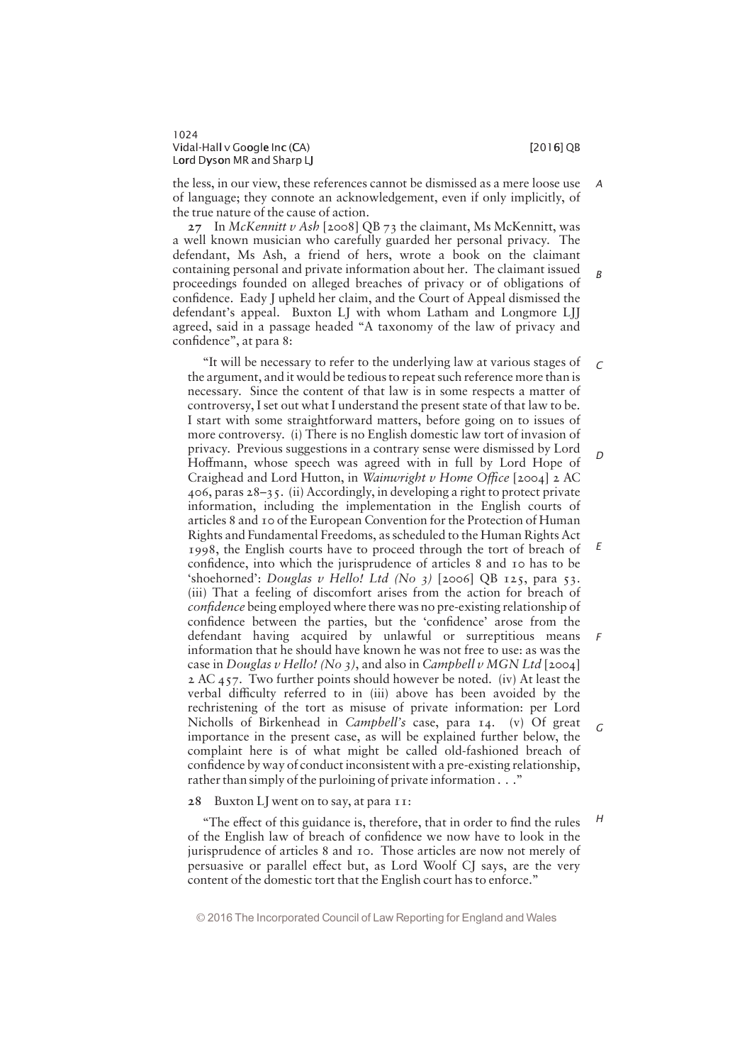the less, in our view, these references cannot be dismissed as a mere loose use of language; they connote an acknowledgement, even if only implicitly, of the true nature of the cause of action.

**27** In *McKennitt v Ash* [2008] QB 73 the claimant, Ms McKennitt, was a well known musician who carefully guarded her personal privacy. The defendant, Ms Ash, a friend of hers, wrote a book on the claimant containing personal and private information about her. The claimant issued proceedings founded on alleged breaches of privacy or of obligations of confidence. Eady J upheld her claim, and the Court of Appeal dismissed the defendant's appeal. Buxton LJ with whom Latham and Longmore LJJ agreed, said in a passage headed "A taxonomy of the law of privacy and confidence", at para 8:

> "It will be necessary to refer to the underlying law at various stages of the argument, and it would be tedious to repeat such reference more than is necessary. Since the content of that law is in some respects a matter of controversy, I set out what I understand the present state of that law to be. I start with some straightforward matters, before going on to issues of more controversy. (i) There is no English domestic law tort of invasion of privacy. Previous suggestions in a contrary sense were dismissed by Lord Hoffmann, whose speech was agreed with in full by Lord Hope of Craighead and Lord Hutton, in *Wainwright v Home Office* [2004] 2 AC 406, paras 28–35. (ii) Accordingly, in developing a right to protect private information, including the implementation in the English courts of articles 8 and 10 of the European Convention for the Protection of Human Rights and Fundamental Freedoms, as scheduled to the Human Rights Act 1998, the English courts have to proceed through the tort of breach of confidence, into which the jurisprudence of articles 8 and 10 has to be 'shoehorned': *Douglas v Hello! Ltd (No 3)* [2006] QB 125, para 53. (iii) That a feeling of discomfort arises from the action for breach of *confidence* being employed where there was no pre-existing relationship of confidence between the parties, but the 'confidence' arose from the defendant having acquired by unlawful or surreptitious means information that he should have known he was not free to use: as was the case in *Douglas v Hello! (No 3)*, and also in *Campbell v MGN Ltd* [2004] 2 AC 457. Two further points should however be noted. (iv) At least the verbal difficulty referred to in (iii) above has been avoided by the rechristening of the tort as misuse of private information: per Lord Nicholls of Birkenhead in *Campbell's* case, para 14. (v) Of great importance in the present case, as will be explained further below, the complaint here is of what might be called old-fashioned breach of confidence by way of conduct inconsistent with a pre-existing relationship, rather than simply of the purloining of private information . . ."

**28** Buxton LJ went on to say, at para 11:

> "The effect of this guidance is, therefore, that in order to find the rules of the English law of breach of confidence we now have to look in the jurisprudence of articles 8 and 10. Those articles are now not merely of persuasive or parallel effect but, as Lord Woolf CJ says, are the very content of the domestic tort that the English court has to enforce."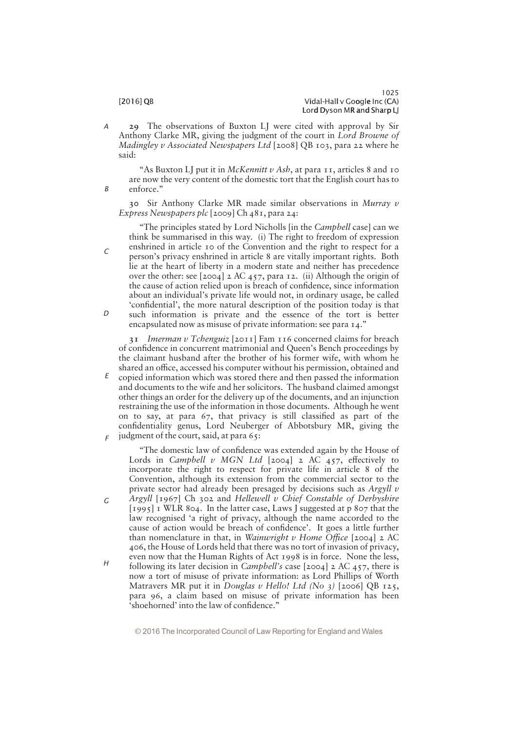**29** The observations of Buxton LJ were cited with approval by Sir Anthony Clarke MR, giving the judgment of the court in *Lord Browne of Madingley v Associated Newspapers Ltd* [2008] QB 103, para 22 where he said:

> "As Buxton LJ put it in *McKennitt v Ash*, at para 11, articles 8 and 10 are now the very content of the domestic tort that the English court has to enforce."

**30** Sir Anthony Clarke MR made similar observations in *Murray v Express Newspapers plc* [2009] Ch 481, para 24:

> "The principles stated by Lord Nicholls [in the *Campbell* case] can we think be summarised in this way. (i) The right to freedom of expression enshrined in article 10 of the Convention and the right to respect for a person's privacy enshrined in article 8 are vitally important rights. Both lie at the heart of liberty in a modern state and neither has precedence over the other: see [2004] 2 AC 457, para 12. (ii) Although the origin of the cause of action relied upon is breach of confidence, since information about an individual's private life would not, in ordinary usage, be called 'confidential', the more natural description of the position today is that such information is private and the essence of the tort is better encapsulated now as misuse of private information: see para 14."

**31** *Imerman v Tchenguiz* [2011] Fam 116 concerned claims for breach of confidence in concurrent matrimonial and Queen's Bench proceedings by the claimant husband after the brother of his former wife, with whom he shared an office, accessed his computer without his permission, obtained and copied information which was stored there and then passed the information and documents to the wife and her solicitors. The husband claimed amongst other things an order for the delivery up of the documents, and an injunction restraining the use of the information in those documents. Although he went on to say, at para 67, that privacy is still classified as part of the confidentiality genus, Lord Neuberger of Abbotsbury MR, giving the judgment of the court, said, at para 65:

> "The domestic law of confidence was extended again by the House of Lords in *Campbell v MGN Ltd* [2004] 2 AC 457, effectively to incorporate the right to respect for private life in article 8 of the Convention, although its extension from the commercial sector to the private sector had already been presaged by decisions such as *Argyll v Argyll* [1967] Ch 302 and *Hellewell v Chief Constable of Derbyshire* [1995] 1 WLR 804. In the latter case, Laws J suggested at p 807 that the law recognised 'a right of privacy, although the name accorded to the cause of action would be breach of confidence'. It goes a little further than nomenclature in that, in *Wainwright v Home Office* [2004] 2 AC 406, the House of Lords held that there was no tort of invasion of privacy, even now that the Human Rights of Act 1998 is in force. None the less, following its later decision in *Campbell's* case [2004] 2 AC 457, there is now a tort of misuse of private information: as Lord Phillips of Worth Matravers MR put it in *Douglas v Hello! Ltd (No 3)* [2006] QB 125, para 96, a claim based on misuse of private information has been 'shoehorned' into the law of confidence."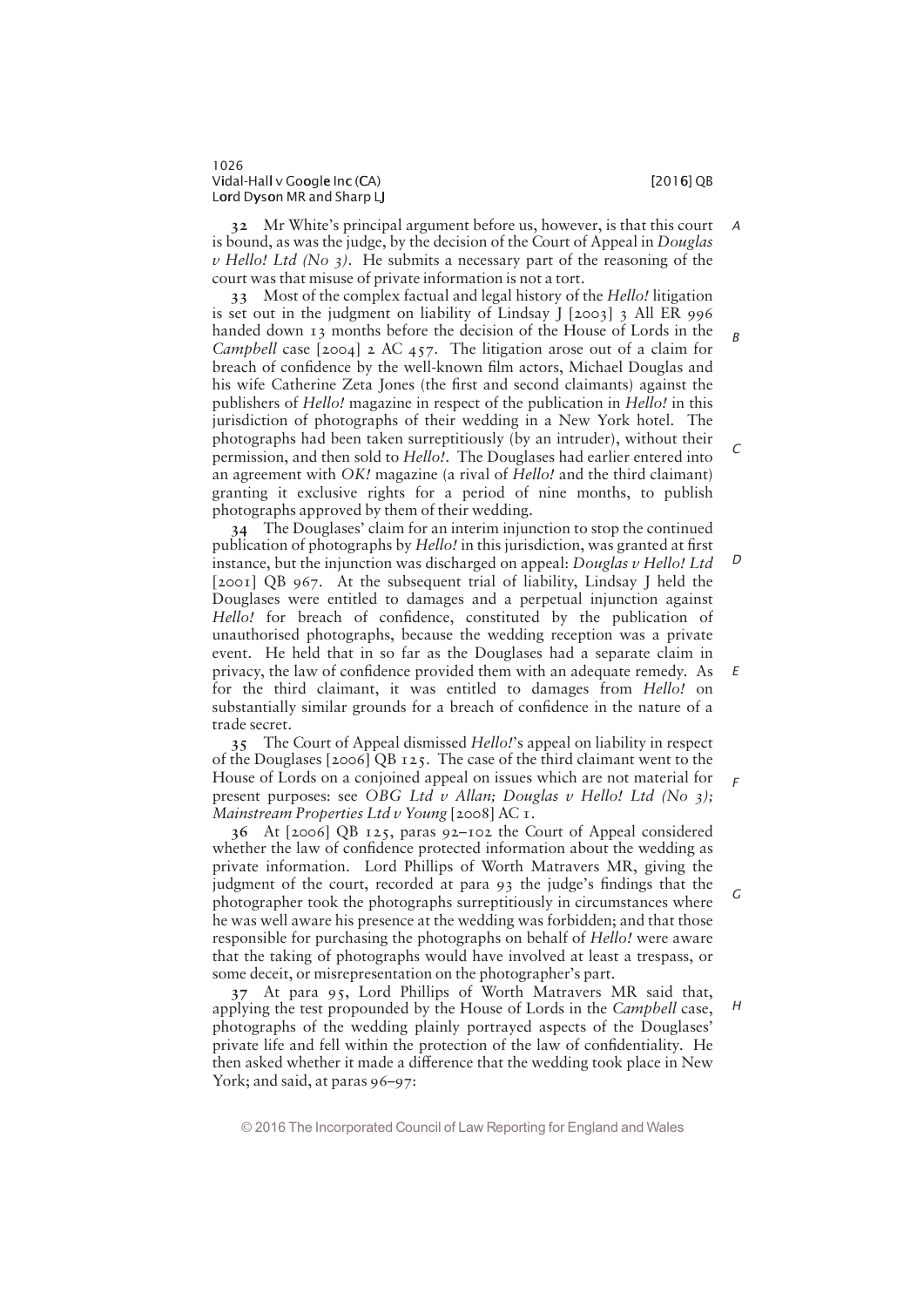**32** Mr White's principal argument before us, however, is that this court is bound, as was the judge, by the decision of the Court of Appeal in *Douglas v Hello! Ltd (No 3)*. He submits a necessary part of the reasoning of the court was that misuse of private information is not a tort.

**33** Most of the complex factual and legal history of the *Hello!* litigation is set out in the judgment on liability of Lindsay J [2003] 3 All ER 996 handed down 13 months before the decision of the House of Lords in the *Campbell* case [2004] 2 AC 457. The litigation arose out of a claim for breach of confidence by the well-known film actors, Michael Douglas and his wife Catherine Zeta Jones (the first and second claimants) against the publishers of *Hello!* magazine in respect of the publication in *Hello!* in this jurisdiction of photographs of their wedding in a New York hotel. The photographs had been taken surreptitiously (by an intruder), without their permission, and then sold to *Hello!*. The Douglases had earlier entered into an agreement with *OK!* magazine (a rival of *Hello!* and the third claimant) granting it exclusive rights for a period of nine months, to publish photographs approved by them of their wedding.

**34** The Douglases' claim for an interim injunction to stop the continued publication of photographs by *Hello!* in this jurisdiction, was granted at first instance, but the injunction was discharged on appeal: *Douglas v Hello! Ltd* [2001] QB 967. At the subsequent trial of liability, Lindsay J held the Douglases were entitled to damages and a perpetual injunction against *Hello!* for breach of confidence, constituted by the publication of unauthorised photographs, because the wedding reception was a private event. He held that in so far as the Douglases had a separate claim in privacy, the law of confidence provided them with an adequate remedy. As for the third claimant, it was entitled to damages from *Hello!* on substantially similar grounds for a breach of confidence in the nature of a trade secret.

**35** The Court of Appeal dismissed *Hello!*'s appeal on liability in respect of the Douglases [2006] QB 125. The case of the third claimant went to the House of Lords on a conjoined appeal on issues which are not material for present purposes: see *OBG Ltd v Allan; Douglas v Hello! Ltd (No 3); Mainstream Properties Ltd v Young* [2008] AC 1.

**36** At [2006] QB 125, paras 92–102 the Court of Appeal considered whether the law of confidence protected information about the wedding as private information. Lord Phillips of Worth Matravers MR, giving the judgment of the court, recorded at para 93 the judge's findings that the photographer took the photographs surreptitiously in circumstances where he was well aware his presence at the wedding was forbidden; and that those responsible for purchasing the photographs on behalf of *Hello!* were aware that the taking of photographs would have involved at least a trespass, or some deceit, or misrepresentation on the photographer's part.

**37** At para 95, Lord Phillips of Worth Matravers MR said that, applying the test propounded by the House of Lords in the *Campbell* case, photographs of the wedding plainly portrayed aspects of the Douglases' private life and fell within the protection of the law of confidentiality. He then asked whether it made a difference that the wedding took place in New York; and said, at paras 96–97: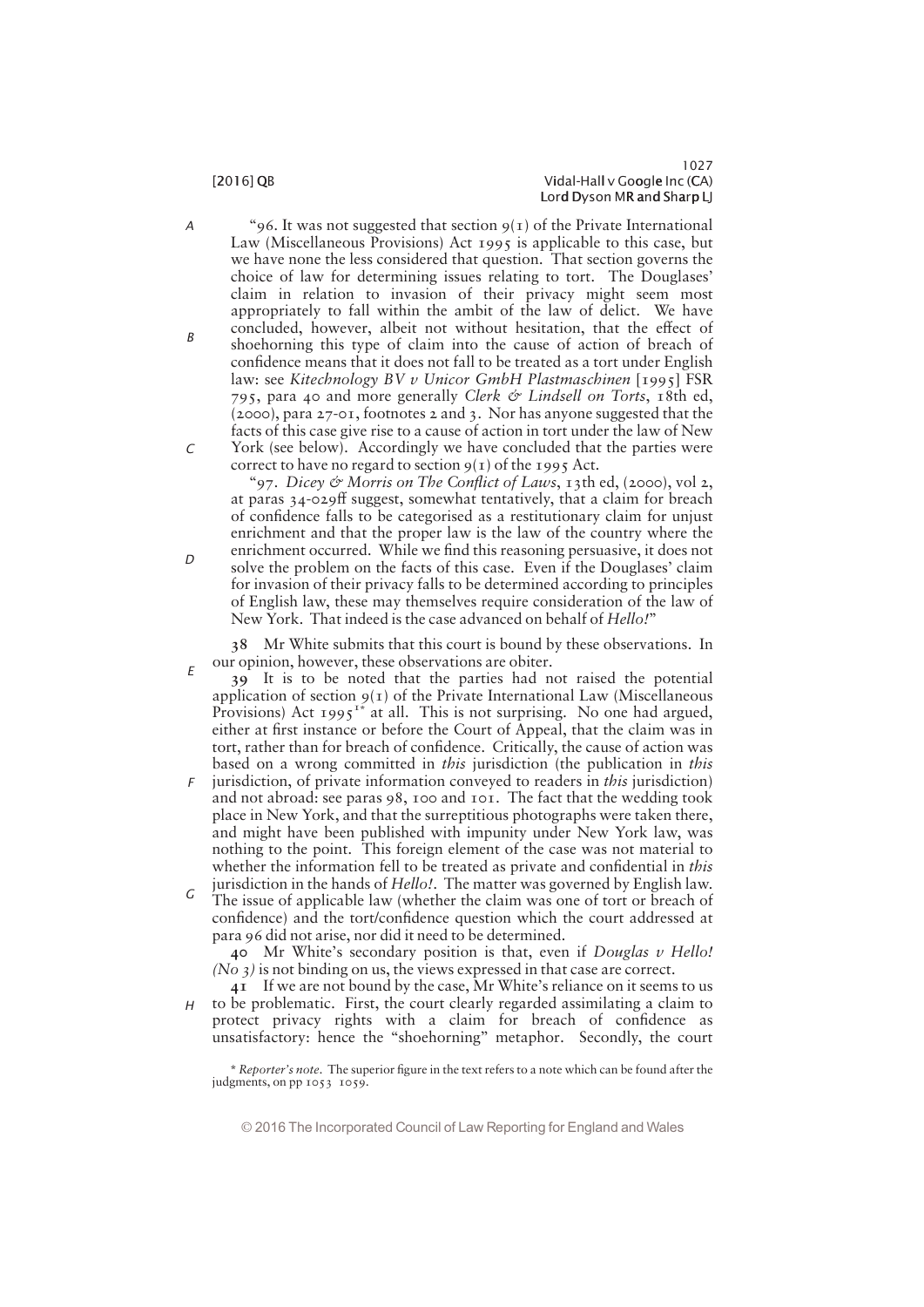"96. It was not suggested that section 9(1) of the Private International Law (Miscellaneous Provisions) Act 1995 is applicable to this case, but we have none the less considered that question. That section governs the choice of law for determining issues relating to tort. The Douglases' claim in relation to invasion of their privacy might seem most appropriately to fall within the ambit of the law of delict. We have concluded, however, albeit not without hesitation, that the effect of shoehorning this type of claim into the cause of action of breach of confidence means that it does not fall to be treated as a tort under English law: see *Kitechnology BV v Unicor GmbH Plastmaschinen* [1995] FSR 795, para 40 and more generally *Clerk & Lindsell on Torts*, 18th ed, (2000), para 27-01, footnotes 2 and 3. Nor has anyone suggested that the facts of this case give rise to a cause of action in tort under the law of New York (see below). Accordingly we have concluded that the parties were correct to have no regard to section 9(1) of the 1995 Act.

"97. *Dicey & Morris on The Conflict of Laws*, 13th ed, (2000), vol 2, at paras 34-029ff suggest, somewhat tentatively, that a claim for breach of confidence falls to be categorised as a restitutionary claim for unjust enrichment and that the proper law is the law of the country where the enrichment occurred. While we find this reasoning persuasive, it does not solve the problem on the facts of this case. Even if the Douglases' claim for invasion of their privacy falls to be determined according to principles of English law, these may themselves require consideration of the law of New York. That indeed is the case advanced on behalf of *Hello!*"

**38** Mr White submits that this court is bound by these observations. In our opinion, however, these observations are obiter.

**39** It is to be noted that the parties had not raised the potential application of section 9(1) of the Private International Law (Miscellaneous Provisions) Act 1995[1*] at all. This is not surprising. No one had argued, either at first instance or before the Court of Appeal, that the claim was in tort, rather than for breach of confidence. Critically, the cause of action was based on a wrong committed in *this* jurisdiction (the publication in *this* jurisdiction, of private information conveyed to readers in *this* jurisdiction) and not abroad: see paras 98, 100 and 101. The fact that the wedding took place in New York, and that the surreptitious photographs were taken there, and might have been published with impunity under New York law, was nothing to the point. This foreign element of the case was not material to whether the information fell to be treated as private and confidential in *this* jurisdiction in the hands of *Hello!*. The matter was governed by English law. The issue of applicable law (whether the claim was one of tort or breach of confidence) and the tort/confidence question which the court addressed at para 96 did not arise, nor did it need to be determined.

**40** Mr White's secondary position is that, even if *Douglas v Hello! (No 3)* is not binding on us, the views expressed in that case are correct.

**41** If we are not bound by the case, Mr White's reliance on it seems to us to be problematic. First, the court clearly regarded assimilating a claim to protect privacy rights with a claim for breach of confidence as unsatisfactory: hence the "shoehorning" metaphor. Secondly, the court

\* *Reporter's note*. The superior figure in the text refers to a note which can be found after the judgments, on pp 1053–1059.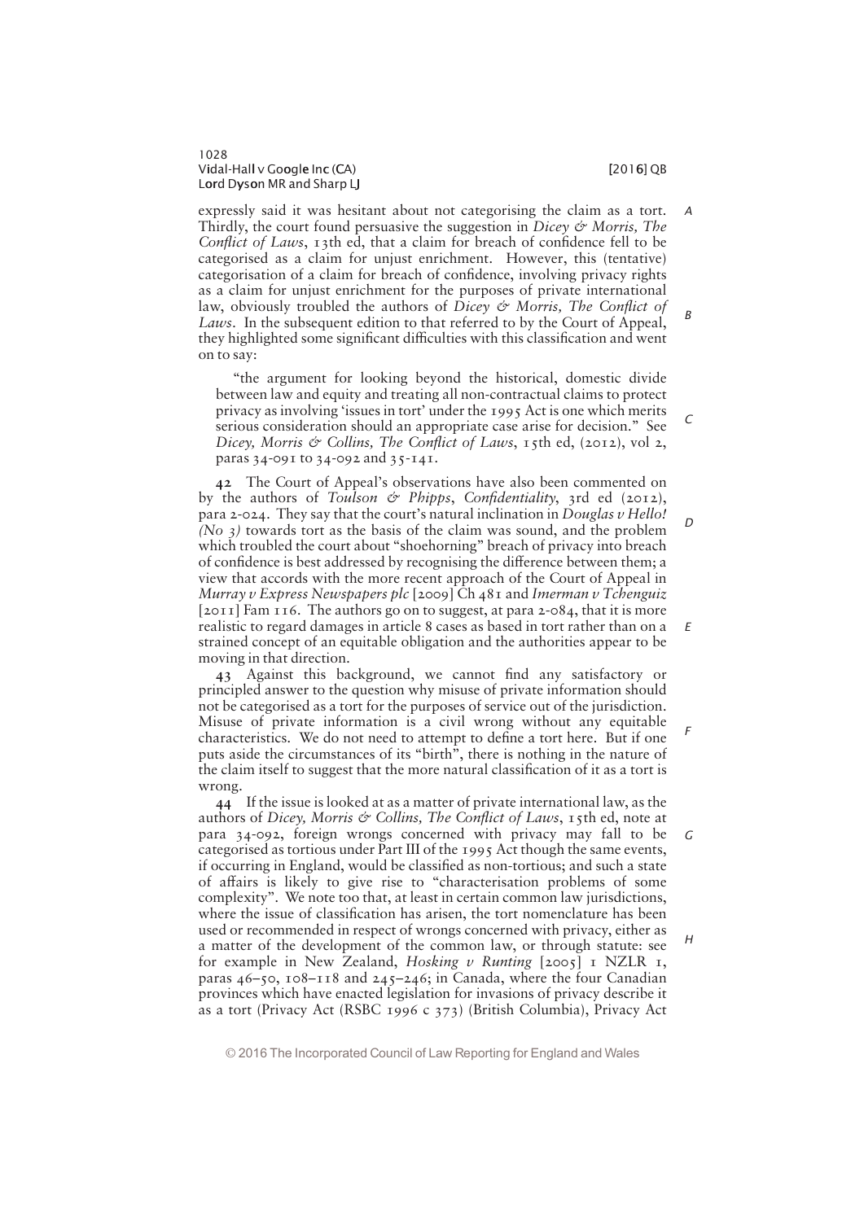expressly said it was hesitant about not categorising the claim as a tort. Thirdly, the court found persuasive the suggestion in *Dicey & Morris, The Conflict of Laws*, 13th ed, that a claim for breach of confidence fell to be categorised as a claim for unjust enrichment. However, this (tentative) categorisation of a claim for breach of confidence, involving privacy rights as a claim for unjust enrichment for the purposes of private international law, obviously troubled the authors of *Dicey & Morris, The Conflict of Laws*. In the subsequent edition to that referred to by the Court of Appeal, they highlighted some significant difficulties with this classification and went on to say:

> "the argument for looking beyond the historical, domestic divide between law and equity and treating all non-contractual claims to protect privacy as involving 'issues in tort' under the 1995 Act is one which merits serious consideration should an appropriate case arise for decision." See *Dicey, Morris & Collins, The Conflict of Laws*, 15th ed, (2012), vol 2, paras 34-091 to 34-092 and 35-141.

**42** The Court of Appeal's observations have also been commented on by the authors of *Toulson & Phipps*, *Confidentiality*, 3rd ed (2012), para 2-024. They say that the court's natural inclination in *Douglas v Hello! (No 3)* towards tort as the basis of the claim was sound, and the problem which troubled the court about "shoehorning" breach of privacy into breach of confidence is best addressed by recognising the difference between them; a view that accords with the more recent approach of the Court of Appeal in *Murray v Express Newspapers plc* [2009] Ch 481 and *Imerman v Tchenguiz* [2011] Fam 116. The authors go on to suggest, at para 2-084, that it is more realistic to regard damages in article 8 cases as based in tort rather than on a strained concept of an equitable obligation and the authorities appear to be moving in that direction.

**43** Against this background, we cannot find any satisfactory or principled answer to the question why misuse of private information should not be categorised as a tort for the purposes of service out of the jurisdiction. Misuse of private information is a civil wrong without any equitable characteristics. We do not need to attempt to define a tort here. But if one puts aside the circumstances of its "birth", there is nothing in the nature of the claim itself to suggest that the more natural classification of it as a tort is wrong.

**44** If the issue is looked at as a matter of private international law, as the authors of *Dicey, Morris & Collins, The Conflict of Laws*, 15th ed, note at para 34-092, foreign wrongs concerned with privacy may fall to be categorised as tortious under Part III of the 1995 Act though the same events, if occurring in England, would be classified as non-tortious; and such a state of affairs is likely to give rise to "characterisation problems of some complexity". We note too that, at least in certain common law jurisdictions, where the issue of classification has arisen, the tort nomenclature has been used or recommended in respect of wrongs concerned with privacy, either as a matter of the development of the common law, or through statute: see for example in New Zealand, *Hosking v Runting* [2005] 1 NZLR 1, paras 46–50, 108–118 and 245–246; in Canada, where the four Canadian provinces which have enacted legislation for invasions of privacy describe it as a tort (Privacy Act (RSBC 1996 c 373) (British Columbia), Privacy Act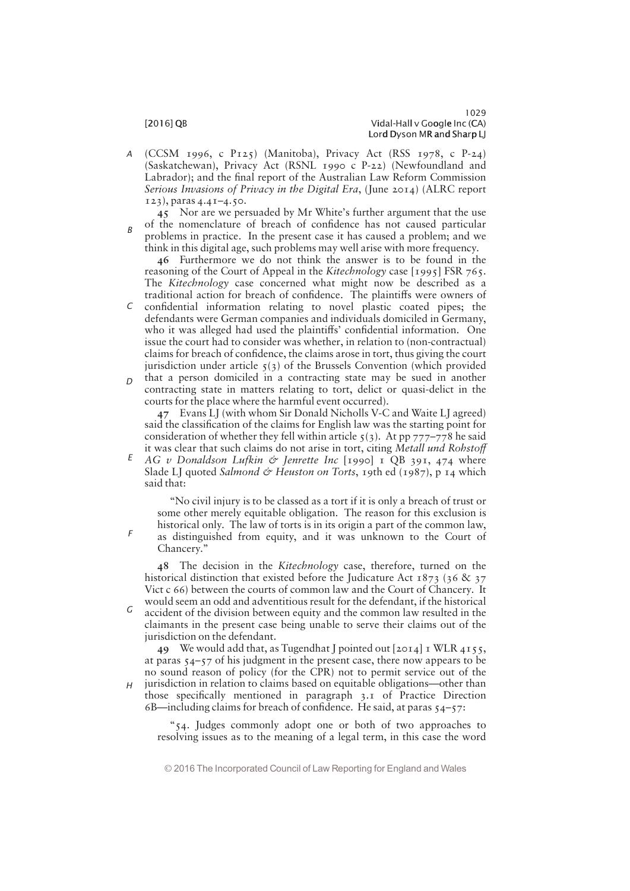(CCSM 1996, c P125) (Manitoba), Privacy Act (RSS 1978, c P-24) (Saskatchewan), Privacy Act (RSNL 1990 c P-22) (Newfoundland and Labrador); and the final report of the Australian Law Reform Commission *Serious Invasions of Privacy in the Digital Era*, (June 2014) (ALRC report 123), paras 4.41–4.50.

**45** Nor are we persuaded by Mr White's further argument that the use of the nomenclature of breach of confidence has not caused particular problems in practice. In the present case it has caused a problem; and we think in this digital age, such problems may well arise with more frequency.

**46** Furthermore we do not think the answer is to be found in the reasoning of the Court of Appeal in the *Kitechnology* case [1995] FSR 765. The *Kitechnology* case concerned what might now be described as a traditional action for breach of confidence. The plaintiffs were owners of confidential information relating to novel plastic coated pipes; the defendants were German companies and individuals domiciled in Germany, who it was alleged had used the plaintiffs' confidential information. One issue the court had to consider was whether, in relation to (non-contractual) claims for breach of confidence, the claims arose in tort, thus giving the court jurisdiction under article 5(3) of the Brussels Convention (which provided that a person domiciled in a contracting state may be sued in another contracting state in matters relating to tort, delict or quasi-delict in the courts for the place where the harmful event occurred).

**47** Evans LJ (with whom Sir Donald Nicholls V-C and Waite LJ agreed) said the classification of the claims for English law was the starting point for consideration of whether they fell within article 5(3). At pp 777–778 he said it was clear that such claims do not arise in tort, citing *Metall und Rohstoff AG v Donaldson Lufkin & Jenrette Inc* [1990] 1 QB 391, 474 where Slade LJ quoted *Salmond & Heuston on Torts*, 19th ed (1987), p 14 which said that:

> "No civil injury is to be classed as a tort if it is only a breach of trust or some other merely equitable obligation. The reason for this exclusion is historical only. The law of torts is in its origin a part of the common law, as distinguished from equity, and it was unknown to the Court of Chancery."

**48** The decision in the *Kitechnology* case, therefore, turned on the historical distinction that existed before the Judicature Act 1873 (36 & 37 Vict c 66) between the courts of common law and the Court of Chancery. It would seem an odd and adventitious result for the defendant, if the historical accident of the division between equity and the common law resulted in the claimants in the present case being unable to serve their claims out of the jurisdiction on the defendant.

**49** We would add that, as Tugendhat J pointed out [2014] 1 WLR 4155, at paras 54–57 of his judgment in the present case, there now appears to be no sound reason of policy (for the CPR) not to permit service out of the jurisdiction in relation to claims based on equitable obligations—other than those specifically mentioned in paragraph 3.1 of Practice Direction 6B—including claims for breach of confidence. He said, at paras 54–57:

> "54. Judges commonly adopt one or both of two approaches to resolving issues as to the meaning of a legal term, in this case the word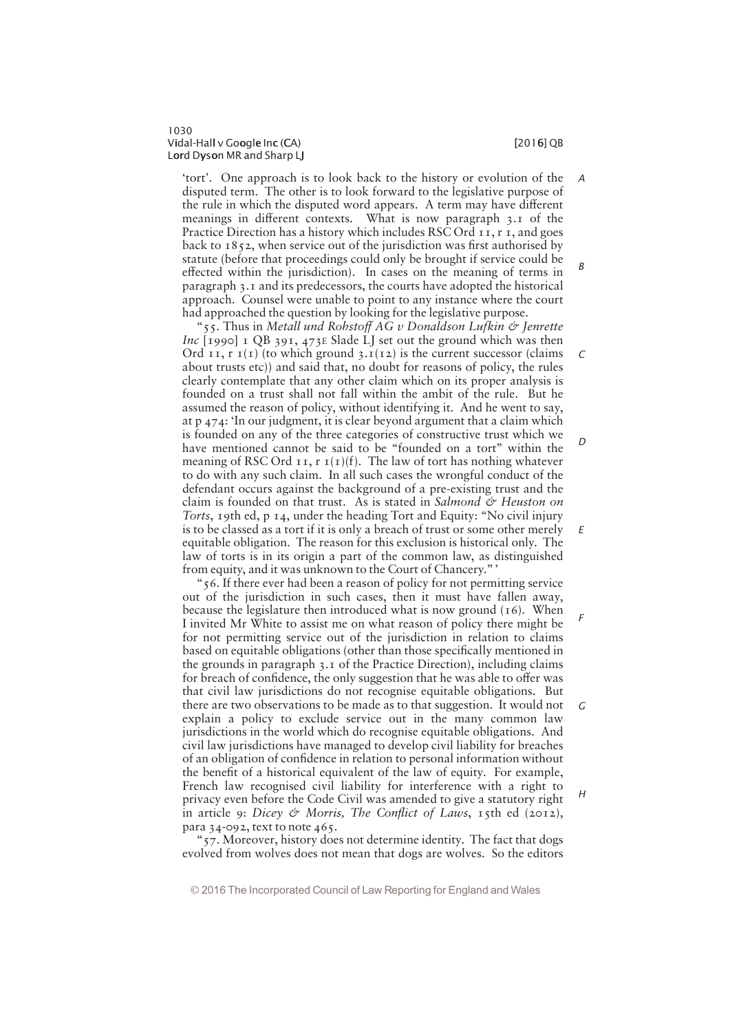'tort'. One approach is to look back to the history or evolution of the disputed term. The other is to look forward to the legislative purpose of the rule in which the disputed word appears. A term may have different meanings in different contexts. What is now paragraph 3.1 of the Practice Direction has a history which includes RSC Ord 11, r 1, and goes back to 1852, when service out of the jurisdiction was first authorised by statute (before that proceedings could only be brought if service could be effected within the jurisdiction). In cases on the meaning of terms in paragraph 3.1 and its predecessors, the courts have adopted the historical approach. Counsel were unable to point to any instance where the court had approached the question by looking for the legislative purpose.

"55. Thus in *Metall und Rohstoff AG v Donaldson Lufkin & Jenrette Inc* [1990] 1 QB 391, 473E Slade LJ set out the ground which was then Ord 11, r 1(1) (to which ground 3.1(12) is the current successor (claims about trusts etc)) and said that, no doubt for reasons of policy, the rules clearly contemplate that any other claim which on its proper analysis is founded on a trust shall not fall within the ambit of the rule. But he assumed the reason of policy, without identifying it. And he went to say, at p 474: 'In our judgment, it is clear beyond argument that a claim which is founded on any of the three categories of constructive trust which we have mentioned cannot be said to be "founded on a tort" within the meaning of RSC Ord 11, r 1(1)(f). The law of tort has nothing whatever to do with any such claim. In all such cases the wrongful conduct of the defendant occurs against the background of a pre-existing trust and the claim is founded on that trust. As is stated in *Salmond & Heuston on Torts*, 19th ed, p 14, under the heading Tort and Equity: "No civil injury is to be classed as a tort if it is only a breach of trust or some other merely equitable obligation. The reason for this exclusion is historical only. The law of torts is in its origin a part of the common law, as distinguished from equity, and it was unknown to the Court of Chancery." '

"56. If there ever had been a reason of policy for not permitting service out of the jurisdiction in such cases, then it must have fallen away, because the legislature then introduced what is now ground (16). When I invited Mr White to assist me on what reason of policy there might be for not permitting service out of the jurisdiction in relation to claims based on equitable obligations (other than those specifically mentioned in the grounds in paragraph 3.1 of the Practice Direction), including claims for breach of confidence, the only suggestion that he was able to offer was that civil law jurisdictions do not recognise equitable obligations. But there are two observations to be made as to that suggestion. It would not explain a policy to exclude service out in the many common law jurisdictions in the world which do recognise equitable obligations. And civil law jurisdictions have managed to develop civil liability for breaches of an obligation of confidence in relation to personal information without the benefit of a historical equivalent of the law of equity. For example, French law recognised civil liability for interference with a right to privacy even before the Code Civil was amended to give a statutory right in article 9: *Dicey & Morris, The Conflict of Laws*, 15th ed (2012), para 34-092, text to note 465.

"57. Moreover, history does not determine identity. The fact that dogs evolved from wolves does not mean that dogs are wolves. So the editors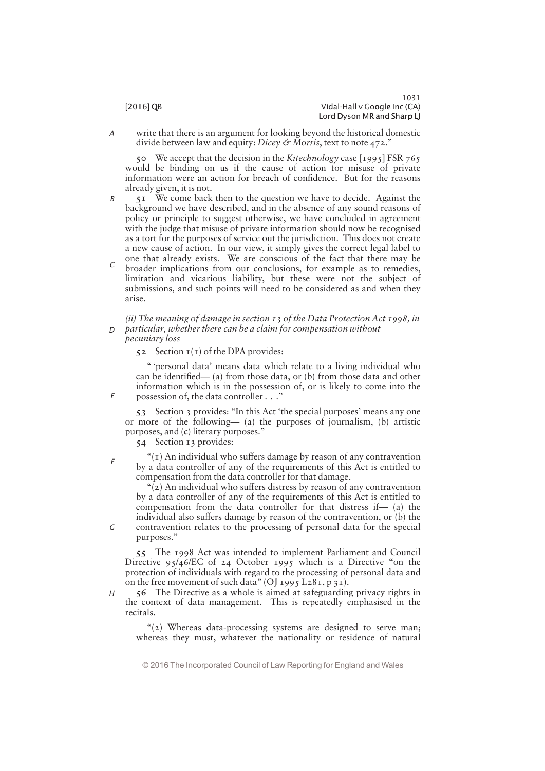write that there is an argument for looking beyond the historical domestic divide between law and equity: *Dicey & Morris*, text to note 472."

50 We accept that the decision in the *Kitechnology* case [1995] FSR 765 would be binding on us if the cause of action for misuse of private information were an action for breach of confidence. But for the reasons already given, it is not.

51 We come back then to the question we have to decide. Against the background we have described, and in the absence of any sound reasons of policy or principle to suggest otherwise, we have concluded in agreement with the judge that misuse of private information should now be recognised as a tort for the purposes of service out the jurisdiction. This does not create a new cause of action. In our view, it simply gives the correct legal label to one that already exists. We are conscious of the fact that there may be broader implications from our conclusions, for example as to remedies, limitation and vicarious liability, but these were not the subject of submissions, and such points will need to be considered as and when they arise.

*(ii) The meaning of damage in section 13 of the Data Protection Act 1998, in particular, whether there can be a claim for compensation without pecuniary loss*

52 Section 1(1) of the DPA provides:

> "'personal data' means data which relate to a living individual who can be identified— (a) from those data, or (b) from those data and other information which is in the possession of, or is likely to come into the possession of, the data controller . . ."

53 Section 3 provides: "In this Act 'the special purposes' means any one or more of the following— (a) the purposes of journalism, (b) artistic purposes, and (c) literary purposes."

54 Section 13 provides:

> "(1) An individual who suffers damage by reason of any contravention by a data controller of any of the requirements of this Act is entitled to compensation from the data controller for that damage.
>
> "(2) An individual who suffers distress by reason of any contravention by a data controller of any of the requirements of this Act is entitled to compensation from the data controller for that distress if— (a) the individual also suffers damage by reason of the contravention, or (b) the contravention relates to the processing of personal data for the special purposes."

55 The 1998 Act was intended to implement Parliament and Council Directive 95/46/EC of 24 October 1995 which is a Directive "on the protection of individuals with regard to the processing of personal data and on the free movement of such data" (OJ 1995 L281, p 31).

56 The Directive as a whole is aimed at safeguarding privacy rights in the context of data management. This is repeatedly emphasised in the recitals.

> "(2) Whereas data-processing systems are designed to serve man; whereas they must, whatever the nationality or residence of natural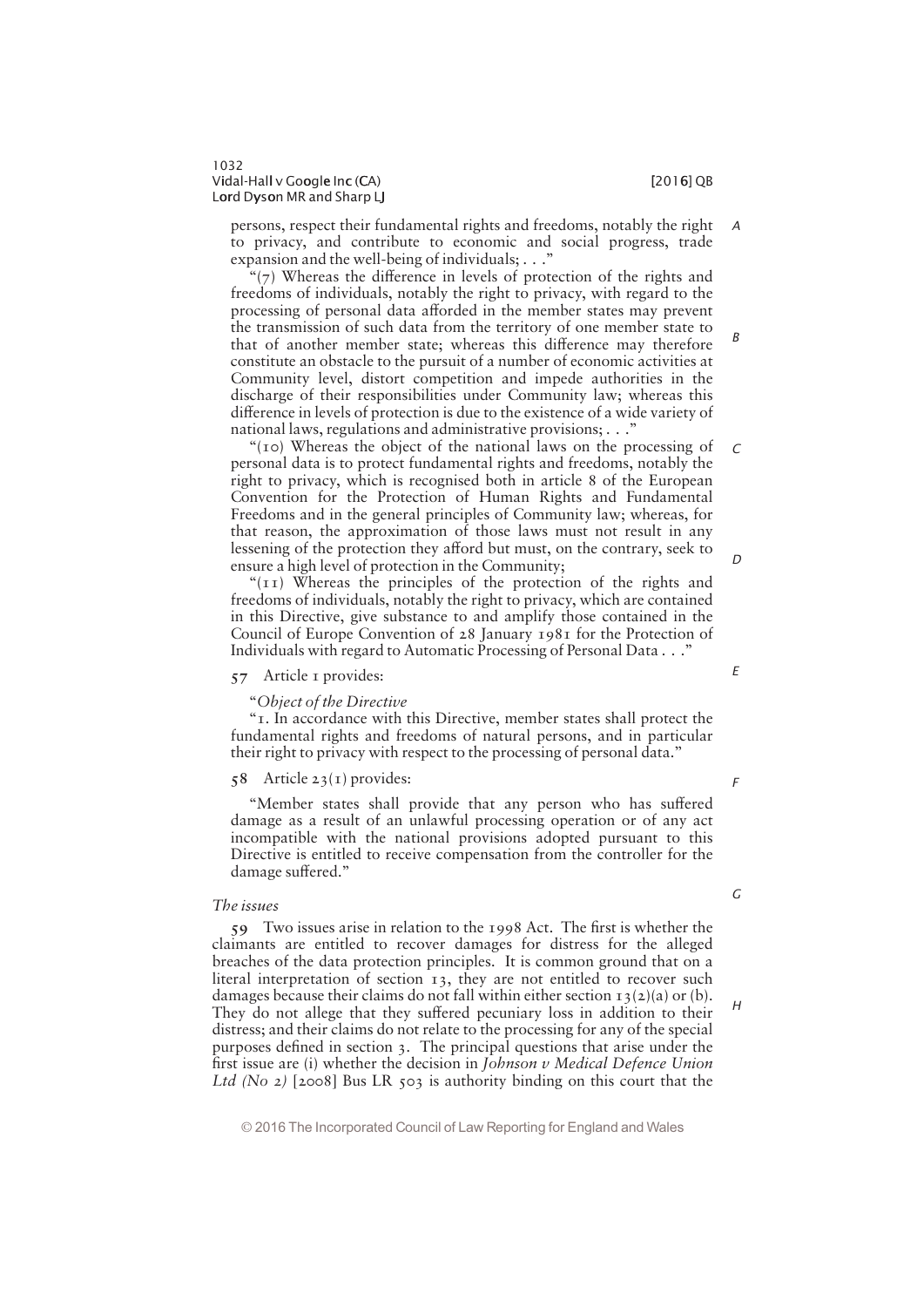persons, respect their fundamental rights and freedoms, notably the right to privacy, and contribute to economic and social progress, trade expansion and the well-being of individuals; . . ."

"(7) Whereas the difference in levels of protection of the rights and freedoms of individuals, notably the right to privacy, with regard to the processing of personal data afforded in the member states may prevent the transmission of such data from the territory of one member state to that of another member state; whereas this difference may therefore constitute an obstacle to the pursuit of a number of economic activities at Community level, distort competition and impede authorities in the discharge of their responsibilities under Community law; whereas this difference in levels of protection is due to the existence of a wide variety of national laws, regulations and administrative provisions; . . ."

"(10) Whereas the object of the national laws on the processing of personal data is to protect fundamental rights and freedoms, notably the right to privacy, which is recognised both in article 8 of the European Convention for the Protection of Human Rights and Fundamental Freedoms and in the general principles of Community law; whereas, for that reason, the approximation of those laws must not result in any lessening of the protection they afford but must, on the contrary, seek to ensure a high level of protection in the Community;

"(11) Whereas the principles of the protection of the rights and freedoms of individuals, notably the right to privacy, which are contained in this Directive, give substance to and amplify those contained in the Council of Europe Convention of 28 January 1981 for the Protection of Individuals with regard to Automatic Processing of Personal Data . . ."

**57** Article 1 provides:

"*Object of the Directive*

"1. In accordance with this Directive, member states shall protect the fundamental rights and freedoms of natural persons, and in particular their right to privacy with respect to the processing of personal data."

**58** Article 23(1) provides:

"Member states shall provide that any person who has suffered damage as a result of an unlawful processing operation or of any act incompatible with the national provisions adopted pursuant to this Directive is entitled to receive compensation from the controller for the damage suffered."

*The issues*

**59** Two issues arise in relation to the 1998 Act. The first is whether the claimants are entitled to recover damages for distress for the alleged breaches of the data protection principles. It is common ground that on a literal interpretation of section 13, they are not entitled to recover such damages because their claims do not fall within either section 13(2)(a) or (b). They do not allege that they suffered pecuniary loss in addition to their distress; and their claims do not relate to the processing for any of the special purposes defined in section 3. The principal questions that arise under the first issue are (i) whether the decision in *Johnson v Medical Defence Union Ltd (No 2)* [2008] Bus LR 503 is authority binding on this court that the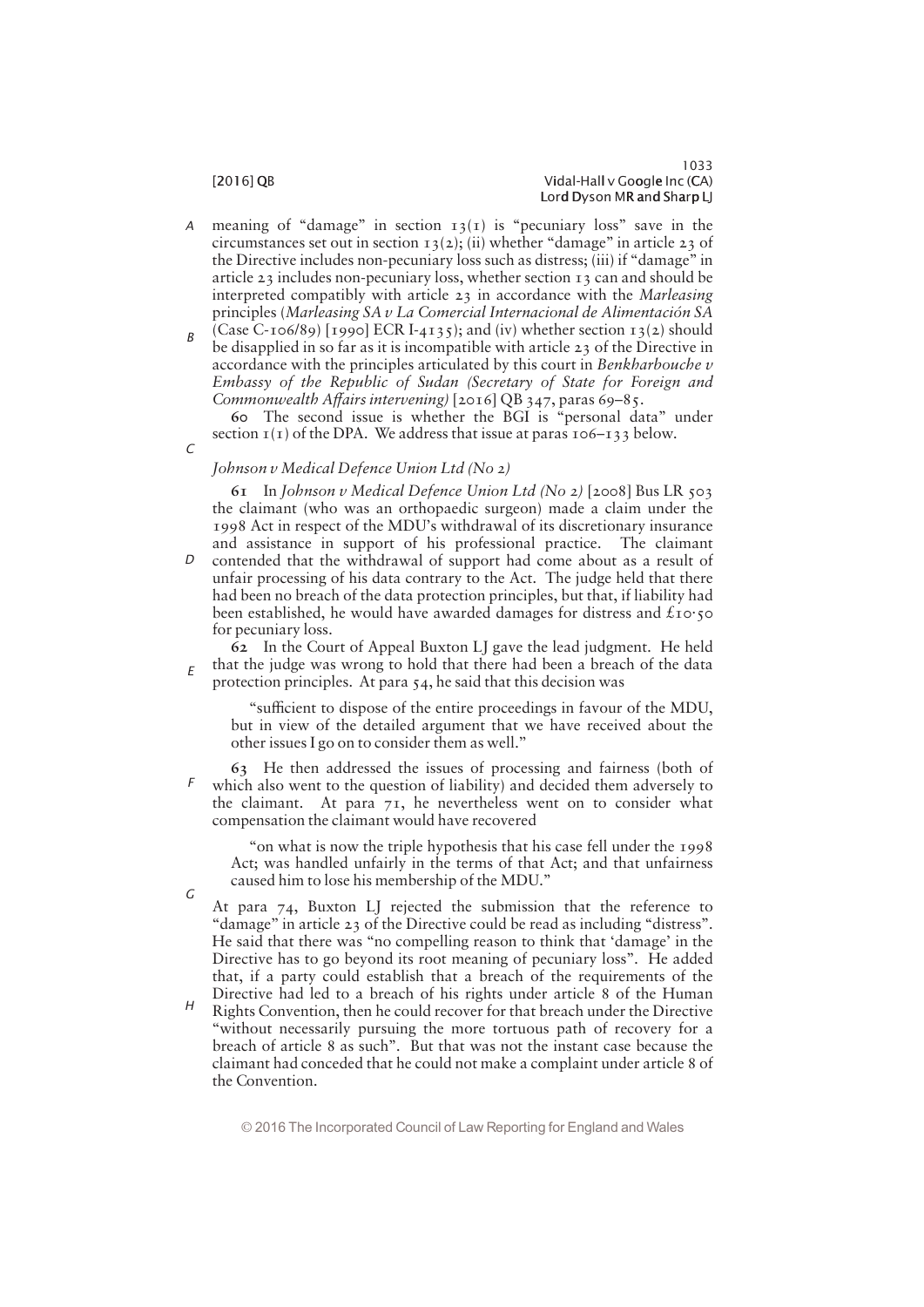meaning of "damage" in section 13(1) is "pecuniary loss" save in the circumstances set out in section 13(2); (ii) whether "damage" in article 23 of the Directive includes non-pecuniary loss such as distress; (iii) if "damage" in article 23 includes non-pecuniary loss, whether section 13 can and should be interpreted compatibly with article 23 in accordance with the *Marleasing* principles (*Marleasing SA v La Comercial Internacional de Alimentación SA* (Case C-106/89) [1990] ECR I-4135); and (iv) whether section 13(2) should be disapplied in so far as it is incompatible with article 23 of the Directive in accordance with the principles articulated by this court in *Benkharbouche v Embassy of the Republic of Sudan (Secretary of State for Foreign and Commonwealth Affairs intervening)* [2016] QB 347, paras 69–85.

**60** The second issue is whether the BGI is "personal data" under section 1(1) of the DPA. We address that issue at paras 106–133 below.

*Johnson v Medical Defence Union Ltd (No 2)*

**61** In *Johnson v Medical Defence Union Ltd (No 2)* [2008] Bus LR 503 the claimant (who was an orthopaedic surgeon) made a claim under the 1998 Act in respect of the MDU's withdrawal of its discretionary insurance and assistance in support of his professional practice. The claimant contended that the withdrawal of support had come about as a result of unfair processing of his data contrary to the Act. The judge held that there had been no breach of the data protection principles, but that, if liability had been established, he would have awarded damages for distress and £10·50 for pecuniary loss.

**62** In the Court of Appeal Buxton LJ gave the lead judgment. He held that the judge was wrong to hold that there had been a breach of the data protection principles. At para 54, he said that this decision was

> "sufficient to dispose of the entire proceedings in favour of the MDU, but in view of the detailed argument that we have received about the other issues I go on to consider them as well."

**63** He then addressed the issues of processing and fairness (both of which also went to the question of liability) and decided them adversely to the claimant. At para 71, he nevertheless went on to consider what compensation the claimant would have recovered

> "on what is now the triple hypothesis that his case fell under the 1998 Act; was handled unfairly in the terms of that Act; and that unfairness caused him to lose his membership of the MDU."

At para 74, Buxton LJ rejected the submission that the reference to "damage" in article 23 of the Directive could be read as including "distress". He said that there was "no compelling reason to think that 'damage' in the Directive has to go beyond its root meaning of pecuniary loss". He added that, if a party could establish that a breach of the requirements of the Directive had led to a breach of his rights under article 8 of the Human Rights Convention, then he could recover for that breach under the Directive "without necessarily pursuing the more tortuous path of recovery for a breach of article 8 as such". But that was not the instant case because the claimant had conceded that he could not make a complaint under article 8 of the Convention.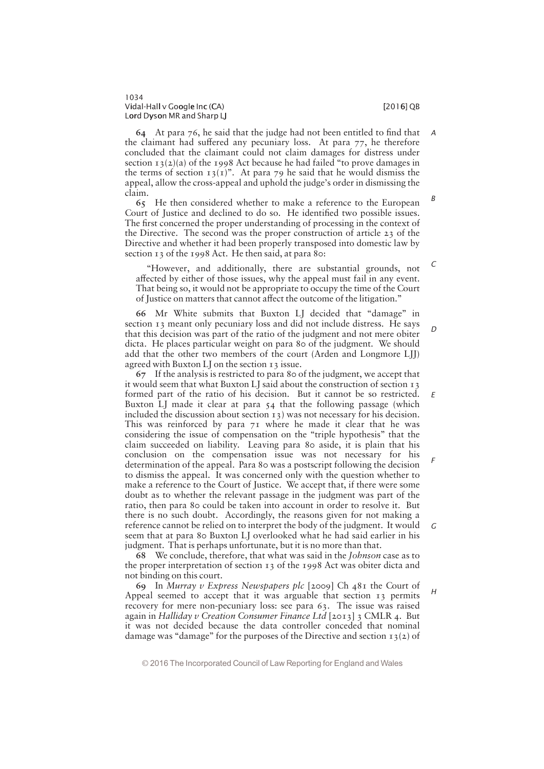**64** At para 76, he said that the judge had not been entitled to find that the claimant had suffered any pecuniary loss. At para 77, he therefore concluded that the claimant could not claim damages for distress under section 13(2)(a) of the 1998 Act because he had failed "to prove damages in the terms of section 13(1)". At para 79 he said that he would dismiss the appeal, allow the cross-appeal and uphold the judge's order in dismissing the claim.

**65** He then considered whether to make a reference to the European Court of Justice and declined to do so. He identified two possible issues. The first concerned the proper understanding of processing in the context of the Directive. The second was the proper construction of article 23 of the Directive and whether it had been properly transposed into domestic law by section 13 of the 1998 Act. He then said, at para 80:

> "However, and additionally, there are substantial grounds, not affected by either of those issues, why the appeal must fail in any event. That being so, it would not be appropriate to occupy the time of the Court of Justice on matters that cannot affect the outcome of the litigation."

**66** Mr White submits that Buxton LJ decided that "damage" in section 13 meant only pecuniary loss and did not include distress. He says that this decision was part of the ratio of the judgment and not mere obiter dicta. He places particular weight on para 80 of the judgment. We should add that the other two members of the court (Arden and Longmore LJJ) agreed with Buxton LJ on the section 13 issue.

**67** If the analysis is restricted to para 80 of the judgment, we accept that it would seem that what Buxton LJ said about the construction of section 13 formed part of the ratio of his decision. But it cannot be so restricted. Buxton LJ made it clear at para 54 that the following passage (which included the discussion about section 13) was not necessary for his decision. This was reinforced by para 71 where he made it clear that he was considering the issue of compensation on the "triple hypothesis" that the claim succeeded on liability. Leaving para 80 aside, it is plain that his conclusion on the compensation issue was not necessary for his determination of the appeal. Para 80 was a postscript following the decision to dismiss the appeal. It was concerned only with the question whether to make a reference to the Court of Justice. We accept that, if there were some doubt as to whether the relevant passage in the judgment was part of the ratio, then para 80 could be taken into account in order to resolve it. But there is no such doubt. Accordingly, the reasons given for not making a reference cannot be relied on to interpret the body of the judgment. It would seem that at para 80 Buxton LJ overlooked what he had said earlier in his judgment. That is perhaps unfortunate, but it is no more than that.

**68** We conclude, therefore, that what was said in the *Johnson* case as to the proper interpretation of section 13 of the 1998 Act was obiter dicta and not binding on this court.

**69** In *Murray v Express Newspapers plc* [2009] Ch 481 the Court of Appeal seemed to accept that it was arguable that section 13 permits recovery for mere non-pecuniary loss: see para 63. The issue was raised again in *Halliday v Creation Consumer Finance Ltd* [2013] 3 CMLR 4. But it was not decided because the data controller conceded that nominal damage was "damage" for the purposes of the Directive and section 13(2) of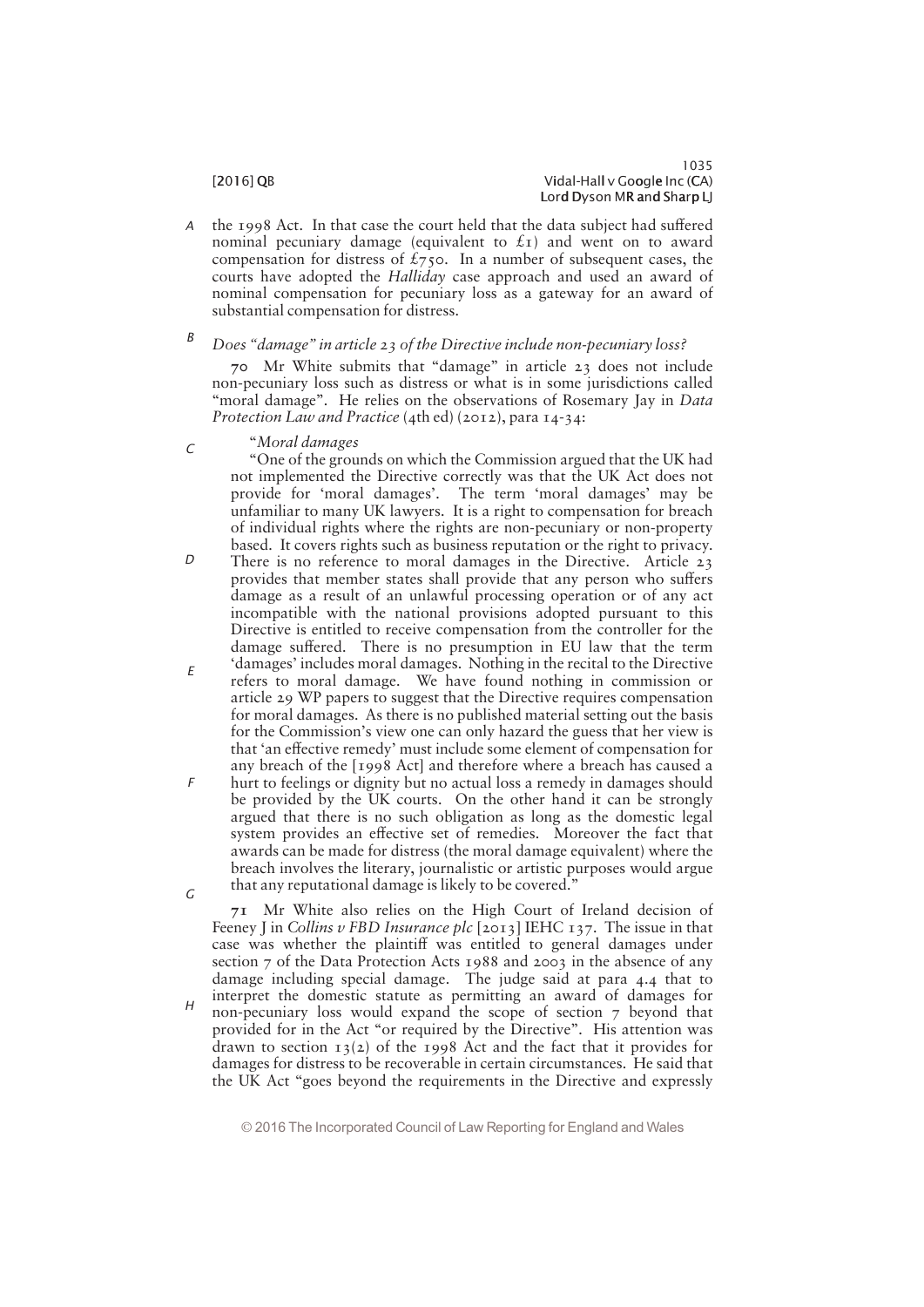the 1998 Act. In that case the court held that the data subject had suffered nominal pecuniary damage (equivalent to £1) and went on to award compensation for distress of £750. In a number of subsequent cases, the courts have adopted the *Halliday* case approach and used an award of nominal compensation for pecuniary loss as a gateway for an award of substantial compensation for distress.

*Does "damage" in article 23 of the Directive include non-pecuniary loss?*

70 Mr White submits that "damage" in article 23 does not include non-pecuniary loss such as distress or what is in some jurisdictions called "moral damage". He relies on the observations of Rosemary Jay in *Data Protection Law and Practice* (4th ed) (2012), para 14-34:

> "*Moral damages*
>
> "One of the grounds on which the Commission argued that the UK had not implemented the Directive correctly was that the UK Act does not provide for 'moral damages'. The term 'moral damages' may be unfamiliar to many UK lawyers. It is a right to compensation for breach of individual rights where the rights are non-pecuniary or non-property based. It covers rights such as business reputation or the right to privacy. There is no reference to moral damages in the Directive. Article 23 provides that member states shall provide that any person who suffers damage as a result of an unlawful processing operation or of any act incompatible with the national provisions adopted pursuant to this Directive is entitled to receive compensation from the controller for the damage suffered. There is no presumption in EU law that the term 'damages' includes moral damages. Nothing in the recital to the Directive refers to moral damage. We have found nothing in commission or article 29 WP papers to suggest that the Directive requires compensation for moral damages. As there is no published material setting out the basis for the Commission's view one can only hazard the guess that her view is that 'an effective remedy' must include some element of compensation for any breach of the [1998 Act] and therefore where a breach has caused a hurt to feelings or dignity but no actual loss a remedy in damages should be provided by the UK courts. On the other hand it can be strongly argued that there is no such obligation as long as the domestic legal system provides an effective set of remedies. Moreover the fact that awards can be made for distress (the moral damage equivalent) where the breach involves the literary, journalistic or artistic purposes would argue that any reputational damage is likely to be covered."

71 Mr White also relies on the High Court of Ireland decision of Feeney J in *Collins v FBD Insurance plc* [2013] IEHC 137. The issue in that case was whether the plaintiff was entitled to general damages under section 7 of the Data Protection Acts 1988 and 2003 in the absence of any damage including special damage. The judge said at para 4.4 that to interpret the domestic statute as permitting an award of damages for non-pecuniary loss would expand the scope of section 7 beyond that provided for in the Act "or required by the Directive". His attention was drawn to section 13(2) of the 1998 Act and the fact that it provides for damages for distress to be recoverable in certain circumstances. He said that the UK Act "goes beyond the requirements in the Directive and expressly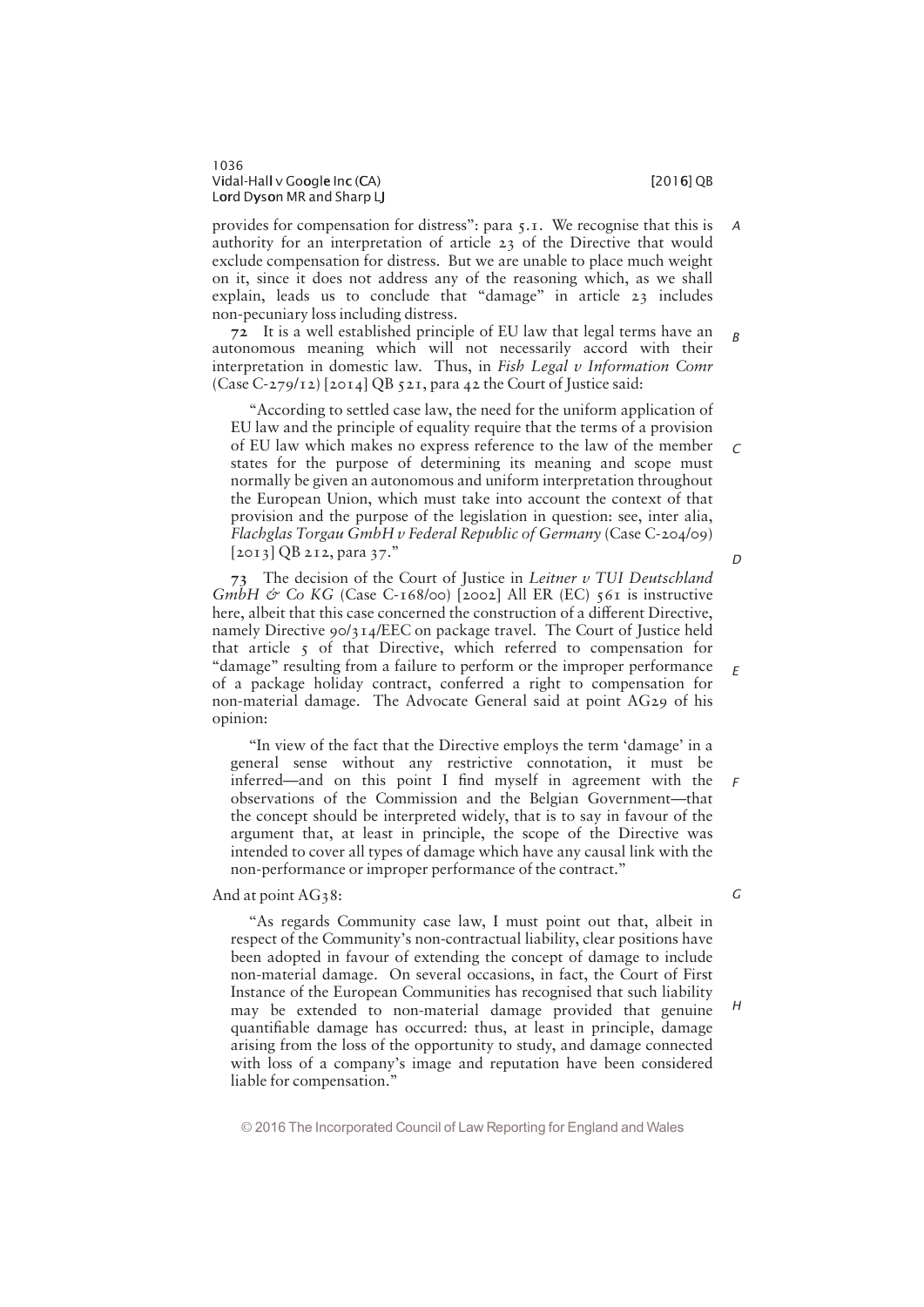provides for compensation for distress": para 5.1. We recognise that this is authority for an interpretation of article 23 of the Directive that would exclude compensation for distress. But we are unable to place much weight on it, since it does not address any of the reasoning which, as we shall explain, leads us to conclude that "damage" in article 23 includes non-pecuniary loss including distress.

72 It is a well established principle of EU law that legal terms have an autonomous meaning which will not necessarily accord with their interpretation in domestic law. Thus, in *Fish Legal v Information Comr* (Case C-279/12) [2014] QB 521, para 42 the Court of Justice said:

> "According to settled case law, the need for the uniform application of EU law and the principle of equality require that the terms of a provision of EU law which makes no express reference to the law of the member states for the purpose of determining its meaning and scope must normally be given an autonomous and uniform interpretation throughout the European Union, which must take into account the context of that provision and the purpose of the legislation in question: see, inter alia, *Flachglas Torgau GmbH v Federal Republic of Germany* (Case C-204/09) [2013] QB 212, para 37."

73 The decision of the Court of Justice in *Leitner v TUI Deutschland GmbH & Co KG* (Case C-168/00) [2002] All ER (EC) 561 is instructive here, albeit that this case concerned the construction of a different Directive, namely Directive 90/314/EEC on package travel. The Court of Justice held that article 5 of that Directive, which referred to compensation for "damage" resulting from a failure to perform or the improper performance of a package holiday contract, conferred a right to compensation for non-material damage. The Advocate General said at point AG29 of his opinion:

> "In view of the fact that the Directive employs the term 'damage' in a general sense without any restrictive connotation, it must be inferred—and on this point I find myself in agreement with the observations of the Commission and the Belgian Government—that the concept should be interpreted widely, that is to say in favour of the argument that, at least in principle, the scope of the Directive was intended to cover all types of damage which have any causal link with the non-performance or improper performance of the contract."

And at point AG38:

> "As regards Community case law, I must point out that, albeit in respect of the Community's non-contractual liability, clear positions have been adopted in favour of extending the concept of damage to include non-material damage. On several occasions, in fact, the Court of First Instance of the European Communities has recognised that such liability may be extended to non-material damage provided that genuine quantifiable damage has occurred: thus, at least in principle, damage arising from the loss of the opportunity to study, and damage connected with loss of a company's image and reputation have been considered liable for compensation."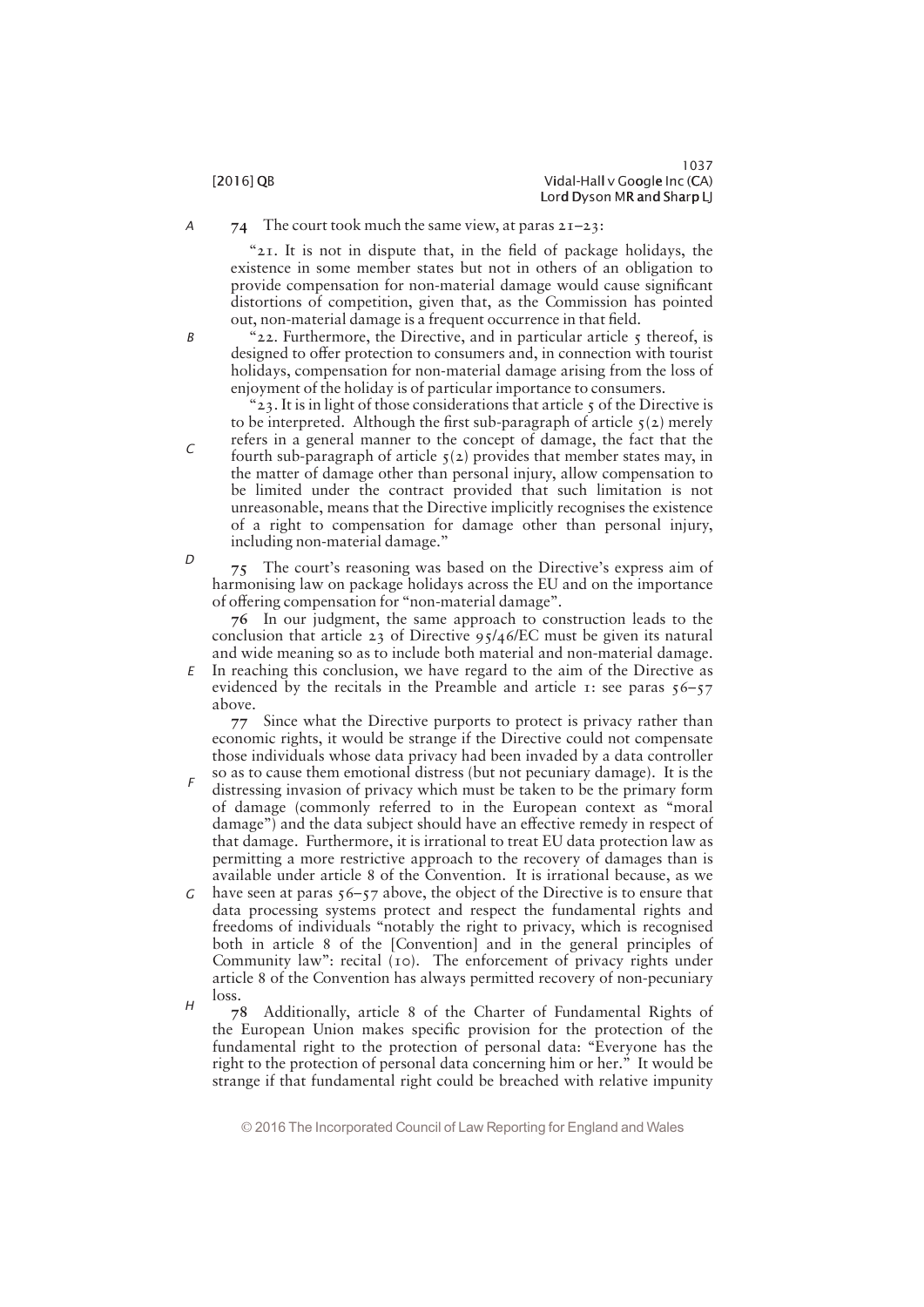**74** The court took much the same view, at paras 21–23:

> "21. It is not in dispute that, in the field of package holidays, the existence in some member states but not in others of an obligation to provide compensation for non-material damage would cause significant distortions of competition, given that, as the Commission has pointed out, non-material damage is a frequent occurrence in that field.
>
> "22. Furthermore, the Directive, and in particular article 5 thereof, is designed to offer protection to consumers and, in connection with tourist holidays, compensation for non-material damage arising from the loss of enjoyment of the holiday is of particular importance to consumers.
>
> "23. It is in light of those considerations that article 5 of the Directive is to be interpreted. Although the first sub-paragraph of article 5(2) merely refers in a general manner to the concept of damage, the fact that the fourth sub-paragraph of article 5(2) provides that member states may, in the matter of damage other than personal injury, allow compensation to be limited under the contract provided that such limitation is not unreasonable, means that the Directive implicitly recognises the existence of a right to compensation for damage other than personal injury, including non-material damage."

**75** The court's reasoning was based on the Directive's express aim of harmonising law on package holidays across the EU and on the importance of offering compensation for "non-material damage".

**76** In our judgment, the same approach to construction leads to the conclusion that article 23 of Directive 95/46/EC must be given its natural and wide meaning so as to include both material and non-material damage. In reaching this conclusion, we have regard to the aim of the Directive as evidenced by the recitals in the Preamble and article 1: see paras 56–57 above.

**77** Since what the Directive purports to protect is privacy rather than economic rights, it would be strange if the Directive could not compensate those individuals whose data privacy had been invaded by a data controller so as to cause them emotional distress (but not pecuniary damage). It is the distressing invasion of privacy which must be taken to be the primary form of damage (commonly referred to in the European context as "moral damage") and the data subject should have an effective remedy in respect of that damage. Furthermore, it is irrational to treat EU data protection law as permitting a more restrictive approach to the recovery of damages than is available under article 8 of the Convention. It is irrational because, as we have seen at paras 56–57 above, the object of the Directive is to ensure that data processing systems protect and respect the fundamental rights and freedoms of individuals "notably the right to privacy, which is recognised both in article 8 of the [Convention] and in the general principles of Community law": recital (10). The enforcement of privacy rights under article 8 of the Convention has always permitted recovery of non-pecuniary loss.

**78** Additionally, article 8 of the Charter of Fundamental Rights of the European Union makes specific provision for the protection of the fundamental right to the protection of personal data: "Everyone has the right to the protection of personal data concerning him or her." It would be strange if that fundamental right could be breached with relative impunity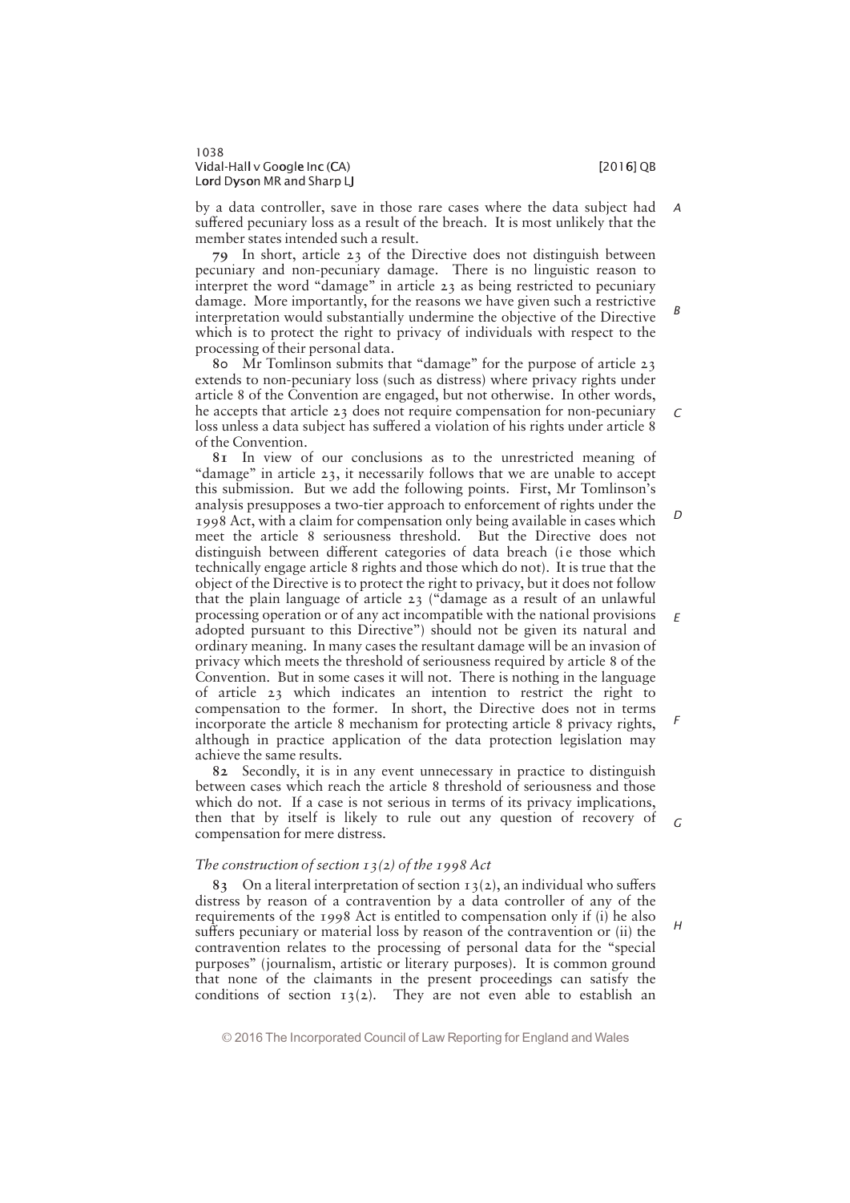by a data controller, save in those rare cases where the data subject had suffered pecuniary loss as a result of the breach. It is most unlikely that the member states intended such a result.

**79** In short, article 23 of the Directive does not distinguish between pecuniary and non-pecuniary damage. There is no linguistic reason to interpret the word "damage" in article 23 as being restricted to pecuniary damage. More importantly, for the reasons we have given such a restrictive interpretation would substantially undermine the objective of the Directive which is to protect the right to privacy of individuals with respect to the processing of their personal data.

**80** Mr Tomlinson submits that "damage" for the purpose of article 23 extends to non-pecuniary loss (such as distress) where privacy rights under article 8 of the Convention are engaged, but not otherwise. In other words, he accepts that article 23 does not require compensation for non-pecuniary loss unless a data subject has suffered a violation of his rights under article 8 of the Convention.

**81** In view of our conclusions as to the unrestricted meaning of "damage" in article 23, it necessarily follows that we are unable to accept this submission. But we add the following points. First, Mr Tomlinson's analysis presupposes a two-tier approach to enforcement of rights under the 1998 Act, with a claim for compensation only being available in cases which meet the article 8 seriousness threshold. But the Directive does not distinguish between different categories of data breach (i e those which technically engage article 8 rights and those which do not). It is true that the object of the Directive is to protect the right to privacy, but it does not follow that the plain language of article 23 ("damage as a result of an unlawful processing operation or of any act incompatible with the national provisions adopted pursuant to this Directive") should not be given its natural and ordinary meaning. In many cases the resultant damage will be an invasion of privacy which meets the threshold of seriousness required by article 8 of the Convention. But in some cases it will not. There is nothing in the language of article 23 which indicates an intention to restrict the right to compensation to the former. In short, the Directive does not in terms incorporate the article 8 mechanism for protecting article 8 privacy rights, although in practice application of the data protection legislation may achieve the same results.

**82** Secondly, it is in any event unnecessary in practice to distinguish between cases which reach the article 8 threshold of seriousness and those which do not. If a case is not serious in terms of its privacy implications, then that by itself is likely to rule out any question of recovery of compensation for mere distress.

*The construction of section 13(2) of the 1998 Act*

**83** On a literal interpretation of section 13(2), an individual who suffers distress by reason of a contravention by a data controller of any of the requirements of the 1998 Act is entitled to compensation only if (i) he also suffers pecuniary or material loss by reason of the contravention or (ii) the contravention relates to the processing of personal data for the "special purposes" (journalism, artistic or literary purposes). It is common ground that none of the claimants in the present proceedings can satisfy the conditions of section 13(2). They are not even able to establish an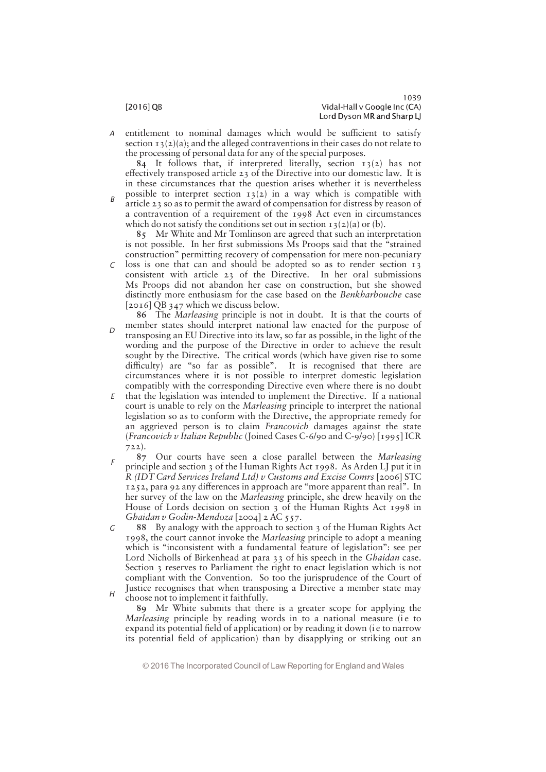entitlement to nominal damages which would be sufficient to satisfy section 13(2)(a); and the alleged contraventions in their cases do not relate to the processing of personal data for any of the special purposes.

**84** It follows that, if interpreted literally, section 13(2) has not effectively transposed article 23 of the Directive into our domestic law. It is in these circumstances that the question arises whether it is nevertheless possible to interpret section 13(2) in a way which is compatible with article 23 so as to permit the award of compensation for distress by reason of a contravention of a requirement of the 1998 Act even in circumstances which do not satisfy the conditions set out in section 13(2)(a) or (b).

**85** Mr White and Mr Tomlinson are agreed that such an interpretation is not possible. In her first submissions Ms Proops said that the "strained construction" permitting recovery of compensation for mere non-pecuniary loss is one that can and should be adopted so as to render section 13 consistent with article 23 of the Directive. In her oral submissions Ms Proops did not abandon her case on construction, but she showed distinctly more enthusiasm for the case based on the *Benkharbouche* case [2016] QB 347 which we discuss below.

**86** The *Marleasing* principle is not in doubt. It is that the courts of member states should interpret national law enacted for the purpose of transposing an EU Directive into its law, so far as possible, in the light of the wording and the purpose of the Directive in order to achieve the result sought by the Directive. The critical words (which have given rise to some difficulty) are "so far as possible". It is recognised that there are circumstances where it is not possible to interpret domestic legislation compatibly with the corresponding Directive even where there is no doubt that the legislation was intended to implement the Directive. If a national court is unable to rely on the *Marleasing* principle to interpret the national legislation so as to conform with the Directive, the appropriate remedy for an aggrieved person is to claim *Francovich* damages against the state (*Francovich v Italian Republic* (Joined Cases C-6/90 and C-9/90) [1995] ICR 722).

**87** Our courts have seen a close parallel between the *Marleasing* principle and section 3 of the Human Rights Act 1998. As Arden LJ put it in *R (IDT Card Services Ireland Ltd) v Customs and Excise Comrs* [2006] STC 1252, para 92 any differences in approach are "more apparent than real". In her survey of the law on the *Marleasing* principle, she drew heavily on the House of Lords decision on section 3 of the Human Rights Act 1998 in *Ghaidan v Godin-Mendoza* [2004] 2 AC 557.

**88** By analogy with the approach to section 3 of the Human Rights Act 1998, the court cannot invoke the *Marleasing* principle to adopt a meaning which is "inconsistent with a fundamental feature of legislation": see per Lord Nicholls of Birkenhead at para 33 of his speech in the *Ghaidan* case. Section 3 reserves to Parliament the right to enact legislation which is not compliant with the Convention. So too the jurisprudence of the Court of Justice recognises that when transposing a Directive a member state may choose not to implement it faithfully.

**89** Mr White submits that there is a greater scope for applying the *Marleasing* principle by reading words in to a national measure (i e to expand its potential field of application) or by reading it down (i e to narrow its potential field of application) than by disapplying or striking out an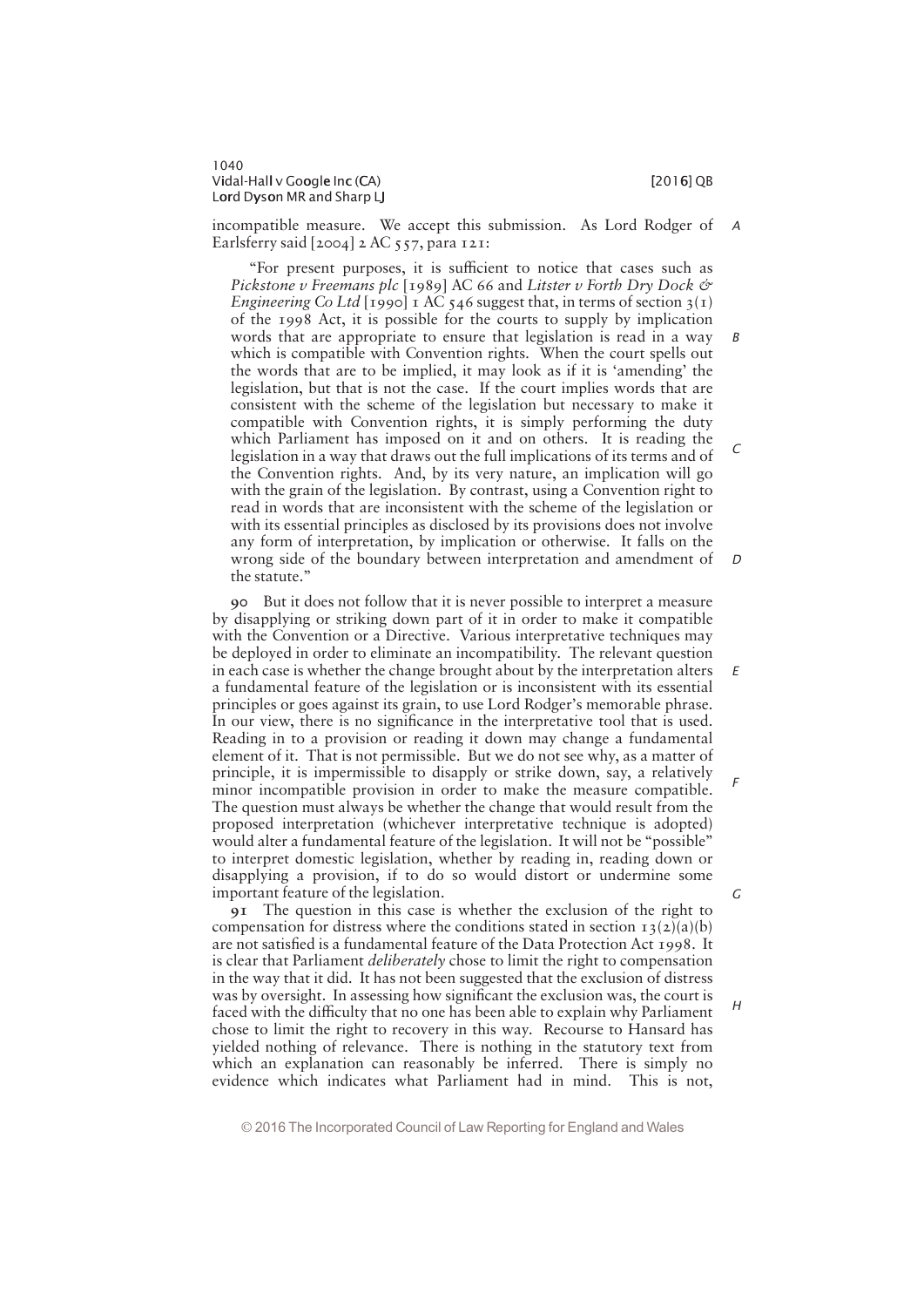incompatible measure. We accept this submission. As Lord Rodger of Earlsferry said [2004] 2 AC 557, para 121:

> "For present purposes, it is sufficient to notice that cases such as *Pickstone v Freemans plc* [1989] AC 66 and *Litster v Forth Dry Dock & Engineering Co Ltd* [1990] 1 AC 546 suggest that, in terms of section 3(1) of the 1998 Act, it is possible for the courts to supply by implication words that are appropriate to ensure that legislation is read in a way which is compatible with Convention rights. When the court spells out the words that are to be implied, it may look as if it is 'amending' the legislation, but that is not the case. If the court implies words that are consistent with the scheme of the legislation but necessary to make it compatible with Convention rights, it is simply performing the duty which Parliament has imposed on it and on others. It is reading the legislation in a way that draws out the full implications of its terms and of the Convention rights. And, by its very nature, an implication will go with the grain of the legislation. By contrast, using a Convention right to read in words that are inconsistent with the scheme of the legislation or with its essential principles as disclosed by its provisions does not involve any form of interpretation, by implication or otherwise. It falls on the wrong side of the boundary between interpretation and amendment of the statute."

**90** But it does not follow that it is never possible to interpret a measure by disapplying or striking down part of it in order to make it compatible with the Convention or a Directive. Various interpretative techniques may be deployed in order to eliminate an incompatibility. The relevant question in each case is whether the change brought about by the interpretation alters a fundamental feature of the legislation or is inconsistent with its essential principles or goes against its grain, to use Lord Rodger's memorable phrase. In our view, there is no significance in the interpretative tool that is used. Reading in to a provision or reading it down may change a fundamental element of it. That is not permissible. But we do not see why, as a matter of principle, it is impermissible to disapply or strike down, say, a relatively minor incompatible provision in order to make the measure compatible. The question must always be whether the change that would result from the proposed interpretation (whichever interpretative technique is adopted) would alter a fundamental feature of the legislation. It will not be "possible" to interpret domestic legislation, whether by reading in, reading down or disapplying a provision, if to do so would distort or undermine some important feature of the legislation.

**91** The question in this case is whether the exclusion of the right to compensation for distress where the conditions stated in section 13(2)(a)(b) are not satisfied is a fundamental feature of the Data Protection Act 1998. It is clear that Parliament *deliberately* chose to limit the right to compensation in the way that it did. It has not been suggested that the exclusion of distress was by oversight. In assessing how significant the exclusion was, the court is faced with the difficulty that no one has been able to explain why Parliament chose to limit the right to recovery in this way. Recourse to Hansard has yielded nothing of relevance. There is nothing in the statutory text from which an explanation can reasonably be inferred. There is simply no evidence which indicates what Parliament had in mind. This is not,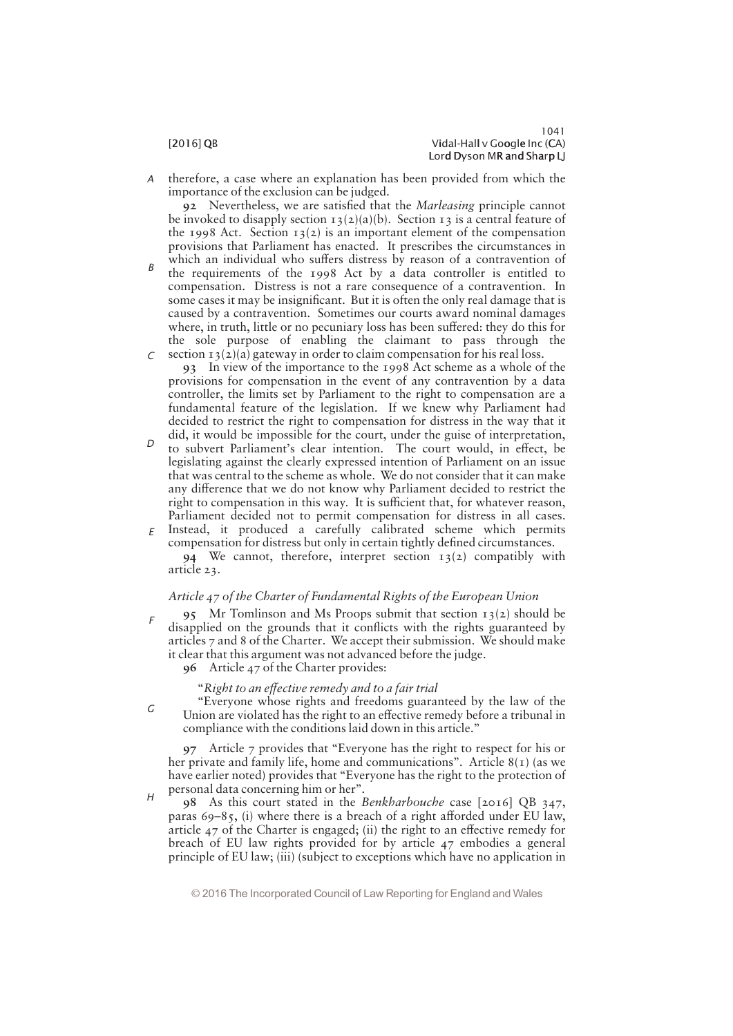therefore, a case where an explanation has been provided from which the importance of the exclusion can be judged.

**92** Nevertheless, we are satisfied that the *Marleasing* principle cannot be invoked to disapply section 13(2)(a)(b). Section 13 is a central feature of the 1998 Act. Section 13(2) is an important element of the compensation provisions that Parliament has enacted. It prescribes the circumstances in which an individual who suffers distress by reason of a contravention of the requirements of the 1998 Act by a data controller is entitled to compensation. Distress is not a rare consequence of a contravention. In some cases it may be insignificant. But it is often the only real damage that is caused by a contravention. Sometimes our courts award nominal damages where, in truth, little or no pecuniary loss has been suffered: they do this for the sole purpose of enabling the claimant to pass through the section 13(2)(a) gateway in order to claim compensation for his real loss.

**93** In view of the importance to the 1998 Act scheme as a whole of the provisions for compensation in the event of any contravention by a data controller, the limits set by Parliament to the right to compensation are a fundamental feature of the legislation. If we knew why Parliament had decided to restrict the right to compensation for distress in the way that it did, it would be impossible for the court, under the guise of interpretation, to subvert Parliament's clear intention. The court would, in effect, be legislating against the clearly expressed intention of Parliament on an issue that was central to the scheme as whole. We do not consider that it can make any difference that we do not know why Parliament decided to restrict the right to compensation in this way. It is sufficient that, for whatever reason, Parliament decided not to permit compensation for distress in all cases. Instead, it produced a carefully calibrated scheme which permits compensation for distress but only in certain tightly defined circumstances.

**94** We cannot, therefore, interpret section 13(2) compatibly with article 23.

*Article 47 of the Charter of Fundamental Rights of the European Union*

**95** Mr Tomlinson and Ms Proops submit that section 13(2) should be disapplied on the grounds that it conflicts with the rights guaranteed by articles 7 and 8 of the Charter. We accept their submission. We should make it clear that this argument was not advanced before the judge.

**96** Article 47 of the Charter provides:

> "*Right to an effective remedy and to a fair trial*
>
> "Everyone whose rights and freedoms guaranteed by the law of the Union are violated has the right to an effective remedy before a tribunal in compliance with the conditions laid down in this article."

**97** Article 7 provides that "Everyone has the right to respect for his or her private and family life, home and communications". Article 8(1) (as we have earlier noted) provides that "Everyone has the right to the protection of personal data concerning him or her".

**98** As this court stated in the *Benkharbouche* case [2016] QB 347, paras 69–85, (i) where there is a breach of a right afforded under EU law, article 47 of the Charter is engaged; (ii) the right to an effective remedy for breach of EU law rights provided for by article 47 embodies a general principle of EU law; (iii) (subject to exceptions which have no application in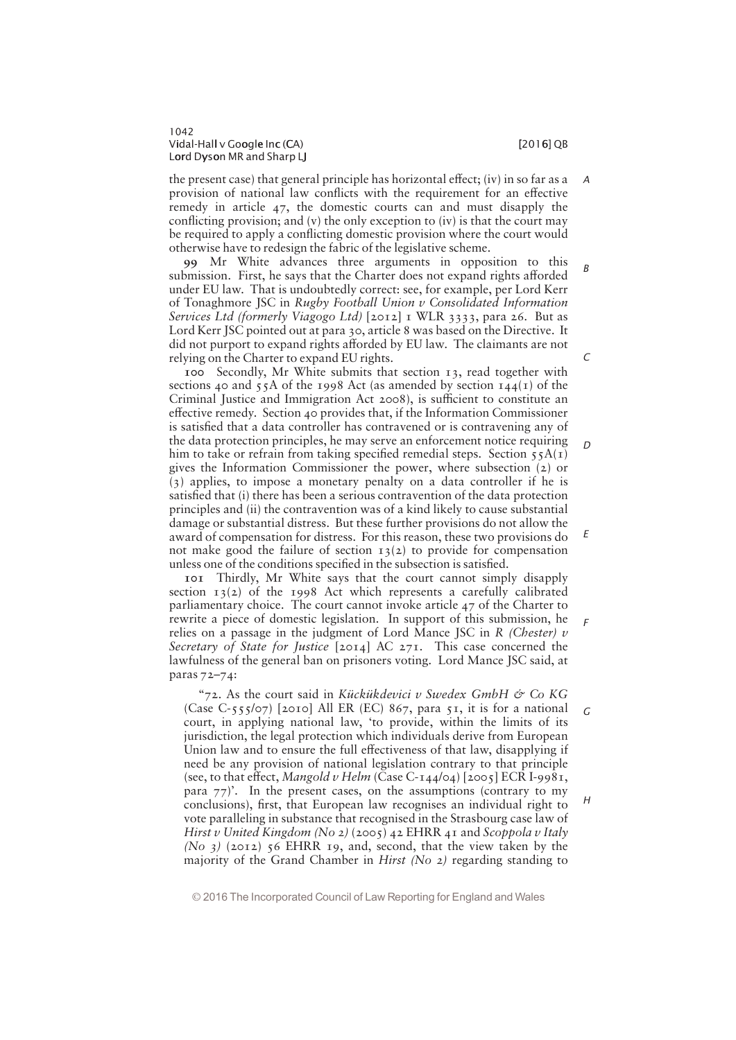the present case) that general principle has horizontal effect; (iv) in so far as a provision of national law conflicts with the requirement for an effective remedy in article 47, the domestic courts can and must disapply the conflicting provision; and (v) the only exception to (iv) is that the court may be required to apply a conflicting domestic provision where the court would otherwise have to redesign the fabric of the legislative scheme.

**99** Mr White advances three arguments in opposition to this submission. First, he says that the Charter does not expand rights afforded under EU law. That is undoubtedly correct: see, for example, per Lord Kerr of Tonaghmore JSC in *Rugby Football Union v Consolidated Information Services Ltd (formerly Viagogo Ltd)* [2012] 1 WLR 3333, para 26. But as Lord Kerr JSC pointed out at para 30, article 8 was based on the Directive. It did not purport to expand rights afforded by EU law. The claimants are not relying on the Charter to expand EU rights.

**100** Secondly, Mr White submits that section 13, read together with sections 40 and 55A of the 1998 Act (as amended by section 144(1) of the Criminal Justice and Immigration Act 2008), is sufficient to constitute an effective remedy. Section 40 provides that, if the Information Commissioner is satisfied that a data controller has contravened or is contravening any of the data protection principles, he may serve an enforcement notice requiring him to take or refrain from taking specified remedial steps. Section 55A(1) gives the Information Commissioner the power, where subsection (2) or (3) applies, to impose a monetary penalty on a data controller if he is satisfied that (i) there has been a serious contravention of the data protection principles and (ii) the contravention was of a kind likely to cause substantial damage or substantial distress. But these further provisions do not allow the award of compensation for distress. For this reason, these two provisions do not make good the failure of section 13(2) to provide for compensation unless one of the conditions specified in the subsection is satisfied.

**101** Thirdly, Mr White says that the court cannot simply disapply section 13(2) of the 1998 Act which represents a carefully calibrated parliamentary choice. The court cannot invoke article 47 of the Charter to rewrite a piece of domestic legislation. In support of this submission, he relies on a passage in the judgment of Lord Mance JSC in *R (Chester) v Secretary of State for Justice* [2014] AC 271. This case concerned the lawfulness of the general ban on prisoners voting. Lord Mance JSC said, at paras 72–74:

> "72. As the court said in *Kücükdevici v Swedex GmbH & Co KG* (Case C-555/07) [2010] All ER (EC) 867, para 51, it is for a national court, in applying national law, 'to provide, within the limits of its jurisdiction, the legal protection which individuals derive from European Union law and to ensure the full effectiveness of that law, disapplying if need be any provision of national legislation contrary to that principle (see, to that effect, *Mangold v Helm* (Case C-144/04) [2005] ECR I-9981, para 77)'. In the present cases, on the assumptions (contrary to my conclusions), first, that European law recognises an individual right to vote paralleling in substance that recognised in the Strasbourg case law of *Hirst v United Kingdom (No 2)* (2005) 42 EHRR 41 and *Scoppola v Italy (No 3)* (2012) 56 EHRR 19, and, second, that the view taken by the majority of the Grand Chamber in *Hirst (No 2)* regarding standing to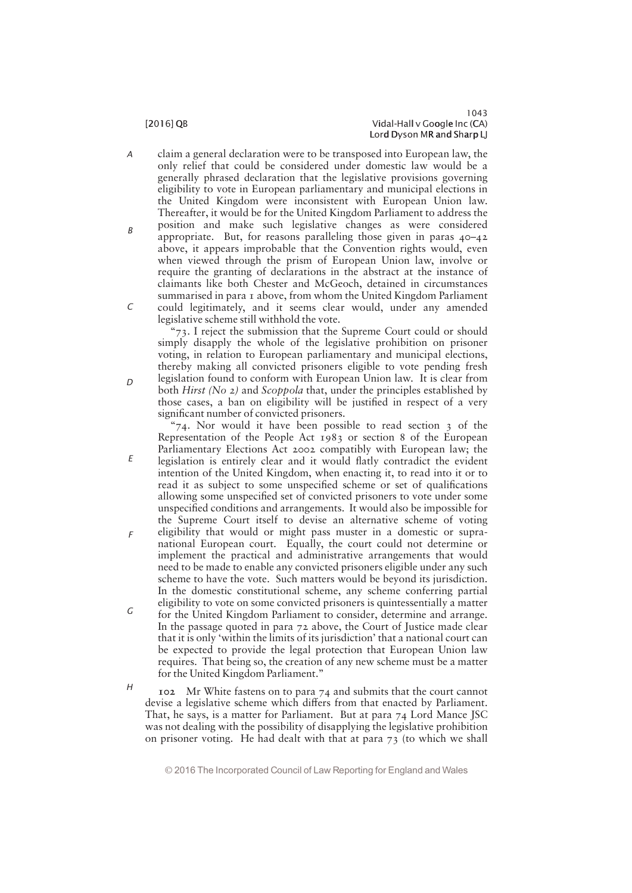claim a general declaration were to be transposed into European law, the only relief that could be considered under domestic law would be a generally phrased declaration that the legislative provisions governing eligibility to vote in European parliamentary and municipal elections in the United Kingdom were inconsistent with European Union law. Thereafter, it would be for the United Kingdom Parliament to address the position and make such legislative changes as were considered appropriate. But, for reasons paralleling those given in paras 40–42 above, it appears improbable that the Convention rights would, even when viewed through the prism of European Union law, involve or require the granting of declarations in the abstract at the instance of claimants like both Chester and McGeoch, detained in circumstances summarised in para 1 above, from whom the United Kingdom Parliament could legitimately, and it seems clear would, under any amended legislative scheme still withhold the vote.

"73. I reject the submission that the Supreme Court could or should simply disapply the whole of the legislative prohibition on prisoner voting, in relation to European parliamentary and municipal elections, thereby making all convicted prisoners eligible to vote pending fresh legislation found to conform with European Union law. It is clear from both *Hirst (No 2)* and *Scoppola* that, under the principles established by those cases, a ban on eligibility will be justified in respect of a very significant number of convicted prisoners.

"74. Nor would it have been possible to read section 3 of the Representation of the People Act 1983 or section 8 of the European Parliamentary Elections Act 2002 compatibly with European law; the legislation is entirely clear and it would flatly contradict the evident intention of the United Kingdom, when enacting it, to read into it or to read it as subject to some unspecified scheme or set of qualifications allowing some unspecified set of convicted prisoners to vote under some unspecified conditions and arrangements. It would also be impossible for the Supreme Court itself to devise an alternative scheme of voting eligibility that would or might pass muster in a domestic or supra-national European court. Equally, the court could not determine or implement the practical and administrative arrangements that would need to be made to enable any convicted prisoners eligible under any such scheme to have the vote. Such matters would be beyond its jurisdiction. In the domestic constitutional scheme, any scheme conferring partial eligibility to vote on some convicted prisoners is quintessentially a matter for the United Kingdom Parliament to consider, determine and arrange. In the passage quoted in para 72 above, the Court of Justice made clear that it is only 'within the limits of its jurisdiction' that a national court can be expected to provide the legal protection that European Union law requires. That being so, the creation of any new scheme must be a matter for the United Kingdom Parliament."

102 Mr White fastens on to para 74 and submits that the court cannot devise a legislative scheme which differs from that enacted by Parliament. That, he says, is a matter for Parliament. But at para 74 Lord Mance JSC was not dealing with the possibility of disapplying the legislative prohibition on prisoner voting. He had dealt with that at para 73 (to which we shall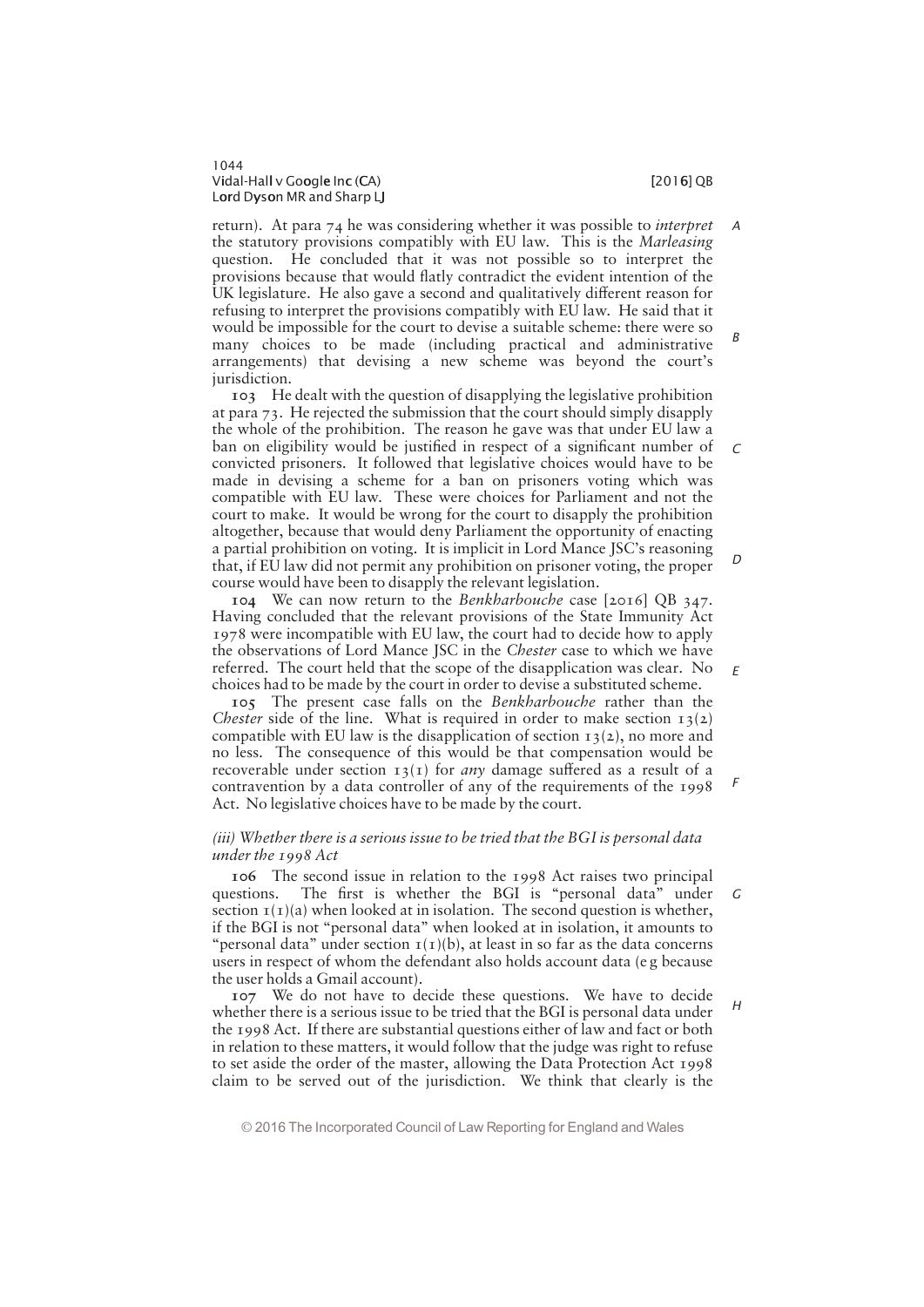return). At para 74 he was considering whether it was possible to *interpret* the statutory provisions compatibly with EU law. This is the *Marleasing* question. He concluded that it was not possible so to interpret the provisions because that would flatly contradict the evident intention of the UK legislature. He also gave a second and qualitatively different reason for refusing to interpret the provisions compatibly with EU law. He said that it would be impossible for the court to devise a suitable scheme: there were so many choices to be made (including practical and administrative arrangements) that devising a new scheme was beyond the court's jurisdiction.

**103** He dealt with the question of disapplying the legislative prohibition at para 73. He rejected the submission that the court should simply disapply the whole of the prohibition. The reason he gave was that under EU law a ban on eligibility would be justified in respect of a significant number of convicted prisoners. It followed that legislative choices would have to be made in devising a scheme for a ban on prisoners voting which was compatible with EU law. These were choices for Parliament and not the court to make. It would be wrong for the court to disapply the prohibition altogether, because that would deny Parliament the opportunity of enacting a partial prohibition on voting. It is implicit in Lord Mance JSC's reasoning that, if EU law did not permit any prohibition on prisoner voting, the proper course would have been to disapply the relevant legislation.

**104** We can now return to the *Benkharbouche* case [2016] QB 347. Having concluded that the relevant provisions of the State Immunity Act 1978 were incompatible with EU law, the court had to decide how to apply the observations of Lord Mance JSC in the *Chester* case to which we have referred. The court held that the scope of the disapplication was clear. No choices had to be made by the court in order to devise a substituted scheme.

**105** The present case falls on the *Benkharbouche* rather than the *Chester* side of the line. What is required in order to make section 13(2) compatible with EU law is the disapplication of section 13(2), no more and no less. The consequence of this would be that compensation would be recoverable under section 13(1) for *any* damage suffered as a result of a contravention by a data controller of any of the requirements of the 1998 Act. No legislative choices have to be made by the court.

*(iii) Whether there is a serious issue to be tried that the BGI is personal data under the 1998 Act*

**106** The second issue in relation to the 1998 Act raises two principal questions. The first is whether the BGI is "personal data" under section 1(1)(a) when looked at in isolation. The second question is whether, if the BGI is not "personal data" when looked at in isolation, it amounts to "personal data" under section 1(1)(b), at least in so far as the data concerns users in respect of whom the defendant also holds account data (e g because the user holds a Gmail account).

**107** We do not have to decide these questions. We have to decide whether there is a serious issue to be tried that the BGI is personal data under the 1998 Act. If there are substantial questions either of law and fact or both in relation to these matters, it would follow that the judge was right to refuse to set aside the order of the master, allowing the Data Protection Act 1998 claim to be served out of the jurisdiction. We think that clearly is the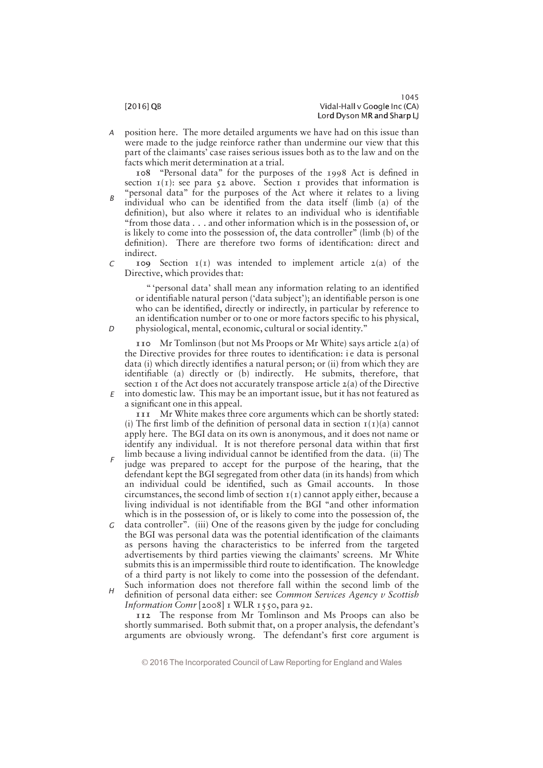position here. The more detailed arguments we have had on this issue than were made to the judge reinforce rather than undermine our view that this part of the claimants' case raises serious issues both as to the law and on the facts which merit determination at a trial.

**108** "Personal data" for the purposes of the 1998 Act is defined in section 1(1): see para 52 above. Section 1 provides that information is "personal data" for the purposes of the Act where it relates to a living individual who can be identified from the data itself (limb (a) of the definition), but also where it relates to an individual who is identifiable "from those data . . . and other information which is in the possession of, or is likely to come into the possession of, the data controller" (limb (b) of the definition). There are therefore two forms of identification: direct and indirect.

**109** Section 1(1) was intended to implement article 2(a) of the Directive, which provides that:

> " 'personal data' shall mean any information relating to an identified or identifiable natural person ('data subject'); an identifiable person is one who can be identified, directly or indirectly, in particular by reference to an identification number or to one or more factors specific to his physical, physiological, mental, economic, cultural or social identity."

**110** Mr Tomlinson (but not Ms Proops or Mr White) says article 2(a) of the Directive provides for three routes to identification: i e data is personal data (i) which directly identifies a natural person; or (ii) from which they are identifiable (a) directly or (b) indirectly. He submits, therefore, that section 1 of the Act does not accurately transpose article 2(a) of the Directive into domestic law. This may be an important issue, but it has not featured as a significant one in this appeal.

**111** Mr White makes three core arguments which can be shortly stated: (i) The first limb of the definition of personal data in section 1(1)(a) cannot apply here. The BGI data on its own is anonymous, and it does not name or identify any individual. It is not therefore personal data within that first limb because a living individual cannot be identified from the data. (ii) The judge was prepared to accept for the purpose of the hearing, that the defendant kept the BGI segregated from other data (in its hands) from which an individual could be identified, such as Gmail accounts. In those circumstances, the second limb of section 1(1) cannot apply either, because a living individual is not identifiable from the BGI "and other information which is in the possession of, or is likely to come into the possession of, the data controller". (iii) One of the reasons given by the judge for concluding the BGI was personal data was the potential identification of the claimants as persons having the characteristics to be inferred from the targeted advertisements by third parties viewing the claimants' screens. Mr White submits this is an impermissible third route to identification. The knowledge of a third party is not likely to come into the possession of the defendant. Such information does not therefore fall within the second limb of the definition of personal data either: see *Common Services Agency v Scottish Information Comr* [2008] 1 WLR 1550, para 92.

**112** The response from Mr Tomlinson and Ms Proops can also be shortly summarised. Both submit that, on a proper analysis, the defendant's arguments are obviously wrong. The defendant's first core argument is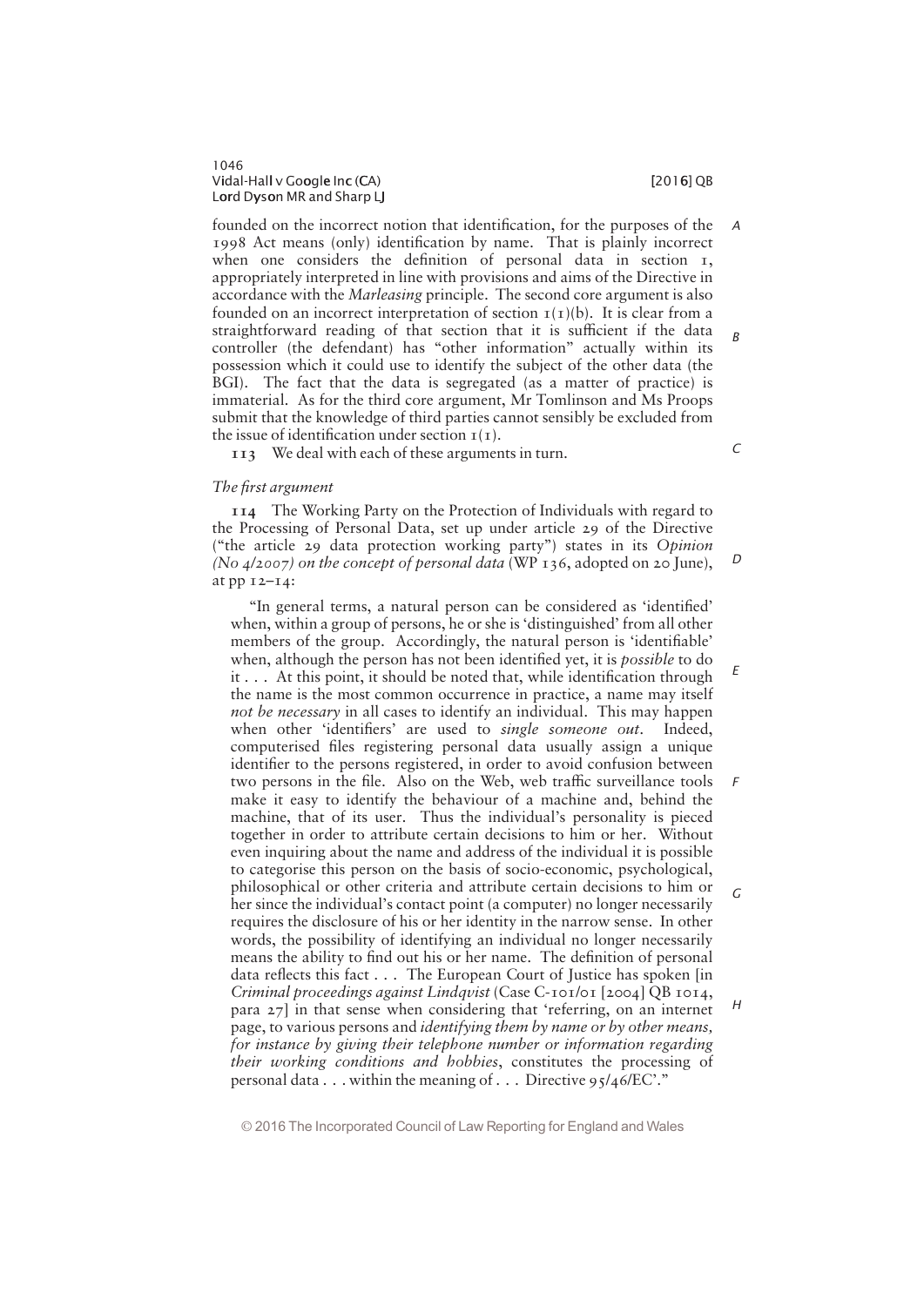founded on the incorrect notion that identification, for the purposes of the 1998 Act means (only) identification by name. That is plainly incorrect when one considers the definition of personal data in section 1, appropriately interpreted in line with provisions and aims of the Directive in accordance with the *Marleasing* principle. The second core argument is also founded on an incorrect interpretation of section 1(1)(b). It is clear from a straightforward reading of that section that it is sufficient if the data controller (the defendant) has "other information" actually within its possession which it could use to identify the subject of the other data (the BGI). The fact that the data is segregated (as a matter of practice) is immaterial. As for the third core argument, Mr Tomlinson and Ms Proops submit that the knowledge of third parties cannot sensibly be excluded from the issue of identification under section 1(1).

**113** We deal with each of these arguments in turn.

*The first argument*

**114** The Working Party on the Protection of Individuals with regard to the Processing of Personal Data, set up under article 29 of the Directive ("the article 29 data protection working party") states in its *Opinion (No 4/2007) on the concept of personal data* (WP 136, adopted on 20 June), at pp 12–14:

> "In general terms, a natural person can be considered as 'identified' when, within a group of persons, he or she is 'distinguished' from all other members of the group. Accordingly, the natural person is 'identifiable' when, although the person has not been identified yet, it is *possible* to do it . . . At this point, it should be noted that, while identification through the name is the most common occurrence in practice, a name may itself *not be necessary* in all cases to identify an individual. This may happen when other 'identifiers' are used to *single someone out*. Indeed, computerised files registering personal data usually assign a unique identifier to the persons registered, in order to avoid confusion between two persons in the file. Also on the Web, web traffic surveillance tools make it easy to identify the behaviour of a machine and, behind the machine, that of its user. Thus the individual's personality is pieced together in order to attribute certain decisions to him or her. Without even inquiring about the name and address of the individual it is possible to categorise this person on the basis of socio-economic, psychological, philosophical or other criteria and attribute certain decisions to him or her since the individual's contact point (a computer) no longer necessarily requires the disclosure of his or her identity in the narrow sense. In other words, the possibility of identifying an individual no longer necessarily means the ability to find out his or her name. The definition of personal data reflects this fact . . . The European Court of Justice has spoken [in *Criminal proceedings against Lindqvist* (Case C-101/01 [2004] QB 1014, para 27] in that sense when considering that 'referring, on an internet page, to various persons and *identifying them by name or by other means, for instance by giving their telephone number or information regarding their working conditions and hobbies*, constitutes the processing of personal data . . . within the meaning of . . . Directive 95/46/EC'."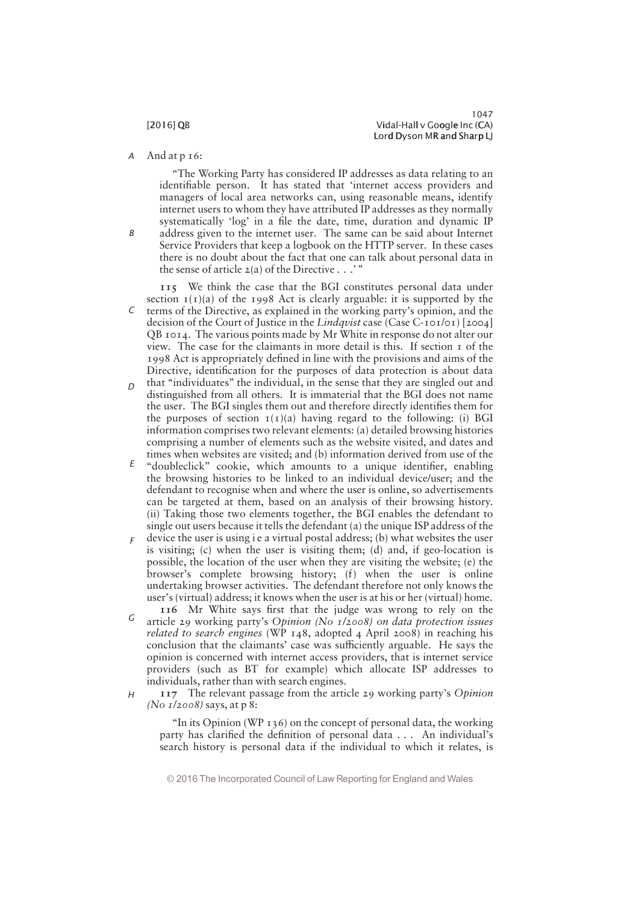And at p 16:

> "The Working Party has considered IP addresses as data relating to an identifiable person. It has stated that 'internet access providers and managers of local area networks can, using reasonable means, identify internet users to whom they have attributed IP addresses as they normally systematically 'log' in a file the date, time, duration and dynamic IP address given to the internet user. The same can be said about Internet Service Providers that keep a logbook on the HTTP server. In these cases there is no doubt about the fact that one can talk about personal data in the sense of article 2(a) of the Directive . . .' "

**115** We think the case that the BGI constitutes personal data under section 1(1)(a) of the 1998 Act is clearly arguable: it is supported by the terms of the Directive, as explained in the working party's opinion, and the decision of the Court of Justice in the *Lindqvist* case (Case C-101/01) [2004] QB 1014. The various points made by Mr White in response do not alter our view. The case for the claimants in more detail is this. If section 1 of the 1998 Act is appropriately defined in line with the provisions and aims of the Directive, identification for the purposes of data protection is about data that "individuates" the individual, in the sense that they are singled out and distinguished from all others. It is immaterial that the BGI does not name the user. The BGI singles them out and therefore directly identifies them for the purposes of section 1(1)(a) having regard to the following: (i) BGI information comprises two relevant elements: (a) detailed browsing histories comprising a number of elements such as the website visited, and dates and times when websites are visited; and (b) information derived from use of the "doubleclick" cookie, which amounts to a unique identifier, enabling the browsing histories to be linked to an individual device/user; and the defendant to recognise when and where the user is online, so advertisements can be targeted at them, based on an analysis of their browsing history. (ii) Taking those two elements together, the BGI enables the defendant to single out users because it tells the defendant (a) the unique ISP address of the device the user is using i e a virtual postal address; (b) what websites the user is visiting; (c) when the user is visiting them; (d) and, if geo-location is possible, the location of the user when they are visiting the website; (e) the browser's complete browsing history; (f) when the user is online undertaking browser activities. The defendant therefore not only knows the user's (virtual) address; it knows when the user is at his or her (virtual) home.

**116** Mr White says first that the judge was wrong to rely on the article 29 working party's *Opinion (No 1/2008) on data protection issues related to search engines* (WP 148, adopted 4 April 2008) in reaching his conclusion that the claimants' case was sufficiently arguable. He says the opinion is concerned with internet access providers, that is internet service providers (such as BT for example) which allocate ISP addresses to individuals, rather than with search engines.

**117** The relevant passage from the article 29 working party's *Opinion (No 1/2008)* says, at p 8:

> "In its Opinion (WP 136) on the concept of personal data, the working party has clarified the definition of personal data . . . An individual's search history is personal data if the individual to which it relates, is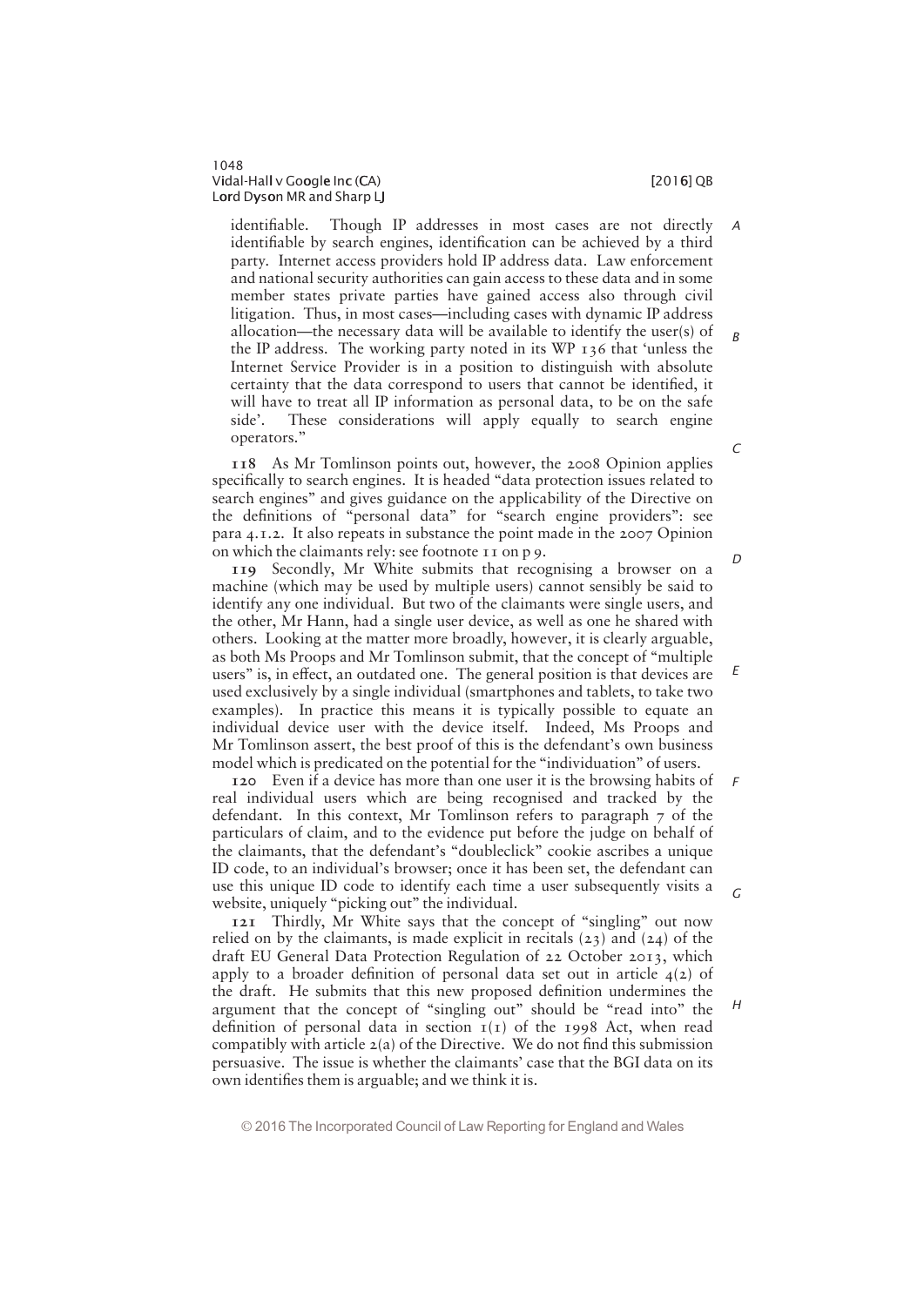identifiable. Though IP addresses in most cases are not directly identifiable by search engines, identification can be achieved by a third party. Internet access providers hold IP address data. Law enforcement and national security authorities can gain access to these data and in some member states private parties have gained access also through civil litigation. Thus, in most cases—including cases with dynamic IP address allocation—the necessary data will be available to identify the user(s) of the IP address. The working party noted in its WP 136 that 'unless the Internet Service Provider is in a position to distinguish with absolute certainty that the data correspond to users that cannot be identified, it will have to treat all IP information as personal data, to be on the safe side'. These considerations will apply equally to search engine operators."

118 As Mr Tomlinson points out, however, the 2008 Opinion applies specifically to search engines. It is headed "data protection issues related to search engines" and gives guidance on the applicability of the Directive on the definitions of "personal data" for "search engine providers": see para 4.1.2. It also repeats in substance the point made in the 2007 Opinion on which the claimants rely: see footnote 11 on p 9.

119 Secondly, Mr White submits that recognising a browser on a machine (which may be used by multiple users) cannot sensibly be said to identify any one individual. But two of the claimants were single users, and the other, Mr Hann, had a single user device, as well as one he shared with others. Looking at the matter more broadly, however, it is clearly arguable, as both Ms Proops and Mr Tomlinson submit, that the concept of "multiple users" is, in effect, an outdated one. The general position is that devices are used exclusively by a single individual (smartphones and tablets, to take two examples). In practice this means it is typically possible to equate an individual device user with the device itself. Indeed, Ms Proops and Mr Tomlinson assert, the best proof of this is the defendant's own business model which is predicated on the potential for the "individuation" of users.

120 Even if a device has more than one user it is the browsing habits of real individual users which are being recognised and tracked by the defendant. In this context, Mr Tomlinson refers to paragraph 7 of the particulars of claim, and to the evidence put before the judge on behalf of the claimants, that the defendant's "doubleclick" cookie ascribes a unique ID code, to an individual's browser; once it has been set, the defendant can use this unique ID code to identify each time a user subsequently visits a website, uniquely "picking out" the individual.

121 Thirdly, Mr White says that the concept of "singling" out now relied on by the claimants, is made explicit in recitals (23) and (24) of the draft EU General Data Protection Regulation of 22 October 2013, which apply to a broader definition of personal data set out in article 4(2) of the draft. He submits that this new proposed definition undermines the argument that the concept of "singling out" should be "read into" the definition of personal data in section 1(1) of the 1998 Act, when read compatibly with article 2(a) of the Directive. We do not find this submission persuasive. The issue is whether the claimants' case that the BGI data on its own identifies them is arguable; and we think it is.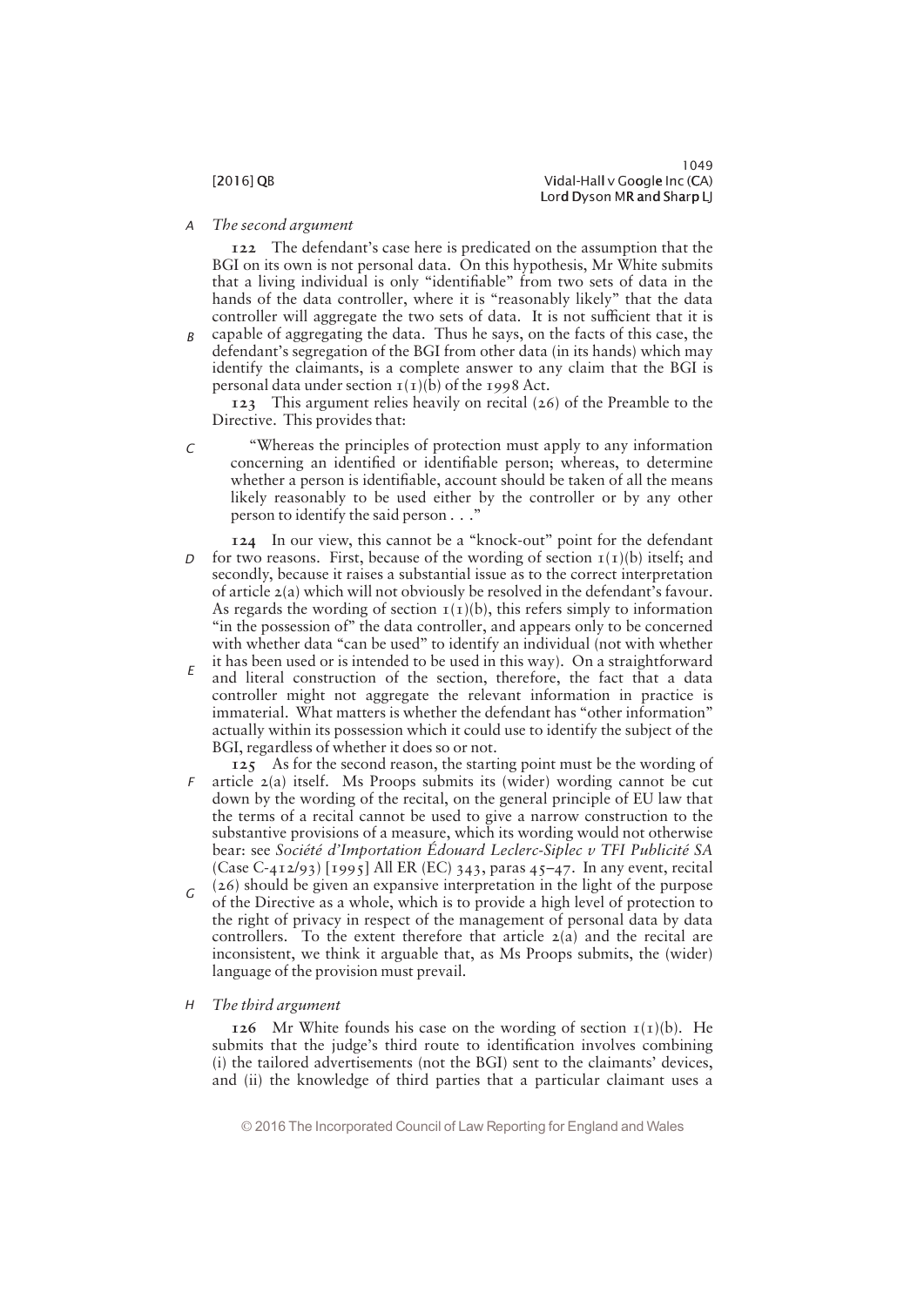*The second argument*

**122** The defendant's case here is predicated on the assumption that the BGI on its own is not personal data. On this hypothesis, Mr White submits that a living individual is only "identifiable" from two sets of data in the hands of the data controller, where it is "reasonably likely" that the data controller will aggregate the two sets of data. It is not sufficient that it is capable of aggregating the data. Thus he says, on the facts of this case, the defendant's segregation of the BGI from other data (in its hands) which may identify the claimants, is a complete answer to any claim that the BGI is personal data under section 1(1)(b) of the 1998 Act.

**123** This argument relies heavily on recital (26) of the Preamble to the Directive. This provides that:

> "Whereas the principles of protection must apply to any information concerning an identified or identifiable person; whereas, to determine whether a person is identifiable, account should be taken of all the means likely reasonably to be used either by the controller or by any other person to identify the said person . . ."

**124** In our view, this cannot be a "knock-out" point for the defendant for two reasons. First, because of the wording of section 1(1)(b) itself; and secondly, because it raises a substantial issue as to the correct interpretation of article 2(a) which will not obviously be resolved in the defendant's favour. As regards the wording of section 1(1)(b), this refers simply to information "in the possession of" the data controller, and appears only to be concerned with whether data "can be used" to identify an individual (not with whether it has been used or is intended to be used in this way). On a straightforward and literal construction of the section, therefore, the fact that a data controller might not aggregate the relevant information in practice is immaterial. What matters is whether the defendant has "other information" actually within its possession which it could use to identify the subject of the BGI, regardless of whether it does so or not.

**125** As for the second reason, the starting point must be the wording of article 2(a) itself. Ms Proops submits its (wider) wording cannot be cut down by the wording of the recital, on the general principle of EU law that the terms of a recital cannot be used to give a narrow construction to the substantive provisions of a measure, which its wording would not otherwise bear: see *Société d'Importation Édouard Leclerc-Siplec v TFI Publicité SA* (Case C-412/93) [1995] All ER (EC) 343, paras 45–47. In any event, recital (26) should be given an expansive interpretation in the light of the purpose of the Directive as a whole, which is to provide a high level of protection to the right of privacy in respect of the management of personal data by data controllers. To the extent therefore that article 2(a) and the recital are inconsistent, we think it arguable that, as Ms Proops submits, the (wider) language of the provision must prevail.

*The third argument*

**126** Mr White founds his case on the wording of section 1(1)(b). He submits that the judge's third route to identification involves combining (i) the tailored advertisements (not the BGI) sent to the claimants' devices, and (ii) the knowledge of third parties that a particular claimant uses a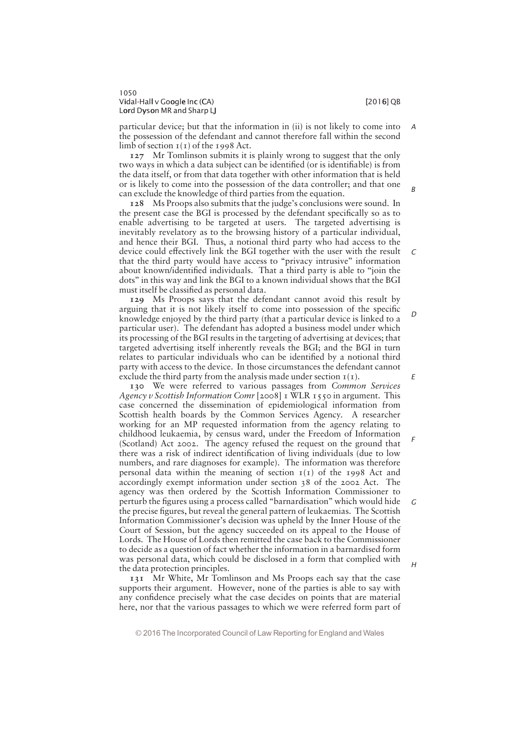particular device; but that the information in (ii) is not likely to come into the possession of the defendant and cannot therefore fall within the second limb of section 1(1) of the 1998 Act.

**127** Mr Tomlinson submits it is plainly wrong to suggest that the only two ways in which a data subject can be identified (or is identifiable) is from the data itself, or from that data together with other information that is held or is likely to come into the possession of the data controller; and that one can exclude the knowledge of third parties from the equation.

**128** Ms Proops also submits that the judge's conclusions were sound. In the present case the BGI is processed by the defendant specifically so as to enable advertising to be targeted at users. The targeted advertising is inevitably revelatory as to the browsing history of a particular individual, and hence their BGI. Thus, a notional third party who had access to the device could effectively link the BGI together with the user with the result that the third party would have access to "privacy intrusive" information about known/identified individuals. That a third party is able to "join the dots" in this way and link the BGI to a known individual shows that the BGI must itself be classified as personal data.

**129** Ms Proops says that the defendant cannot avoid this result by arguing that it is not likely itself to come into possession of the specific knowledge enjoyed by the third party (that a particular device is linked to a particular user). The defendant has adopted a business model under which its processing of the BGI results in the targeting of advertising at devices; that targeted advertising itself inherently reveals the BGI; and the BGI in turn relates to particular individuals who can be identified by a notional third party with access to the device. In those circumstances the defendant cannot exclude the third party from the analysis made under section 1(1).

**130** We were referred to various passages from *Common Services Agency v Scottish Information Comr* [2008] 1 WLR 1550 in argument. This case concerned the dissemination of epidemiological information from Scottish health boards by the Common Services Agency. A researcher working for an MP requested information from the agency relating to childhood leukaemia, by census ward, under the Freedom of Information (Scotland) Act 2002. The agency refused the request on the ground that there was a risk of indirect identification of living individuals (due to low numbers, and rare diagnoses for example). The information was therefore personal data within the meaning of section 1(1) of the 1998 Act and accordingly exempt information under section 38 of the 2002 Act. The agency was then ordered by the Scottish Information Commissioner to perturb the figures using a process called "barnardisation" which would hide the precise figures, but reveal the general pattern of leukaemias. The Scottish Information Commissioner's decision was upheld by the Inner House of the Court of Session, but the agency succeeded on its appeal to the House of Lords. The House of Lords then remitted the case back to the Commissioner to decide as a question of fact whether the information in a barnardised form was personal data, which could be disclosed in a form that complied with the data protection principles.

**131** Mr White, Mr Tomlinson and Ms Proops each say that the case supports their argument. However, none of the parties is able to say with any confidence precisely what the case decides on points that are material here, nor that the various passages to which we were referred form part of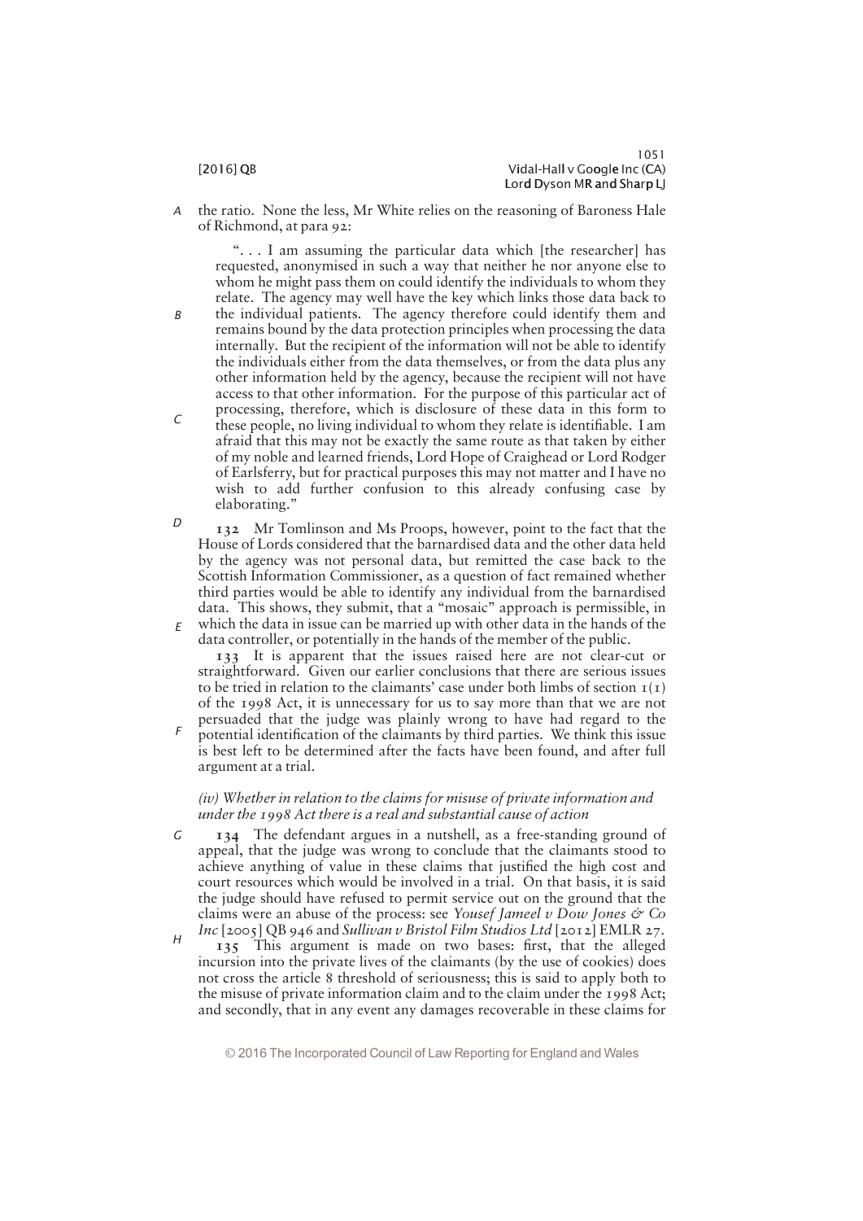the ratio. None the less, Mr White relies on the reasoning of Baroness Hale of Richmond, at para 92:

> ". . . I am assuming the particular data which [the researcher] has requested, anonymised in such a way that neither he nor anyone else to whom he might pass them on could identify the individuals to whom they relate. The agency may well have the key which links those data back to the individual patients. The agency therefore could identify them and remains bound by the data protection principles when processing the data internally. But the recipient of the information will not be able to identify the individuals either from the data themselves, or from the data plus any other information held by the agency, because the recipient will not have access to that other information. For the purpose of this particular act of processing, therefore, which is disclosure of these data in this form to these people, no living individual to whom they relate is identifiable. I am afraid that this may not be exactly the same route as that taken by either of my noble and learned friends, Lord Hope of Craighead or Lord Rodger of Earlsferry, but for practical purposes this may not matter and I have no wish to add further confusion to this already confusing case by elaborating."

**132** Mr Tomlinson and Ms Proops, however, point to the fact that the House of Lords considered that the barnardised data and the other data held by the agency was not personal data, but remitted the case back to the Scottish Information Commissioner, as a question of fact remained whether third parties would be able to identify any individual from the barnardised data. This shows, they submit, that a "mosaic" approach is permissible, in which the data in issue can be married up with other data in the hands of the data controller, or potentially in the hands of the member of the public.

**133** It is apparent that the issues raised here are not clear-cut or straightforward. Given our earlier conclusions that there are serious issues to be tried in relation to the claimants' case under both limbs of section 1(1) of the 1998 Act, it is unnecessary for us to say more than that we are not persuaded that the judge was plainly wrong to have had regard to the potential identification of the claimants by third parties. We think this issue is best left to be determined after the facts have been found, and after full argument at a trial.

*(iv) Whether in relation to the claims for misuse of private information and under the 1998 Act there is a real and substantial cause of action*

**134** The defendant argues in a nutshell, as a free-standing ground of appeal, that the judge was wrong to conclude that the claimants stood to achieve anything of value in these claims that justified the high cost and court resources which would be involved in a trial. On that basis, it is said the judge should have refused to permit service out on the ground that the claims were an abuse of the process: see *Yousef Jameel v Dow Jones & Co Inc* [2005] QB 946 and *Sullivan v Bristol Film Studios Ltd* [2012] EMLR 27.

**135** This argument is made on two bases: first, that the alleged incursion into the private lives of the claimants (by the use of cookies) does not cross the article 8 threshold of seriousness; this is said to apply both to the misuse of private information claim and to the claim under the 1998 Act; and secondly, that in any event any damages recoverable in these claims for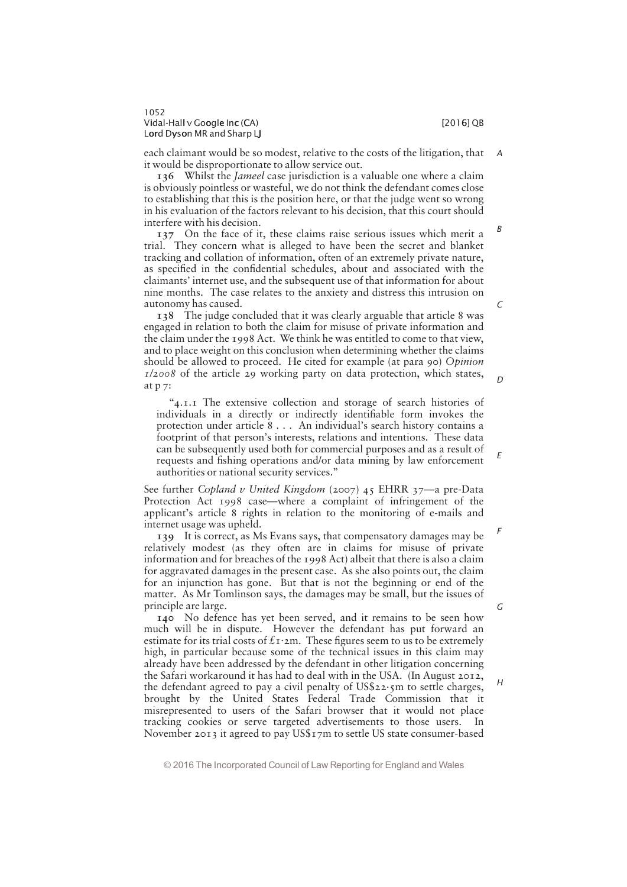each claimant would be so modest, relative to the costs of the litigation, that it would be disproportionate to allow service out.

**136** Whilst the *Jameel* case jurisdiction is a valuable one where a claim is obviously pointless or wasteful, we do not think the defendant comes close to establishing that this is the position here, or that the judge went so wrong in his evaluation of the factors relevant to his decision, that this court should interfere with his decision.

**137** On the face of it, these claims raise serious issues which merit a trial. They concern what is alleged to have been the secret and blanket tracking and collation of information, often of an extremely private nature, as specified in the confidential schedules, about and associated with the claimants' internet use, and the subsequent use of that information for about nine months. The case relates to the anxiety and distress this intrusion on autonomy has caused.

**138** The judge concluded that it was clearly arguable that article 8 was engaged in relation to both the claim for misuse of private information and the claim under the 1998 Act. We think he was entitled to come to that view, and to place weight on this conclusion when determining whether the claims should be allowed to proceed. He cited for example (at para 90) *Opinion 1/2008* of the article 29 working party on data protection, which states, at p 7:

> "4.1.1 The extensive collection and storage of search histories of individuals in a directly or indirectly identifiable form invokes the protection under article 8 . . . An individual's search history contains a footprint of that person's interests, relations and intentions. These data can be subsequently used both for commercial purposes and as a result of requests and fishing operations and/or data mining by law enforcement authorities or national security services."

See further *Copland v United Kingdom* (2007) 45 EHRR 37—a pre-Data Protection Act 1998 case—where a complaint of infringement of the applicant's article 8 rights in relation to the monitoring of e-mails and internet usage was upheld.

**139** It is correct, as Ms Evans says, that compensatory damages may be relatively modest (as they often are in claims for misuse of private information and for breaches of the 1998 Act) albeit that there is also a claim for aggravated damages in the present case. As she also points out, the claim for an injunction has gone. But that is not the beginning or end of the matter. As Mr Tomlinson says, the damages may be small, but the issues of principle are large.

**140** No defence has yet been served, and it remains to be seen how much will be in dispute. However the defendant has put forward an estimate for its trial costs of £1·2m. These figures seem to us to be extremely high, in particular because some of the technical issues in this claim may already have been addressed by the defendant in other litigation concerning the Safari workaround it has had to deal with in the USA. (In August 2012, the defendant agreed to pay a civil penalty of US$22·5m to settle charges, brought by the United States Federal Trade Commission that it misrepresented to users of the Safari browser that it would not place tracking cookies or serve targeted advertisements to those users. In November 2013 it agreed to pay US$17m to settle US state consumer-based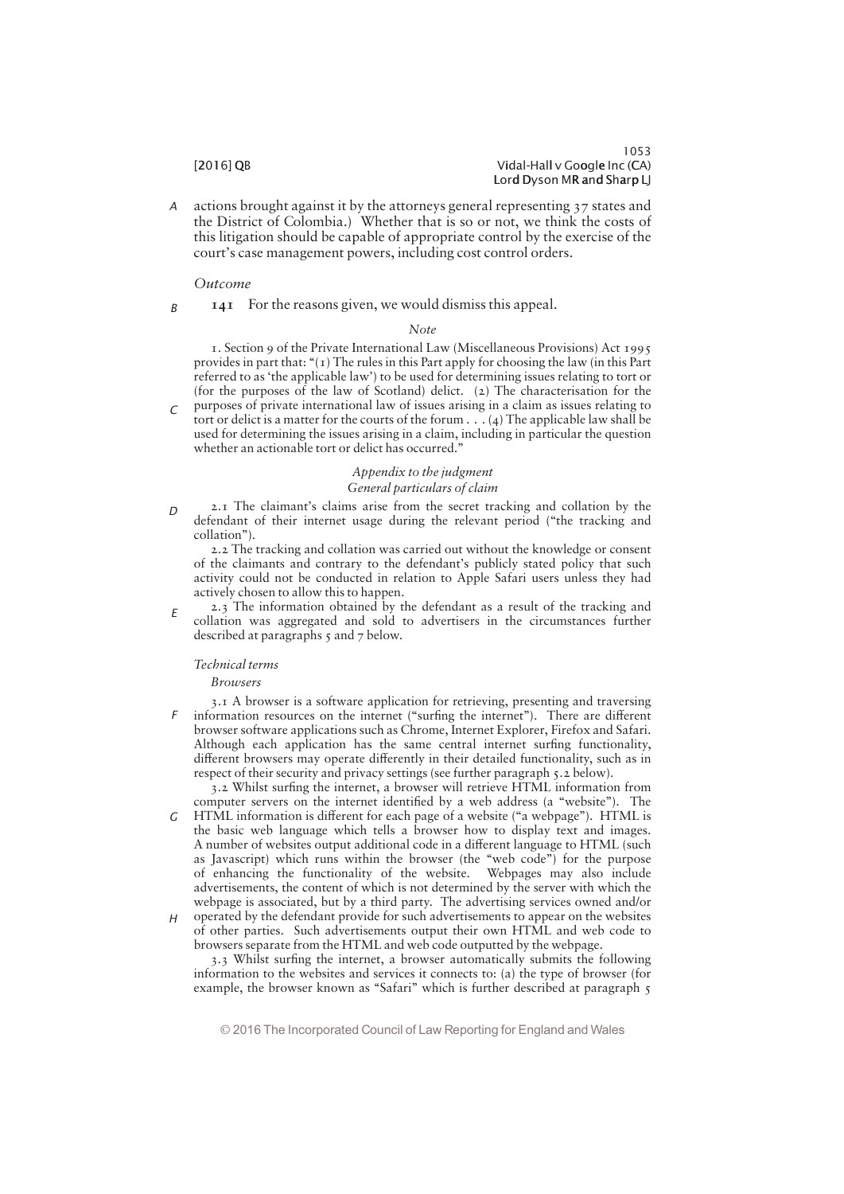actions brought against it by the attorneys general representing 37 states and the District of Colombia.) Whether that is so or not, we think the costs of this litigation should be capable of appropriate control by the exercise of the court's case management powers, including cost control orders.

*Outcome*

**141** For the reasons given, we would dismiss this appeal.

*Note*

1. Section 9 of the Private International Law (Miscellaneous Provisions) Act 1995 provides in part that: "(1) The rules in this Part apply for choosing the law (in this Part referred to as 'the applicable law') to be used for determining issues relating to tort or (for the purposes of the law of Scotland) delict. (2) The characterisation for the purposes of private international law of issues arising in a claim as issues relating to tort or delict is a matter for the courts of the forum . . . (4) The applicable law shall be used for determining the issues arising in a claim, including in particular the question whether an actionable tort or delict has occurred."

*Appendix to the judgment*
*General particulars of claim*

2.1 The claimant's claims arise from the secret tracking and collation by the defendant of their internet usage during the relevant period ("the tracking and collation").

2.2 The tracking and collation was carried out without the knowledge or consent of the claimants and contrary to the defendant's publicly stated policy that such activity could not be conducted in relation to Apple Safari users unless they had actively chosen to allow this to happen.

2.3 The information obtained by the defendant as a result of the tracking and collation was aggregated and sold to advertisers in the circumstances further described at paragraphs 5 and 7 below.

*Technical terms*

*Browsers*

3.1 A browser is a software application for retrieving, presenting and traversing information resources on the internet ("surfing the internet"). There are different browser software applications such as Chrome, Internet Explorer, Firefox and Safari. Although each application has the same central internet surfing functionality, different browsers may operate differently in their detailed functionality, such as in respect of their security and privacy settings (see further paragraph 5.2 below).

3.2 Whilst surfing the internet, a browser will retrieve HTML information from computer servers on the internet identified by a web address (a "website"). The HTML information is different for each page of a website ("a webpage"). HTML is the basic web language which tells a browser how to display text and images. A number of websites output additional code in a different language to HTML (such as Javascript) which runs within the browser (the "web code") for the purpose of enhancing the functionality of the website. Webpages may also include advertisements, the content of which is not determined by the server with which the webpage is associated, but by a third party. The advertising services owned and/or operated by the defendant provide for such advertisements to appear on the websites of other parties. Such advertisements output their own HTML and web code to browsers separate from the HTML and web code outputted by the webpage.

3.3 Whilst surfing the internet, a browser automatically submits the following information to the websites and services it connects to: (a) the type of browser (for example, the browser known as "Safari" which is further described at paragraph 5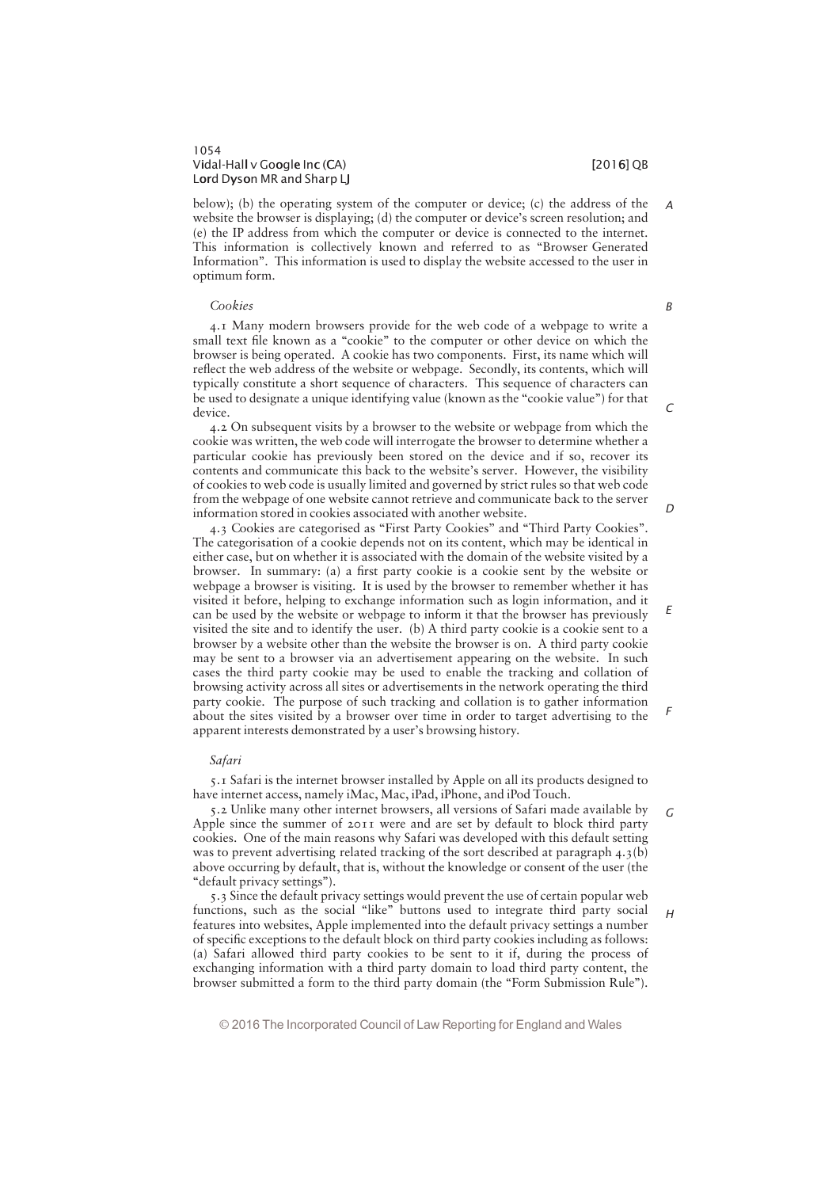below); (b) the operating system of the computer or device; (c) the address of the website the browser is displaying; (d) the computer or device's screen resolution; and (e) the IP address from which the computer or device is connected to the internet. This information is collectively known and referred to as "Browser Generated Information". This information is used to display the website accessed to the user in optimum form.

*Cookies*

4.1 Many modern browsers provide for the web code of a webpage to write a small text file known as a "cookie" to the computer or other device on which the browser is being operated. A cookie has two components. First, its name which will reflect the web address of the website or webpage. Secondly, its contents, which will typically constitute a short sequence of characters. This sequence of characters can be used to designate a unique identifying value (known as the "cookie value") for that device.

4.2 On subsequent visits by a browser to the website or webpage from which the cookie was written, the web code will interrogate the browser to determine whether a particular cookie has previously been stored on the device and if so, recover its contents and communicate this back to the website's server. However, the visibility of cookies to web code is usually limited and governed by strict rules so that web code from the webpage of one website cannot retrieve and communicate back to the server information stored in cookies associated with another website.

4.3 Cookies are categorised as "First Party Cookies" and "Third Party Cookies". The categorisation of a cookie depends not on its content, which may be identical in either case, but on whether it is associated with the domain of the website visited by a browser. In summary: (a) a first party cookie is a cookie sent by the website or webpage a browser is visiting. It is used by the browser to remember whether it has visited it before, helping to exchange information such as login information, and it can be used by the website or webpage to inform it that the browser has previously visited the site and to identify the user. (b) A third party cookie is a cookie sent to a browser by a website other than the website the browser is on. A third party cookie may be sent to a browser via an advertisement appearing on the website. In such cases the third party cookie may be used to enable the tracking and collation of browsing activity across all sites or advertisements in the network operating the third party cookie. The purpose of such tracking and collation is to gather information about the sites visited by a browser over time in order to target advertising to the apparent interests demonstrated by a user's browsing history.

*Safari*

5.1 Safari is the internet browser installed by Apple on all its products designed to have internet access, namely iMac, Mac, iPad, iPhone, and iPod Touch.

5.2 Unlike many other internet browsers, all versions of Safari made available by Apple since the summer of 2011 were and are set by default to block third party cookies. One of the main reasons why Safari was developed with this default setting was to prevent advertising related tracking of the sort described at paragraph 4.3(b) above occurring by default, that is, without the knowledge or consent of the user (the "default privacy settings").

5.3 Since the default privacy settings would prevent the use of certain popular web functions, such as the social "like" buttons used to integrate third party social features into websites, Apple implemented into the default privacy settings a number of specific exceptions to the default block on third party cookies including as follows: (a) Safari allowed third party cookies to be sent to it if, during the process of exchanging information with a third party domain to load third party content, the browser submitted a form to the third party domain (the "Form Submission Rule").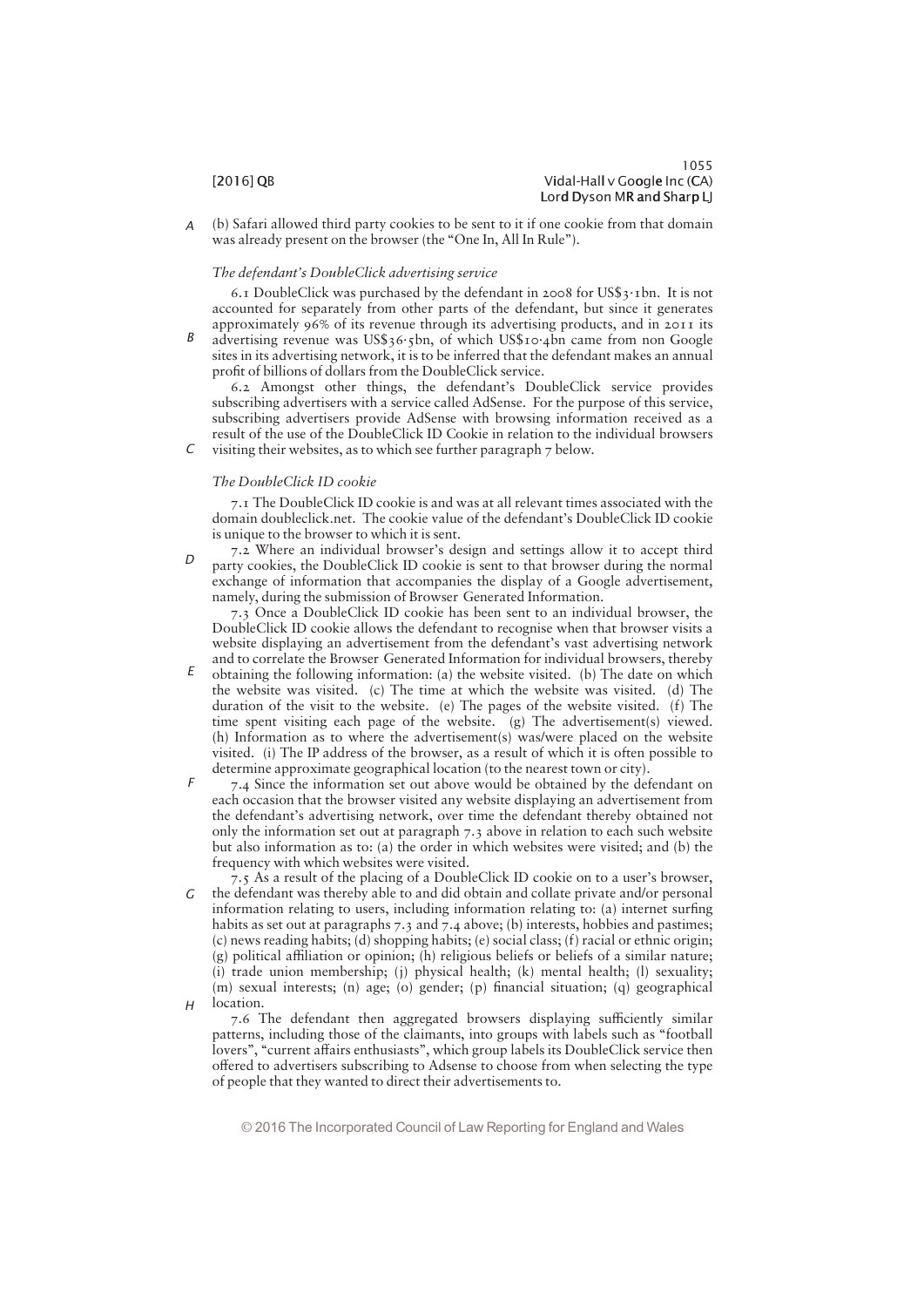(b) Safari allowed third party cookies to be sent to it if one cookie from that domain was already present on the browser (the "One In, All In Rule").

*The defendant's DoubleClick advertising service*

6.1 DoubleClick was purchased by the defendant in 2008 for US$3·1bn. It is not accounted for separately from other parts of the defendant, but since it generates approximately 96% of its revenue through its advertising products, and in 2011 its advertising revenue was US$36·5bn, of which US$10·4bn came from non Google sites in its advertising network, it is to be inferred that the defendant makes an annual profit of billions of dollars from the DoubleClick service.

6.2 Amongst other things, the defendant's DoubleClick service provides subscribing advertisers with a service called AdSense. For the purpose of this service, subscribing advertisers provide AdSense with browsing information received as a result of the use of the DoubleClick ID Cookie in relation to the individual browsers visiting their websites, as to which see further paragraph 7 below.

*The DoubleClick ID cookie*

7.1 The DoubleClick ID cookie is and was at all relevant times associated with the domain doubleclick.net. The cookie value of the defendant's DoubleClick ID cookie is unique to the browser to which it is sent.

7.2 Where an individual browser's design and settings allow it to accept third party cookies, the DoubleClick ID cookie is sent to that browser during the normal exchange of information that accompanies the display of a Google advertisement, namely, during the submission of Browser Generated Information.

7.3 Once a DoubleClick ID cookie has been sent to an individual browser, the DoubleClick ID cookie allows the defendant to recognise when that browser visits a website displaying an advertisement from the defendant's vast advertising network and to correlate the Browser Generated Information for individual browsers, thereby obtaining the following information: (a) the website visited. (b) The date on which the website was visited. (c) The time at which the website was visited. (d) The duration of the visit to the website. (e) The pages of the website visited. (f) The time spent visiting each page of the website. (g) The advertisement(s) viewed. (h) Information as to where the advertisement(s) was/were placed on the website visited. (i) The IP address of the browser, as a result of which it is often possible to determine approximate geographical location (to the nearest town or city).

7.4 Since the information set out above would be obtained by the defendant on each occasion that the browser visited any website displaying an advertisement from the defendant's advertising network, over time the defendant thereby obtained not only the information set out at paragraph 7.3 above in relation to each such website but also information as to: (a) the order in which websites were visited; and (b) the frequency with which websites were visited.

7.5 As a result of the placing of a DoubleClick ID cookie on to a user's browser, the defendant was thereby able to and did obtain and collate private and/or personal information relating to users, including information relating to: (a) internet surfing habits as set out at paragraphs 7.3 and 7.4 above; (b) interests, hobbies and pastimes; (c) news reading habits; (d) shopping habits; (e) social class; (f) racial or ethnic origin; (g) political affiliation or opinion; (h) religious beliefs or beliefs of a similar nature; (i) trade union membership; (j) physical health; (k) mental health; (l) sexuality; (m) sexual interests; (n) age; (o) gender; (p) financial situation; (q) geographical location.

7.6 The defendant then aggregated browsers displaying sufficiently similar patterns, including those of the claimants, into groups with labels such as "football lovers", "current affairs enthusiasts", which group labels its DoubleClick service then offered to advertisers subscribing to Adsense to choose from when selecting the type of people that they wanted to direct their advertisements to.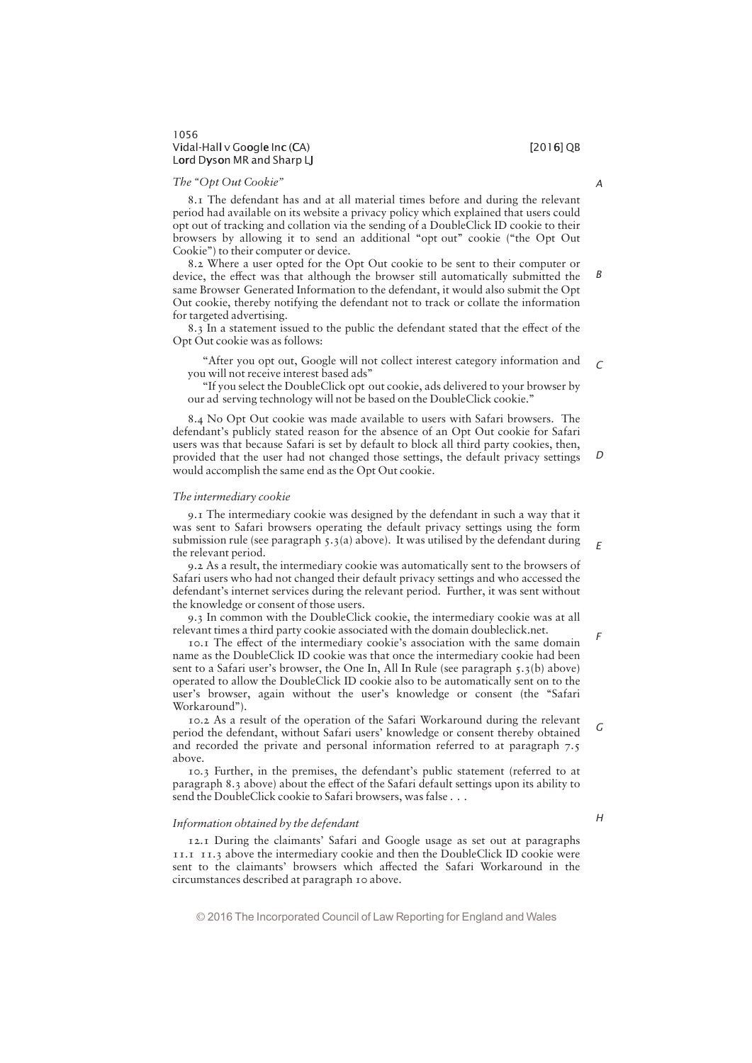*The "Opt Out Cookie"*

8.1 The defendant has and at all material times before and during the relevant period had available on its website a privacy policy which explained that users could opt out of tracking and collation via the sending of a DoubleClick ID cookie to their browsers by allowing it to send an additional "opt out" cookie ("the Opt Out Cookie") to their computer or device.

8.2 Where a user opted for the Opt Out cookie to be sent to their computer or device, the effect was that although the browser still automatically submitted the same Browser Generated Information to the defendant, it would also submit the Opt Out cookie, thereby notifying the defendant not to track or collate the information for targeted advertising.

8.3 In a statement issued to the public the defendant stated that the effect of the Opt Out cookie was as follows:

> "After you opt out, Google will not collect interest category information and you will not receive interest based ads"
>
> "If you select the DoubleClick opt out cookie, ads delivered to your browser by our ad serving technology will not be based on the DoubleClick cookie."

8.4 No Opt Out cookie was made available to users with Safari browsers. The defendant's publicly stated reason for the absence of an Opt Out cookie for Safari users was that because Safari is set by default to block all third party cookies, then, provided that the user had not changed those settings, the default privacy settings would accomplish the same end as the Opt Out cookie.

*The intermediary cookie*

9.1 The intermediary cookie was designed by the defendant in such a way that it was sent to Safari browsers operating the default privacy settings using the form submission rule (see paragraph 5.3(a) above). It was utilised by the defendant during the relevant period.

9.2 As a result, the intermediary cookie was automatically sent to the browsers of Safari users who had not changed their default privacy settings and who accessed the defendant's internet services during the relevant period. Further, it was sent without the knowledge or consent of those users.

9.3 In common with the DoubleClick cookie, the intermediary cookie was at all relevant times a third party cookie associated with the domain doubleclick.net.

10.1 The effect of the intermediary cookie's association with the same domain name as the DoubleClick ID cookie was that once the intermediary cookie had been sent to a Safari user's browser, the One In, All In Rule (see paragraph 5.3(b) above) operated to allow the DoubleClick ID cookie also to be automatically sent on to the user's browser, again without the user's knowledge or consent (the "Safari Workaround").

10.2 As a result of the operation of the Safari Workaround during the relevant period the defendant, without Safari users' knowledge or consent thereby obtained and recorded the private and personal information referred to at paragraph 7.5 above.

10.3 Further, in the premises, the defendant's public statement (referred to at paragraph 8.3 above) about the effect of the Safari default settings upon its ability to send the DoubleClick cookie to Safari browsers, was false . . .

*Information obtained by the defendant*

12.1 During the claimants' Safari and Google usage as set out at paragraphs 11.1 11.3 above the intermediary cookie and then the DoubleClick ID cookie were sent to the claimants' browsers which affected the Safari Workaround in the circumstances described at paragraph 10 above.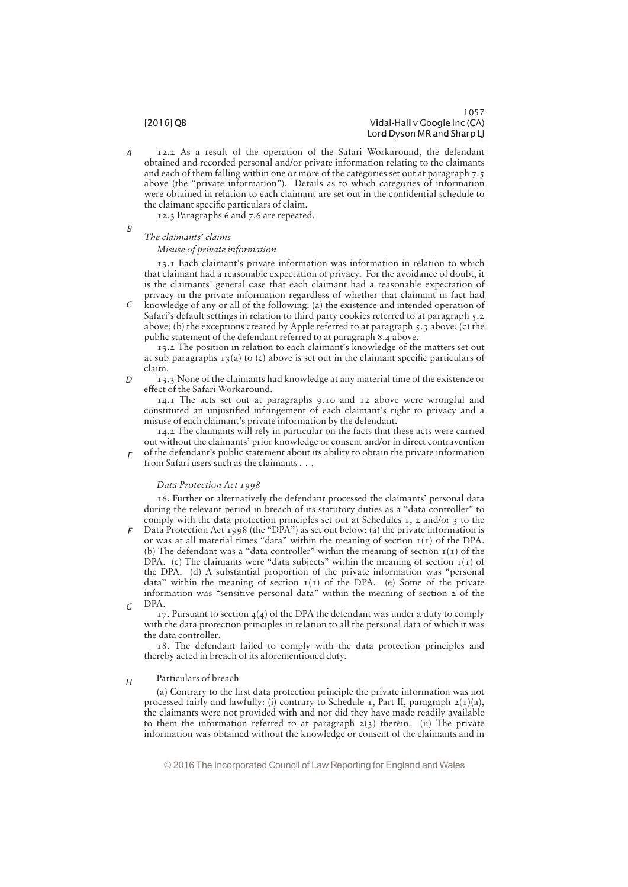12.2 As a result of the operation of the Safari Workaround, the defendant obtained and recorded personal and/or private information relating to the claimants and each of them falling within one or more of the categories set out at paragraph 7.5 above (the "private information"). Details as to which categories of information were obtained in relation to each claimant are set out in the confidential schedule to the claimant specific particulars of claim.

12.3 Paragraphs 6 and 7.6 are repeated.

*The claimants' claims*

*Misuse of private information*

13.1 Each claimant's private information was information in relation to which that claimant had a reasonable expectation of privacy. For the avoidance of doubt, it is the claimants' general case that each claimant had a reasonable expectation of privacy in the private information regardless of whether that claimant in fact had knowledge of any or all of the following: (a) the existence and intended operation of Safari's default settings in relation to third party cookies referred to at paragraph 5.2 above; (b) the exceptions created by Apple referred to at paragraph 5.3 above; (c) the public statement of the defendant referred to at paragraph 8.4 above.

13.2 The position in relation to each claimant's knowledge of the matters set out at sub paragraphs 13(a) to (c) above is set out in the claimant specific particulars of claim.

13.3 None of the claimants had knowledge at any material time of the existence or effect of the Safari Workaround.

14.1 The acts set out at paragraphs 9.10 and 12 above were wrongful and constituted an unjustified infringement of each claimant's right to privacy and a misuse of each claimant's private information by the defendant.

14.2 The claimants will rely in particular on the facts that these acts were carried out without the claimants' prior knowledge or consent and/or in direct contravention of the defendant's public statement about its ability to obtain the private information from Safari users such as the claimants . . .

*Data Protection Act 1998*

16. Further or alternatively the defendant processed the claimants' personal data during the relevant period in breach of its statutory duties as a "data controller" to comply with the data protection principles set out at Schedules 1, 2 and/or 3 to the Data Protection Act 1998 (the "DPA") as set out below: (a) the private information is or was at all material times "data" within the meaning of section 1(1) of the DPA. (b) The defendant was a "data controller" within the meaning of section 1(1) of the DPA. (c) The claimants were "data subjects" within the meaning of section 1(1) of the DPA. (d) A substantial proportion of the private information was "personal data" within the meaning of section 1(1) of the DPA. (e) Some of the private information was "sensitive personal data" within the meaning of section 2 of the DPA.

17. Pursuant to section 4(4) of the DPA the defendant was under a duty to comply with the data protection principles in relation to all the personal data of which it was the data controller.

18. The defendant failed to comply with the data protection principles and thereby acted in breach of its aforementioned duty.

Particulars of breach

(a) Contrary to the first data protection principle the private information was not processed fairly and lawfully: (i) contrary to Schedule 1, Part II, paragraph 2(1)(a), the claimants were not provided with and nor did they have made readily available to them the information referred to at paragraph 2(3) therein. (ii) The private information was obtained without the knowledge or consent of the claimants and in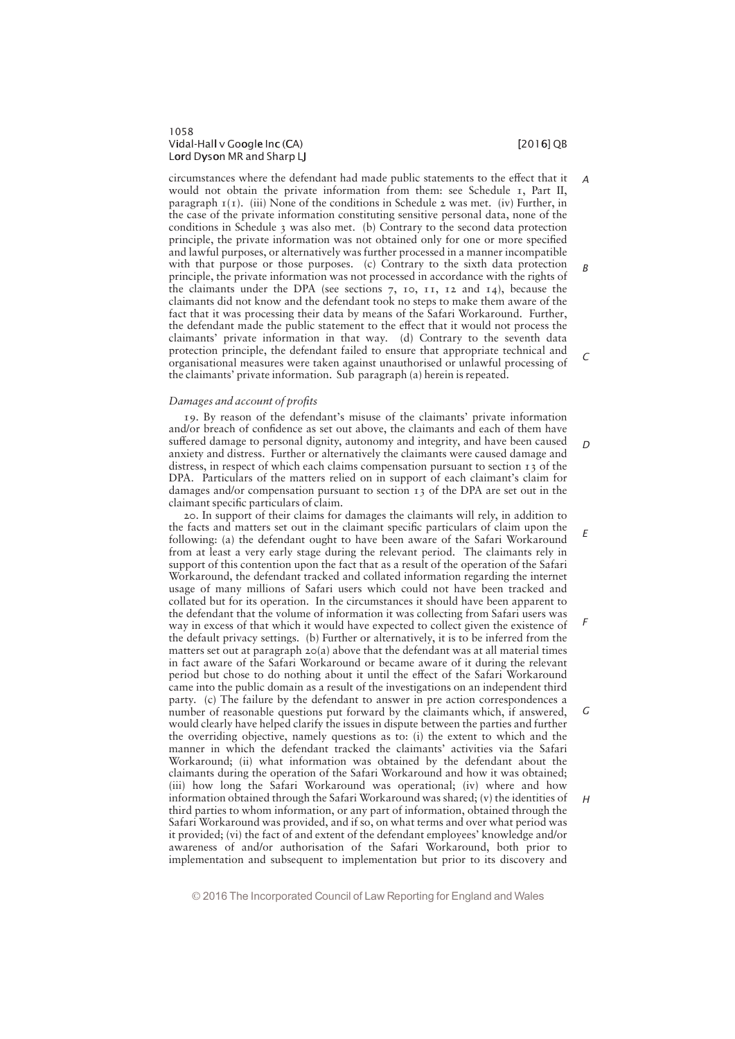circumstances where the defendant had made public statements to the effect that it would not obtain the private information from them: see Schedule 1, Part II, paragraph 1(1). (iii) None of the conditions in Schedule 2 was met. (iv) Further, in the case of the private information constituting sensitive personal data, none of the conditions in Schedule 3 was also met. (b) Contrary to the second data protection principle, the private information was not obtained only for one or more specified and lawful purposes, or alternatively was further processed in a manner incompatible with that purpose or those purposes. (c) Contrary to the sixth data protection principle, the private information was not processed in accordance with the rights of the claimants under the DPA (see sections 7, 10, 11, 12 and 14), because the claimants did not know and the defendant took no steps to make them aware of the fact that it was processing their data by means of the Safari Workaround. Further, the defendant made the public statement to the effect that it would not process the claimants' private information in that way. (d) Contrary to the seventh data protection principle, the defendant failed to ensure that appropriate technical and organisational measures were taken against unauthorised or unlawful processing of the claimants' private information. Sub paragraph (a) herein is repeated.

*Damages and account of profits*

19. By reason of the defendant's misuse of the claimants' private information and/or breach of confidence as set out above, the claimants and each of them have suffered damage to personal dignity, autonomy and integrity, and have been caused anxiety and distress. Further or alternatively the claimants were caused damage and distress, in respect of which each claims compensation pursuant to section 13 of the DPA. Particulars of the matters relied on in support of each claimant's claim for damages and/or compensation pursuant to section 13 of the DPA are set out in the claimant specific particulars of claim.

20. In support of their claims for damages the claimants will rely, in addition to the facts and matters set out in the claimant specific particulars of claim upon the following: (a) the defendant ought to have been aware of the Safari Workaround from at least a very early stage during the relevant period. The claimants rely in support of this contention upon the fact that as a result of the operation of the Safari Workaround, the defendant tracked and collated information regarding the internet usage of many millions of Safari users which could not have been tracked and collated but for its operation. In the circumstances it should have been apparent to the defendant that the volume of information it was collecting from Safari users was way in excess of that which it would have expected to collect given the existence of the default privacy settings. (b) Further or alternatively, it is to be inferred from the matters set out at paragraph 20(a) above that the defendant was at all material times in fact aware of the Safari Workaround or became aware of it during the relevant period but chose to do nothing about it until the effect of the Safari Workaround came into the public domain as a result of the investigations on an independent third party. (c) The failure by the defendant to answer in pre action correspondences a number of reasonable questions put forward by the claimants which, if answered, would clearly have helped clarify the issues in dispute between the parties and further the overriding objective, namely questions as to: (i) the extent to which and the manner in which the defendant tracked the claimants' activities via the Safari Workaround; (ii) what information was obtained by the defendant about the claimants during the operation of the Safari Workaround and how it was obtained; (iii) how long the Safari Workaround was operational; (iv) where and how information obtained through the Safari Workaround was shared; (v) the identities of third parties to whom information, or any part of information, obtained through the Safari Workaround was provided, and if so, on what terms and over what period was it provided; (vi) the fact of and extent of the defendant employees' knowledge and/or awareness of and/or authorisation of the Safari Workaround, both prior to implementation and subsequent to implementation but prior to its discovery and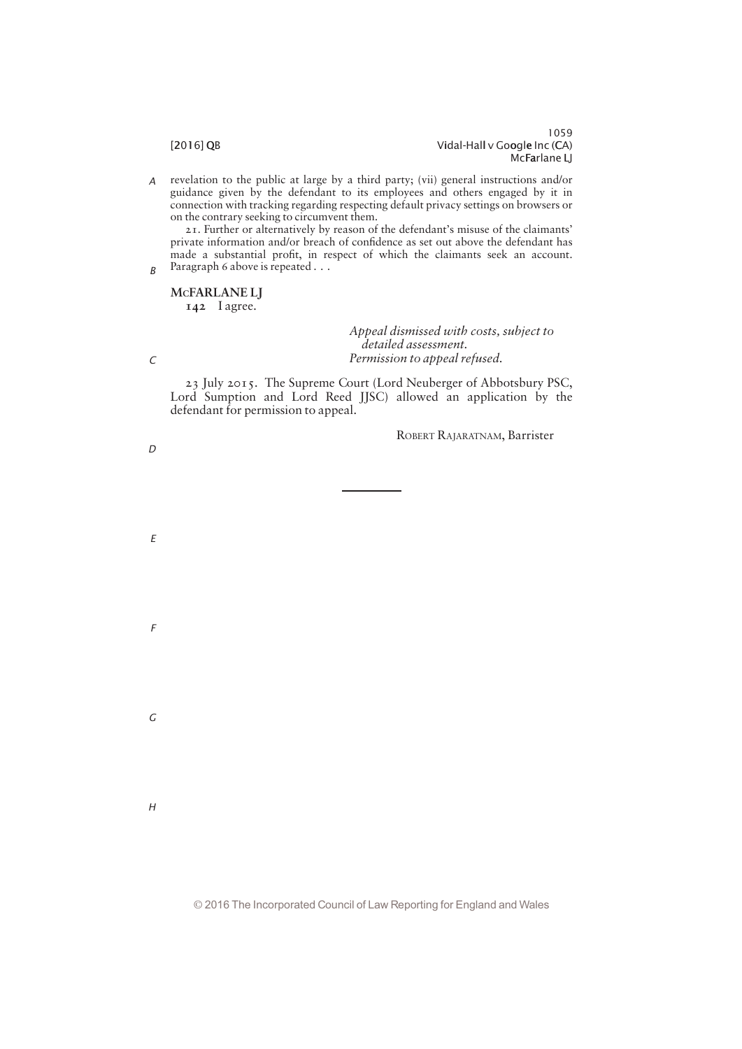revelation to the public at large by a third party; (vii) general instructions and/or guidance given by the defendant to its employees and others engaged by it in connection with tracking regarding respecting default privacy settings on browsers or on the contrary seeking to circumvent them.

21. Further or alternatively by reason of the defendant's misuse of the claimants' private information and/or breach of confidence as set out above the defendant has made a substantial profit, in respect of which the claimants seek an account. Paragraph 6 above is repeated . . .

**McFARLANE LJ**

**142** I agree.

*Appeal dismissed with costs, subject to detailed assessment.*
*Permission to appeal refused.*

23 July 2015. The Supreme Court (Lord Neuberger of Abbotsbury PSC, Lord Sumption and Lord Reed JJSC) allowed an application by the defendant for permission to appeal.

ROBERT RAJARATNAM, Barrister